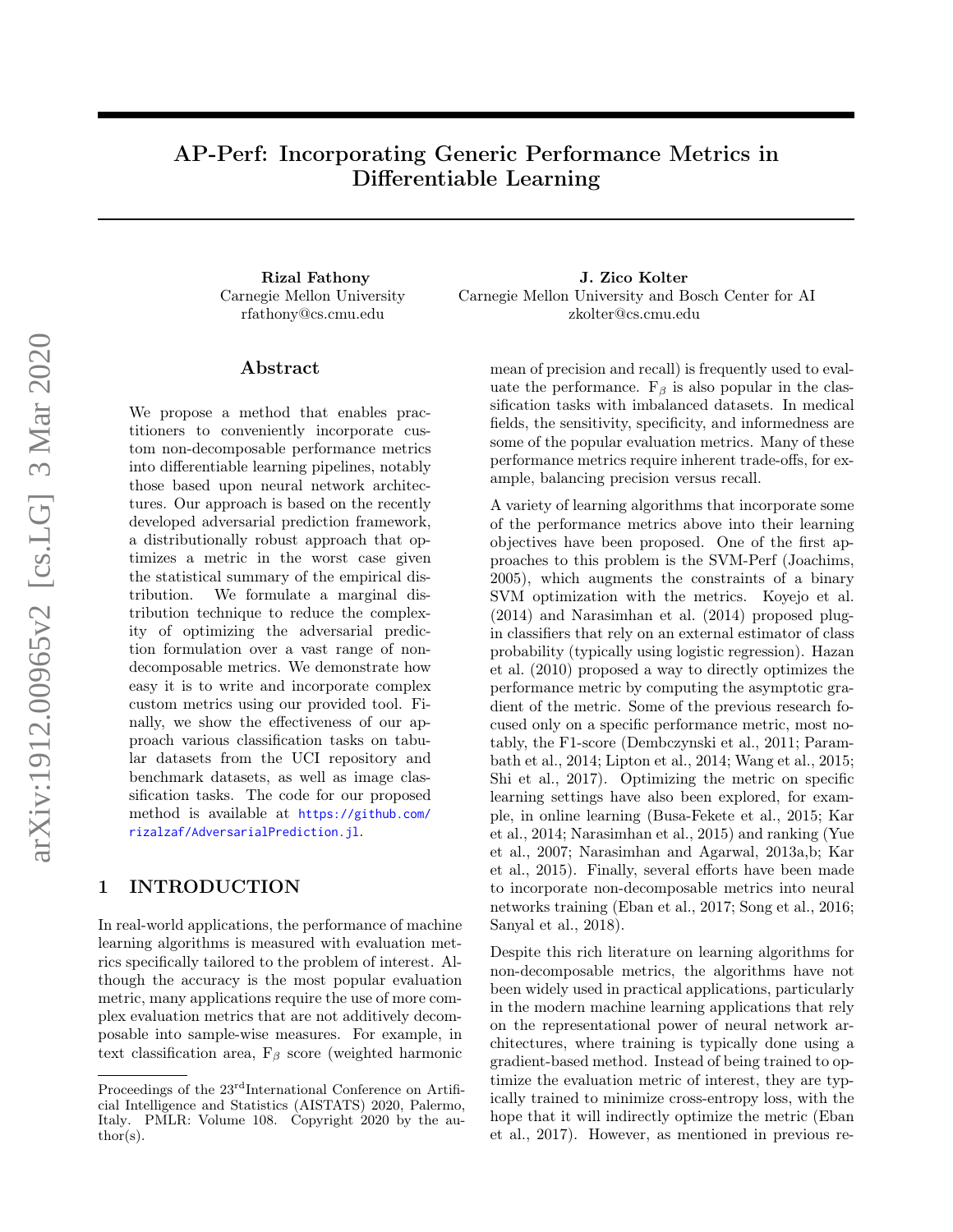# AP-Perf: Incorporating Generic Performance Metrics in Differentiable Learning

**Rizal Fathony**
Carnegie Mellon University
rfathony@cs.cmu.edu

**J. Zico Kolter**
Carnegie Mellon University and Bosch Center for AI
zkolter@cs.cmu.edu

## Abstract

We propose a method that enables practitioners to conveniently incorporate custom non-decomposable performance metrics into differentiable learning pipelines, notably those based upon neural network architectures. Our approach is based on the recently developed adversarial prediction framework, a distributionally robust approach that optimizes a metric in the worst case given the statistical summary of the empirical distribution. We formulate a marginal distribution technique to reduce the complexity of optimizing the adversarial prediction formulation over a vast range of non-decomposable metrics. We demonstrate how easy it is to write and incorporate complex custom metrics using our provided tool. Finally, we show the effectiveness of our approach various classification tasks on tabular datasets from the UCI repository and benchmark datasets, as well as image classification tasks. The code for our proposed method is available at https://github.com/rizalzaf/AdversarialPrediction.jl.

## 1 INTRODUCTION

In real-world applications, the performance of machine learning algorithms is measured with evaluation metrics specifically tailored to the problem of interest. Although the accuracy is the most popular evaluation metric, many applications require the use of more complex evaluation metrics that are not additively decomposable into sample-wise measures. For example, in text classification area, $F_\beta$ score (weighted harmonic mean of precision and recall) is frequently used to evaluate the performance. $F_\beta$ is also popular in the classification tasks with imbalanced datasets. In medical fields, the sensitivity, specificity, and informedness are some of the popular evaluation metrics. Many of these performance metrics require inherent trade-offs, for example, balancing precision versus recall.

A variety of learning algorithms that incorporate some of the performance metrics above into their learning objectives have been proposed. One of the first approaches to this problem is the SVM-Perf (Joachims, 2005), which augments the constraints of a binary SVM optimization with the metrics. Koyejo et al. (2014) and Narasimhan et al. (2014) proposed plug-in classifiers that rely on an external estimator of class probability (typically using logistic regression). Hazan et al. (2010) proposed a way to directly optimizes the performance metric by computing the asymptotic gradient of the metric. Some of the previous research focused only on a specific performance metric, most notably, the F1-score (Dembczynski et al., 2011; Parambath et al., 2014; Lipton et al., 2014; Wang et al., 2015; Shi et al., 2017). Optimizing the metric on specific learning settings have also been explored, for example, in online learning (Busa-Fekete et al., 2015; Kar et al., 2014; Narasimhan et al., 2015) and ranking (Yue et al., 2007; Narasimhan and Agarwal, 2013a,b; Kar et al., 2015). Finally, several efforts have been made to incorporate non-decomposable metrics into neural networks training (Eban et al., 2017; Song et al., 2016; Sanyal et al., 2018).

Despite this rich literature on learning algorithms for non-decomposable metrics, the algorithms have not been widely used in practical applications, particularly in the modern machine learning applications that rely on the representational power of neural network architectures, where training is typically done using a gradient-based method. Instead of being trained to optimize the evaluation metric of interest, they are typically trained to minimize cross-entropy loss, with the hope that it will indirectly optimize the metric (Eban et al., 2017). However, as mentioned in previous re-

Proceedings of the 23rd International Conference on Artificial Intelligence and Statistics (AISTATS) 2020, Palermo, Italy. PMLR: Volume 108. Copyright 2020 by the author(s).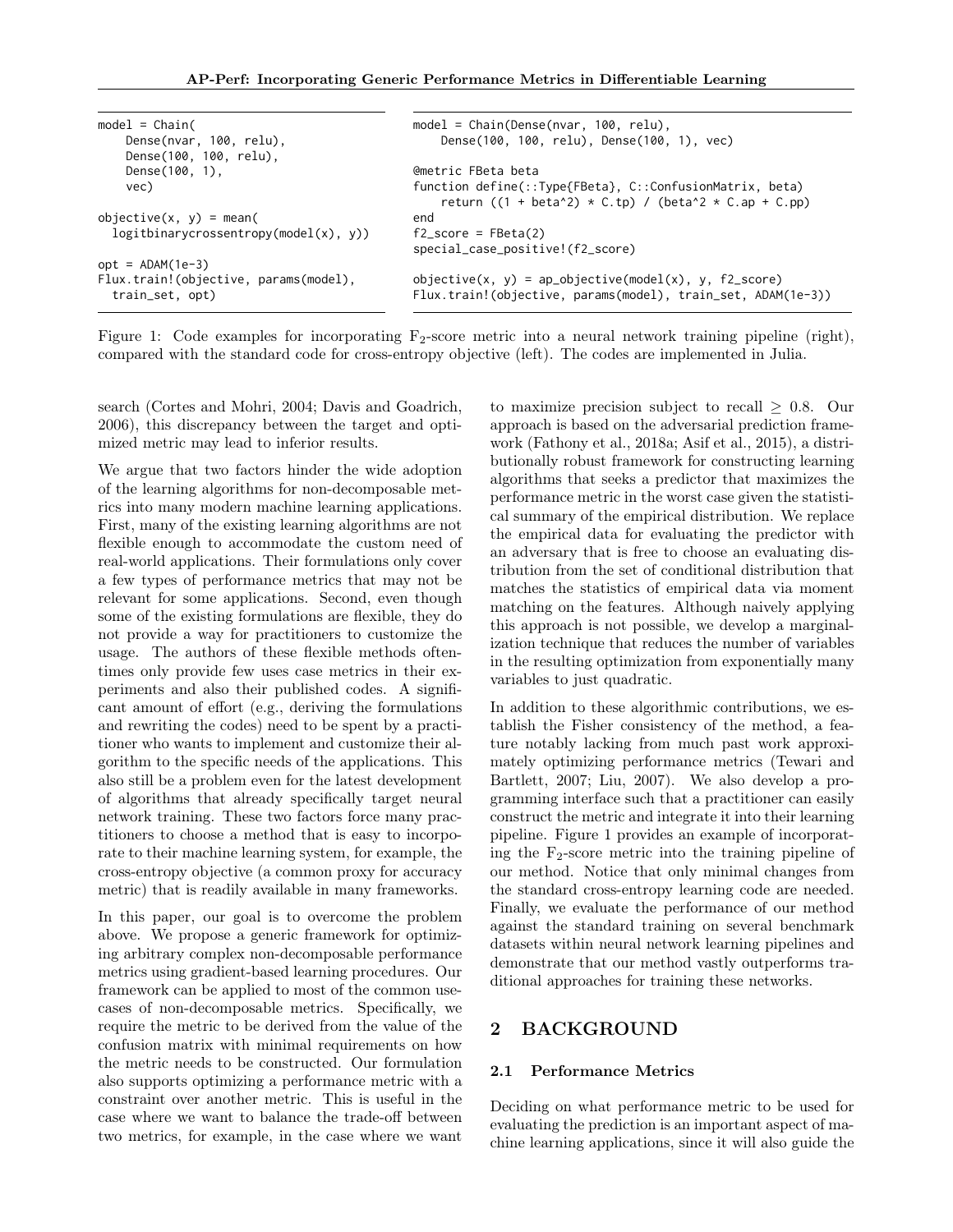```
model = Chain(
    Dense(nvar, 100, relu),
    Dense(100, 100, relu),
    Dense(100, 1),
    vec)

objective(x, y) = mean(
  logitbinarycrossentropy(model(x), y))

opt = ADAM(1e-3)
Flux.train!(objective, params(model),
  train_set, opt)
```

```
model = Chain(Dense(nvar, 100, relu),
    Dense(100, 100, relu), Dense(100, 1), vec)

@metric FBeta beta
function define(::Type{FBeta}, C::ConfusionMatrix, beta)
    return ((1 + beta^2) * C.tp) / (beta^2 * C.ap + C.pp)
end
f2_score = FBeta(2)
special_case_positive!(f2_score)

objective(x, y) = ap_objective(model(x), y, f2_score)
Flux.train!(objective, params(model), train_set, ADAM(1e-3))
```

Figure 1: Code examples for incorporating $F_2$-score metric into a neural network training pipeline (right), compared with the standard code for cross-entropy objective (left). The codes are implemented in Julia.

search (Cortes and Mohri, 2004; Davis and Goadrich, 2006), this discrepancy between the target and optimized metric may lead to inferior results.

We argue that two factors hinder the wide adoption of the learning algorithms for non-decomposable metrics into many modern machine learning applications. First, many of the existing learning algorithms are not flexible enough to accommodate the custom need of real-world applications. Their formulations only cover a few types of performance metrics that may not be relevant for some applications. Second, even though some of the existing formulations are flexible, they do not provide a way for practitioners to customize the usage. The authors of these flexible methods oftentimes only provide few uses case metrics in their experiments and also their published codes. A significant amount of effort (e.g., deriving the formulations and rewriting the codes) need to be spent by a practitioner who wants to implement and customize their algorithm to the specific needs of the applications. This also still be a problem even for the latest development of algorithms that already specifically target neural network training. These two factors force many practitioners to choose a method that is easy to incorporate to their machine learning system, for example, the cross-entropy objective (a common proxy for accuracy metric) that is readily available in many frameworks.

In this paper, our goal is to overcome the problem above. We propose a generic framework for optimizing arbitrary complex non-decomposable performance metrics using gradient-based learning procedures. Our framework can be applied to most of the common use-cases of non-decomposable metrics. Specifically, we require the metric to be derived from the value of the confusion matrix with minimal requirements on how the metric needs to be constructed. Our formulation also supports optimizing a performance metric with a constraint over another metric. This is useful in the case where we want to balance the trade-off between two metrics, for example, in the case where we want to maximize precision subject to recall $\geq 0.8$. Our approach is based on the adversarial prediction framework (Fathony et al., 2018a; Asif et al., 2015), a distributionally robust framework for constructing learning algorithms that seeks a predictor that maximizes the performance metric in the worst case given the statistical summary of the empirical distribution. We replace the empirical data for evaluating the predictor with an adversary that is free to choose an evaluating distribution from the set of conditional distribution that matches the statistics of empirical data via moment matching on the features. Although naively applying this approach is not possible, we develop a marginalization technique that reduces the number of variables in the resulting optimization from exponentially many variables to just quadratic.

In addition to these algorithmic contributions, we establish the Fisher consistency of the method, a feature notably lacking from much past work approximately optimizing performance metrics (Tewari and Bartlett, 2007; Liu, 2007). We also develop a programming interface such that a practitioner can easily construct the metric and integrate it into their learning pipeline. Figure 1 provides an example of incorporating the $F_2$-score metric into the training pipeline of our method. Notice that only minimal changes from the standard cross-entropy learning code are needed. Finally, we evaluate the performance of our method against the standard training on several benchmark datasets within neural network learning pipelines and demonstrate that our method vastly outperforms traditional approaches for training these networks.

## 2 BACKGROUND

### 2.1 Performance Metrics

Deciding on what performance metric to be used for evaluating the prediction is an important aspect of machine learning applications, since it will also guide the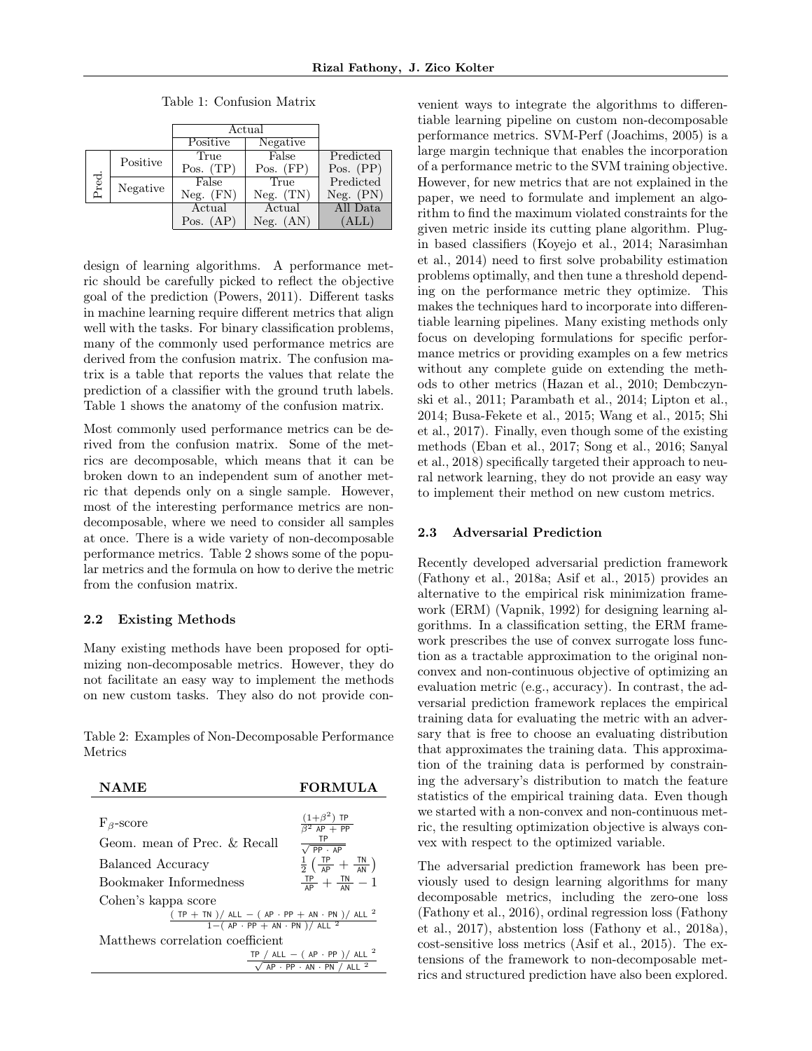Table 1: Confusion Matrix

| | | Actual | | |
|---|---|---|---|---|
| | | Positive | Negative | |
| Pred. | Positive | True Pos. (TP) | False Pos. (FP) | Predicted Pos. (PP) |
| | Negative | False Neg. (FN) | True Neg. (TN) | Predicted Neg. (PN) |
| | | Actual Pos. (AP) | Actual Neg. (AN) | All Data (ALL) |

design of learning algorithms. A performance metric should be carefully picked to reflect the objective goal of the prediction (Powers, 2011). Different tasks in machine learning require different metrics that align well with the tasks. For binary classification problems, many of the commonly used performance metrics are derived from the confusion matrix. The confusion matrix is a table that reports the values that relate the prediction of a classifier with the ground truth labels. Table 1 shows the anatomy of the confusion matrix.

Most commonly used performance metrics can be derived from the confusion matrix. Some of the metrics are decomposable, which means that it can be broken down to an independent sum of another metric that depends only on a single sample. However, most of the interesting performance metrics are non-decomposable, where we need to consider all samples at once. There is a wide variety of non-decomposable performance metrics. Table 2 shows some of the popular metrics and the formula on how to derive the metric from the confusion matrix.

### 2.2 Existing Methods

Many existing methods have been proposed for optimizing non-decomposable metrics. However, they do not facilitate an easy way to implement the methods on new custom tasks. They also do not provide convenient ways to integrate the algorithms to differentiable learning pipeline on custom non-decomposable performance metrics. SVM-Perf (Joachims, 2005) is a large margin technique that enables the incorporation of a performance metric to the SVM training objective. However, for new metrics that are not explained in the paper, we need to formulate and implement an algorithm to find the maximum violated constraints for the given metric inside its cutting plane algorithm. Plug-in based classifiers (Koyejo et al., 2014; Narasimhan et al., 2014) need to first solve probability estimation problems optimally, and then tune a threshold depending on the performance metric they optimize. This makes the techniques hard to incorporate into differentiable learning pipelines. Many existing methods only focus on developing formulations for specific performance metrics or providing examples on a few metrics without any complete guide on extending the methods to other metrics (Hazan et al., 2010; Dembczynski et al., 2011; Parambath et al., 2014; Lipton et al., 2014; Busa-Fekete et al., 2015; Wang et al., 2015; Shi et al., 2017). Finally, even though some of the existing methods (Eban et al., 2017; Song et al., 2016; Sanyal et al., 2018) specifically targeted their approach to neural network learning, they do not provide an easy way to implement their method on new custom metrics.

Table 2: Examples of Non-Decomposable Performance Metrics

| NAME | FORMULA |
|---|---|
| $F_\beta$-score | $\frac{(1+\beta^2)\,\mathsf{TP}}{\beta^2\,\mathsf{AP} + \mathsf{PP}}$ |
| Geom. mean of Prec. & Recall | $\frac{\mathsf{TP}}{\sqrt{\mathsf{PP} \cdot \mathsf{AP}}}$ |
| Balanced Accuracy | $\frac{1}{2}\left(\frac{\mathsf{TP}}{\mathsf{AP}} + \frac{\mathsf{TN}}{\mathsf{AN}}\right)$ |
| Bookmaker Informedness | $\frac{\mathsf{TP}}{\mathsf{AP}} + \frac{\mathsf{TN}}{\mathsf{AN}} - 1$ |
| Cohen's kappa score | $\frac{(\mathsf{TP} + \mathsf{TN})/\mathsf{ALL} - (\mathsf{AP} \cdot \mathsf{PP} + \mathsf{AN} \cdot \mathsf{PN})/\mathsf{ALL}^2}{1 - (\mathsf{AP} \cdot \mathsf{PP} + \mathsf{AN} \cdot \mathsf{PN})/\mathsf{ALL}^2}$ |
| Matthews correlation coefficient | $\frac{\mathsf{TP}/\mathsf{ALL} - (\mathsf{AP} \cdot \mathsf{PP})/\mathsf{ALL}^2}{\sqrt{\mathsf{AP} \cdot \mathsf{PP} \cdot \mathsf{AN} \cdot \mathsf{PN}/\mathsf{ALL}^2}}$ |

### 2.3 Adversarial Prediction

Recently developed adversarial prediction framework (Fathony et al., 2018a; Asif et al., 2015) provides an alternative to the empirical risk minimization framework (ERM) (Vapnik, 1992) for designing learning algorithms. In a classification setting, the ERM framework prescribes the use of convex surrogate loss function as a tractable approximation to the original non-convex and non-continuous objective of optimizing an evaluation metric (e.g., accuracy). In contrast, the adversarial prediction framework replaces the empirical training data for evaluating the metric with an adversary that is free to choose an evaluating distribution that approximates the training data. This approximation of the training data is performed by constraining the adversary's distribution to match the feature statistics of the empirical training data. Even though we started with a non-convex and non-continuous metric, the resulting optimization objective is always convex with respect to the optimized variable.

The adversarial prediction framework has been previously used to design learning algorithms for many decomposable metrics, including the zero-one loss (Fathony et al., 2016), ordinal regression loss (Fathony et al., 2017), abstention loss (Fathony et al., 2018a), cost-sensitive loss metrics (Asif et al., 2015). The extensions of the framework to non-decomposable metrics and structured prediction have also been explored.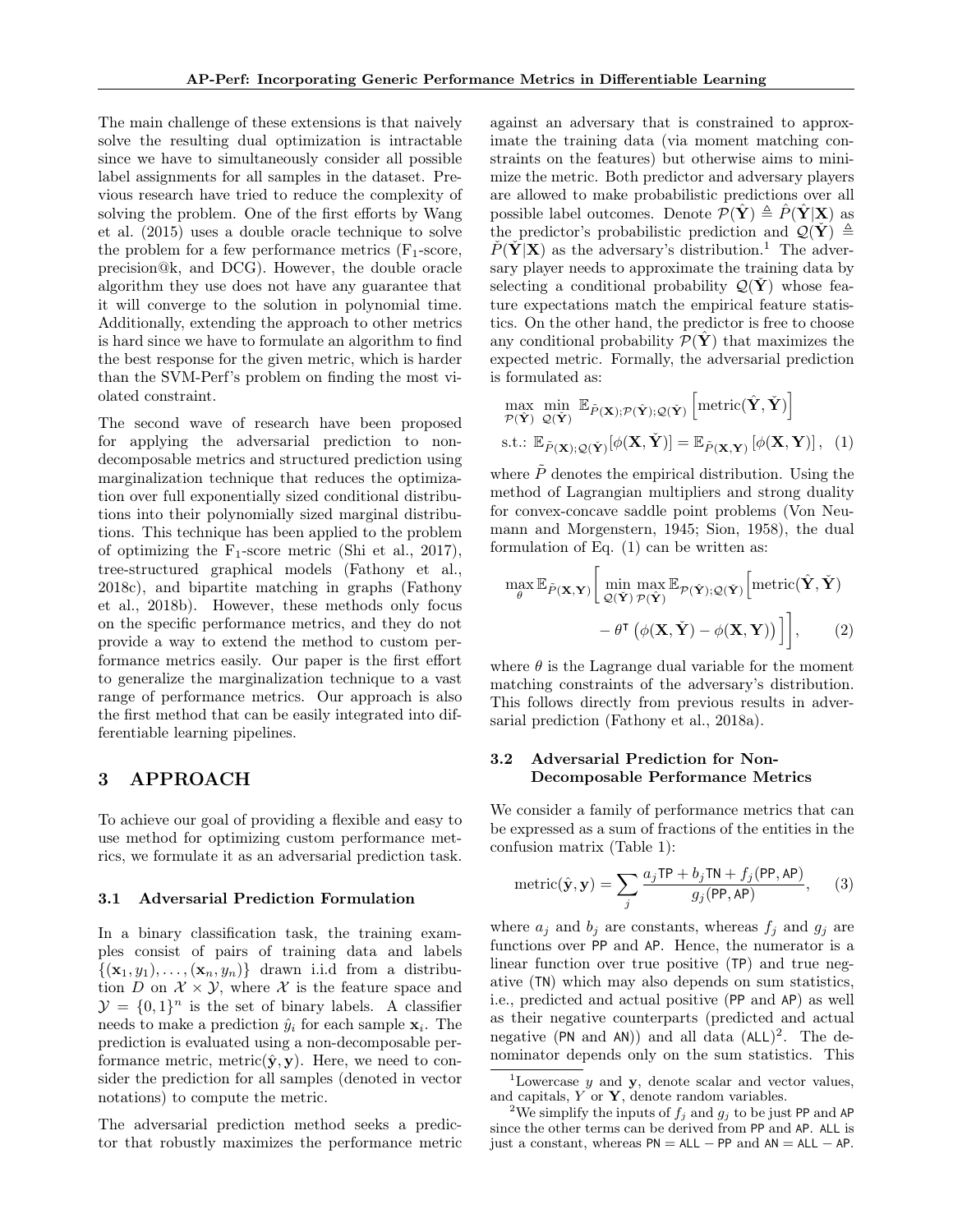The main challenge of these extensions is that naively solve the resulting dual optimization is intractable since we have to simultaneously consider all possible label assignments for all samples in the dataset. Previous research have tried to reduce the complexity of solving the problem. One of the first efforts by Wang et al. (2015) uses a double oracle technique to solve the problem for a few performance metrics ($F_1$-score, precision@k, and DCG). However, the double oracle algorithm they use does not have any guarantee that it will converge to the solution in polynomial time. Additionally, extending the approach to other metrics is hard since we have to formulate an algorithm to find the best response for the given metric, which is harder than the SVM-Perf's problem on finding the most violated constraint.

The second wave of research have been proposed for applying the adversarial prediction to non-decomposable metrics and structured prediction using marginalization technique that reduces the optimization over full exponentially sized conditional distributions into their polynomially sized marginal distributions. This technique has been applied to the problem of optimizing the $F_1$-score metric (Shi et al., 2017), tree-structured graphical models (Fathony et al., 2018c), and bipartite matching in graphs (Fathony et al., 2018b). However, these methods only focus on the specific performance metrics, and they do not provide a way to extend the method to custom performance metrics easily. Our paper is the first effort to generalize the marginalization technique to a vast range of performance metrics. Our approach is also the first method that can be easily integrated into differentiable learning pipelines.

# 3 APPROACH

To achieve our goal of providing a flexible and easy to use method for optimizing custom performance metrics, we formulate it as an adversarial prediction task.

## 3.1 Adversarial Prediction Formulation

In a binary classification task, the training examples consist of pairs of training data and labels $\{(\mathbf{x}_1, y_1), \ldots, (\mathbf{x}_n, y_n)\}$ drawn i.i.d from a distribution $D$ on $\mathcal{X} \times \mathcal{Y}$, where $\mathcal{X}$ is the feature space and $\mathcal{Y} = \{0,1\}^n$ is the set of binary labels. A classifier needs to make a prediction $\hat{y}_i$ for each sample $\mathbf{x}_i$. The prediction is evaluated using a non-decomposable performance metric, $\text{metric}(\hat{\mathbf{y}}, \mathbf{y})$. Here, we need to consider the prediction for all samples (denoted in vector notations) to compute the metric.

The adversarial prediction method seeks a predictor that robustly maximizes the performance metric against an adversary that is constrained to approximate the training data (via moment matching constraints on the features) but otherwise aims to minimize the metric. Both predictor and adversary players are allowed to make probabilistic predictions over all possible label outcomes. Denote $\mathcal{P}(\hat{\mathbf{Y}}) \triangleq \hat{P}(\hat{\mathbf{Y}}|\mathbf{X})$ as the predictor's probabilistic prediction and $\mathcal{Q}(\check{\mathbf{Y}}) \triangleq \check{P}(\check{\mathbf{Y}}|\mathbf{X})$ as the adversary's distribution.[1] The adversary player needs to approximate the training data by selecting a conditional probability $\mathcal{Q}(\check{\mathbf{Y}})$ whose feature expectations match the empirical feature statistics. On the other hand, the predictor is free to choose any conditional probability $\mathcal{P}(\hat{\mathbf{Y}})$ that maximizes the expected metric. Formally, the adversarial prediction is formulated as:

$$
\begin{aligned}
&\max_{\mathcal{P}(\hat{\mathbf{Y}})} \min_{\mathcal{Q}(\check{\mathbf{Y}})} \mathbb{E}_{\tilde{P}(\mathbf{X});\mathcal{P}(\hat{\mathbf{Y}});\mathcal{Q}(\check{\mathbf{Y}})} \left[ \text{metric}(\hat{\mathbf{Y}}, \check{\mathbf{Y}}) \right] \\
&\text{s.t.: } \mathbb{E}_{\tilde{P}(\mathbf{X});\mathcal{Q}(\check{\mathbf{Y}})}[\phi(\mathbf{X}, \check{\mathbf{Y}})] = \mathbb{E}_{\tilde{P}(\mathbf{X},\mathbf{Y})}\left[\phi(\mathbf{X},\mathbf{Y})\right], \quad (1)
\end{aligned}
$$

where $\tilde{P}$ denotes the empirical distribution. Using the method of Lagrangian multipliers and strong duality for convex-concave saddle point problems (Von Neumann and Morgenstern, 1945; Sion, 1958), the dual formulation of Eq. (1) can be written as:

$$
\begin{aligned}
\max_{\theta} \mathbb{E}_{\tilde{P}(\mathbf{X},\mathbf{Y})} \Bigg[ \min_{\mathcal{Q}(\check{\mathbf{Y}})} \max_{\mathcal{P}(\hat{\mathbf{Y}})} \mathbb{E}_{\mathcal{P}(\hat{\mathbf{Y}});\mathcal{Q}(\check{\mathbf{Y}})} \Big[ &\text{metric}(\hat{\mathbf{Y}}, \check{\mathbf{Y}}) \\
&- \theta^\intercal \left( \phi(\mathbf{X}, \check{\mathbf{Y}}) - \phi(\mathbf{X}, \mathbf{Y}) \right) \Big] \Bigg], \qquad (2)
\end{aligned}
$$

where $\theta$ is the Lagrange dual variable for the moment matching constraints of the adversary's distribution. This follows directly from previous results in adversarial prediction (Fathony et al., 2018a).

## 3.2 Adversarial Prediction for Non-Decomposable Performance Metrics

We consider a family of performance metrics that can be expressed as a sum of fractions of the entities in the confusion matrix (Table 1):

$$
\text{metric}(\hat{\mathbf{y}}, \mathbf{y}) = \sum_j \frac{a_j \mathsf{TP} + b_j \mathsf{TN} + f_j(\mathsf{PP}, \mathsf{AP})}{g_j(\mathsf{PP}, \mathsf{AP})}, \qquad (3)
$$

where $a_j$ and $b_j$ are constants, whereas $f_j$ and $g_j$ are functions over $\mathsf{PP}$ and $\mathsf{AP}$. Hence, the numerator is a linear function over true positive ($\mathsf{TP}$) and true negative ($\mathsf{TN}$) which may also depends on sum statistics, i.e., predicted and actual positive ($\mathsf{PP}$ and $\mathsf{AP}$) as well as their negative counterparts (predicted and actual negative ($\mathsf{PN}$ and $\mathsf{AN}$)) and all data ($\mathsf{ALL}$)[2]. The denominator depends only on the sum statistics. This

[1] Lowercase $y$ and $\mathbf{y}$, denote scalar and vector values, and capitals, $Y$ or $\mathbf{Y}$, denote random variables.

[2] We simplify the inputs of $f_j$ and $g_j$ to be just $\mathsf{PP}$ and $\mathsf{AP}$ since the other terms can be derived from $\mathsf{PP}$ and $\mathsf{AP}$. $\mathsf{ALL}$ is just a constant, whereas $\mathsf{PN} = \mathsf{ALL} - \mathsf{PP}$ and $\mathsf{AN} = \mathsf{ALL} - \mathsf{AP}$.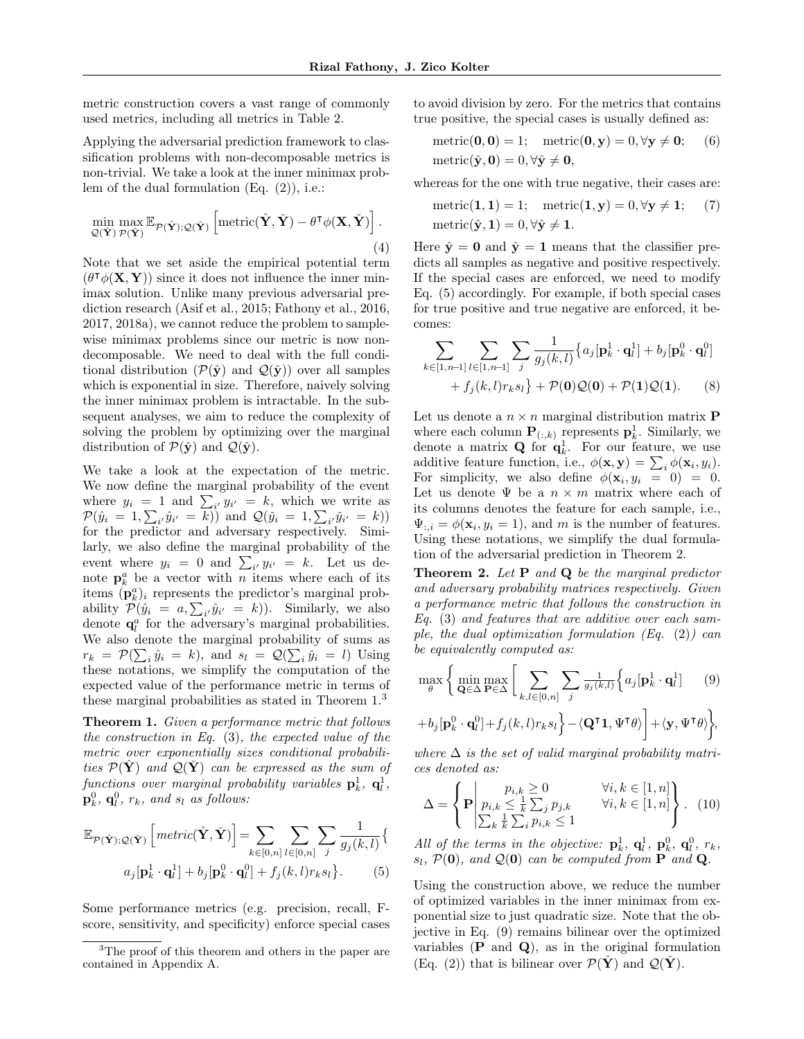metric construction covers a vast range of commonly used metrics, including all metrics in Table 2.

Applying the adversarial prediction framework to classification problems with non-decomposable metrics is non-trivial. We take a look at the inner minimax problem of the dual formulation (Eq. (2)), i.e.:

$$\min_{\mathcal{Q}(\check{\mathbf{Y}})} \max_{\mathcal{P}(\hat{\mathbf{Y}})} \mathbb{E}_{\mathcal{P}(\hat{\mathbf{Y}});\mathcal{Q}(\check{\mathbf{Y}})} \left[ \text{metric}(\hat{\mathbf{Y}}, \check{\mathbf{Y}}) - \theta^\intercal \phi(\mathbf{X}, \check{\mathbf{Y}}) \right]. \tag{4}$$

Note that we set aside the empirical potential term ($\theta^\intercal \phi(\mathbf{X}, \mathbf{Y})$) since it does not influence the inner minimax solution. Unlike many previous adversarial prediction research (Asif et al., 2015; Fathony et al., 2016, 2017, 2018a), we cannot reduce the problem to sample-wise minimax problems since our metric is now non-decomposable. We need to deal with the full conditional distribution ($\mathcal{P}(\hat{\mathbf{y}})$ and $\mathcal{Q}(\hat{\mathbf{y}})$) over all samples which is exponential in size. Therefore, naively solving the inner minimax problem is intractable. In the subsequent analyses, we aim to reduce the complexity of solving the problem by optimizing over the marginal distribution of $\mathcal{P}(\hat{\mathbf{y}})$ and $\mathcal{Q}(\hat{\mathbf{y}})$.

We take a look at the expectation of the metric. We now define the marginal probability of the event where $y_i = 1$ and $\sum_{i'} y_{i'} = k$, which we write as $\mathcal{P}(\hat{y}_i = 1, \sum_{i'} \hat{y}_{i'} = k))$ and $\mathcal{Q}(\check{y}_i = 1, \sum_{i'} \check{y}_{i'} = k))$ for the predictor and adversary respectively. Similarly, we also define the marginal probability of the event where $y_i = 0$ and $\sum_{i'} y_{i'} = k$. Let us denote $\mathbf{p}_k^a$ be a vector with $n$ items where each of its items $(\mathbf{p}_k^a)_i$ represents the predictor's marginal probability $\mathcal{P}(\hat{y}_i = a, \sum_{i'} \hat{y}_{i'} = k))$. Similarly, we also denote $\mathbf{q}_l^a$ for the adversary's marginal probabilities. We also denote the marginal probability of sums as $r_k = \mathcal{P}(\sum_i \hat{y}_i = k)$, and $s_l = \mathcal{Q}(\sum_i \check{y}_i = l)$ Using these notations, we simplify the computation of the expected value of the performance metric in terms of these marginal probabilities as stated in Theorem 1.[3]

**Theorem 1.** *Given a performance metric that follows the construction in Eq. (3), the expected value of the metric over exponentially sizes conditional probabilities $\mathcal{P}(\hat{\mathbf{Y}})$ and $\mathcal{Q}(\check{\mathbf{Y}})$ can be expressed as the sum of functions over marginal probability variables $\mathbf{p}_k^1$, $\mathbf{q}_l^1$, $\mathbf{p}_k^0$, $\mathbf{q}_l^0$, $r_k$, and $s_l$ as follows:*

$$\mathbb{E}_{\mathcal{P}(\hat{\mathbf{Y}});\mathcal{Q}(\check{\mathbf{Y}})} \left[ metric(\hat{\mathbf{Y}}, \check{\mathbf{Y}}) \right] = \sum_{k \in [0,n]} \sum_{l \in [0,n]} \sum_j \frac{1}{g_j(k,l)} \big\{ a_j [\mathbf{p}_k^1 \cdot \mathbf{q}_l^1] + b_j [\mathbf{p}_k^0 \cdot \mathbf{q}_l^0] + f_j(k,l) r_k s_l \big\}. \tag{5}$$

Some performance metrics (e.g. precision, recall, F-score, sensitivity, and specificity) enforce special cases to avoid division by zero. For the metrics that contains true positive, the special cases is usually defined as:

$$\text{metric}(\mathbf{0}, \mathbf{0}) = 1; \quad \text{metric}(\mathbf{0}, \mathbf{y}) = 0, \forall \mathbf{y} \neq \mathbf{0}; \tag{6}$$
$$\text{metric}(\hat{\mathbf{y}}, \mathbf{0}) = 0, \forall \hat{\mathbf{y}} \neq \mathbf{0},$$

whereas for the one with true negative, their cases are:

$$\text{metric}(\mathbf{1}, \mathbf{1}) = 1; \quad \text{metric}(\mathbf{1}, \mathbf{y}) = 0, \forall \mathbf{y} \neq \mathbf{1}; \tag{7}$$
$$\text{metric}(\hat{\mathbf{y}}, \mathbf{1}) = 0, \forall \hat{\mathbf{y}} \neq \mathbf{1}.$$

Here $\hat{\mathbf{y}} = \mathbf{0}$ and $\hat{\mathbf{y}} = \mathbf{1}$ means that the classifier predicts all samples as negative and positive respectively. If the special cases are enforced, we need to modify Eq. (5) accordingly. For example, if both special cases for true positive and true negative are enforced, it becomes:

$$\sum_{k \in [1,n-1]} \sum_{l \in [1,n-1]} \sum_j \frac{1}{g_j(k,l)} \big\{ a_j [\mathbf{p}_k^1 \cdot \mathbf{q}_l^1] + b_j [\mathbf{p}_k^0 \cdot \mathbf{q}_l^0] + f_j(k,l) r_k s_l \big\} + \mathcal{P}(\mathbf{0})\mathcal{Q}(\mathbf{0}) + \mathcal{P}(\mathbf{1})\mathcal{Q}(\mathbf{1}). \tag{8}$$

Let us denote a $n \times n$ marginal distribution matrix $\mathbf{P}$ where each column $\mathbf{P}_{(:,k)}$ represents $\mathbf{p}_k^1$. Similarly, we denote a matrix $\mathbf{Q}$ for $\mathbf{q}_k^1$. For our feature, we use additive feature function, i.e., $\phi(\mathbf{x}, \mathbf{y}) = \sum_i \phi(\mathbf{x}_i, y_i)$. For simplicity, we also define $\phi(\mathbf{x}_i, y_i = 0) = 0$. Let us denote $\Psi$ be a $n \times m$ matrix where each of its columns denotes the feature for each sample, i.e., $\Psi_{:,i} = \phi(\mathbf{x}_i, y_i = 1)$, and $m$ is the number of features. Using these notations, we simplify the dual formulation of the adversarial prediction in Theorem 2.

**Theorem 2.** *Let $\mathbf{P}$ and $\mathbf{Q}$ be the marginal predictor and adversary probability matrices respectively. Given a performance metric that follows the construction in Eq. (3) and features that are additive over each sample, the dual optimization formulation (Eq. (2)) can be equivalently computed as:*

$$\max_\theta \Bigg\{ \min_{\mathbf{Q} \in \Delta} \max_{\mathbf{P} \in \Delta} \Bigg[ \sum_{k,l \in [0,n]} \sum_j \tfrac{1}{g_j(k,l)} \Big\{ a_j [\mathbf{p}_k^1 \cdot \mathbf{q}_l^1] + b_j [\mathbf{p}_k^0 \cdot \mathbf{q}_l^0] + f_j(k,l) r_k s_l \Big\} - \langle \mathbf{Q}^\intercal \mathbf{1}, \Psi^\intercal \theta \rangle \Bigg] + \langle \mathbf{y}, \Psi^\intercal \theta \rangle \Bigg\}, \tag{9}$$

*where $\Delta$ is the set of valid marginal probability matrices denoted as:*

$$\Delta = \left\{ \mathbf{P} \;\middle|\; \begin{array}{ll} p_{i,k} \geq 0 & \forall i,k \in [1,n] \\ p_{i,k} \leq \frac{1}{k} \sum_j p_{j,k} & \forall i,k \in [1,n] \\ \sum_k \frac{1}{k} \sum_i p_{i,k} \leq 1 & \end{array} \right\}. \tag{10}$$

*All of the terms in the objective: $\mathbf{p}_k^1$, $\mathbf{q}_l^1$, $\mathbf{p}_k^0$, $\mathbf{q}_l^0$, $r_k$, $s_l$, $\mathcal{P}(\mathbf{0})$, and $\mathcal{Q}(\mathbf{0})$ can be computed from $\mathbf{P}$ and $\mathbf{Q}$.*

Using the construction above, we reduce the number of optimized variables in the inner minimax from exponential size to just quadratic size. Note that the objective in Eq. (9) remains bilinear over the optimized variables ($\mathbf{P}$ and $\mathbf{Q}$), as in the original formulation (Eq. (2)) that is bilinear over $\mathcal{P}(\hat{\mathbf{Y}})$ and $\mathcal{Q}(\check{\mathbf{Y}})$.

[3] The proof of this theorem and others in the paper are contained in Appendix A.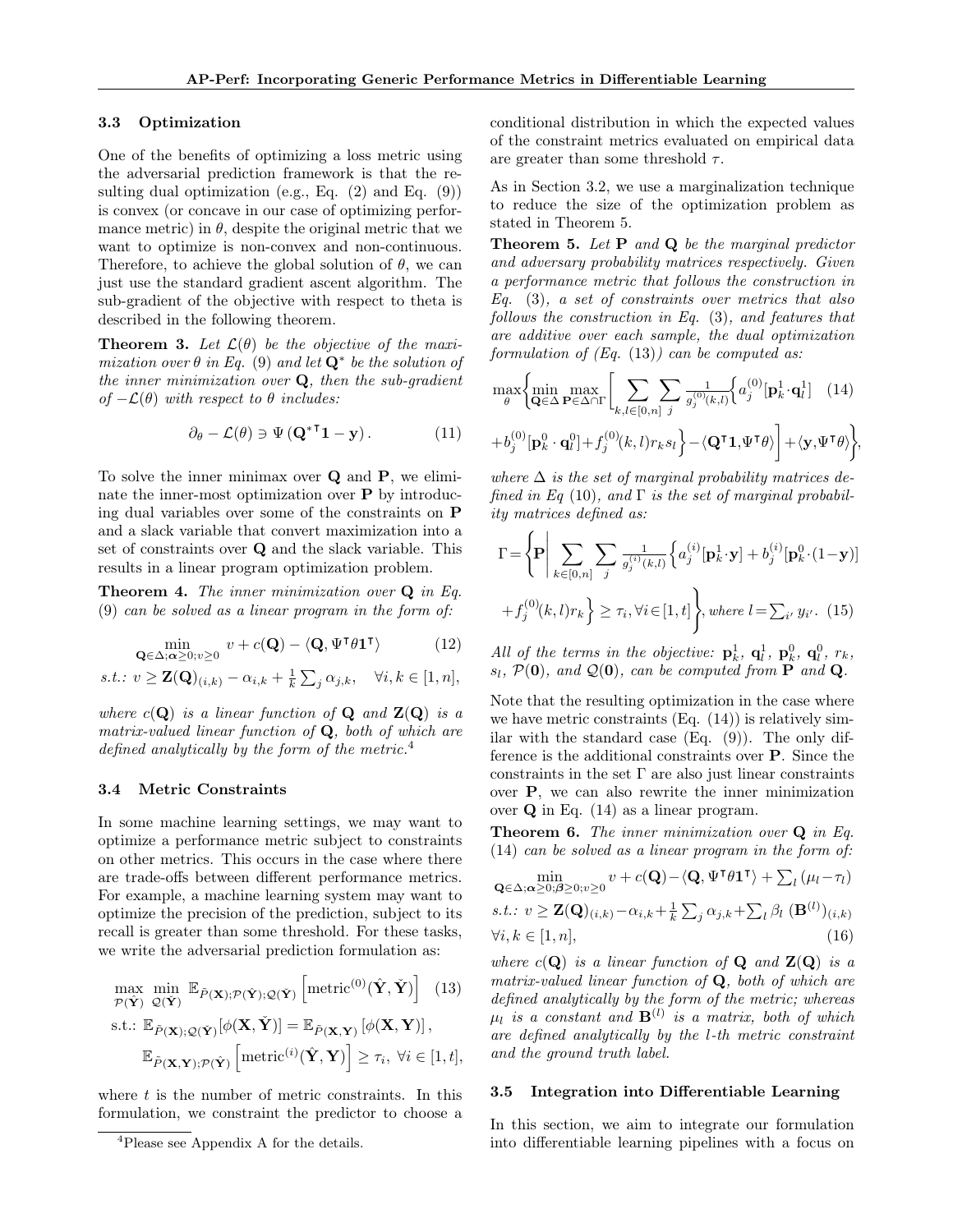### 3.3 Optimization

One of the benefits of optimizing a loss metric using the adversarial prediction framework is that the resulting dual optimization (e.g., Eq. (2) and Eq. (9)) is convex (or concave in our case of optimizing performance metric) in $\theta$, despite the original metric that we want to optimize is non-convex and non-continuous. Therefore, to achieve the global solution of $\theta$, we can just use the standard gradient ascent algorithm. The sub-gradient of the objective with respect to theta is described in the following theorem.

**Theorem 3.** *Let $\mathcal{L}(\theta)$ be the objective of the maximization over $\theta$ in Eq. (9) and let $\mathbf{Q}^*$ be the solution of the inner minimization over $\mathbf{Q}$, then the sub-gradient of $-\mathcal{L}(\theta)$ with respect to $\theta$ includes:*

$$\partial_\theta - \mathcal{L}(\theta) \ni \Psi\left({\mathbf{Q}^*}^\intercal \mathbf{1} - \mathbf{y}\right). \tag{11}$$

To solve the inner minimax over $\mathbf{Q}$ and $\mathbf{P}$, we eliminate the inner-most optimization over $\mathbf{P}$ by introducing dual variables over some of the constraints on $\mathbf{P}$ and a slack variable that convert maximization into a set of constraints over $\mathbf{Q}$ and the slack variable. This results in a linear program optimization problem.

**Theorem 4.** *The inner minimization over $\mathbf{Q}$ in Eq. (9) can be solved as a linear program in the form of:*

$$\min_{\mathbf{Q}\in\Delta;\boldsymbol{\alpha}\geq 0; v\geq 0} \; v + c(\mathbf{Q}) - \langle \mathbf{Q}, \Psi^\intercal \theta \mathbf{1}^\intercal \rangle \tag{12}$$
$$\text{s.t.: } v \geq \mathbf{Z}(\mathbf{Q})_{(i,k)} - \alpha_{i,k} + \tfrac{1}{k}\textstyle\sum_j \alpha_{j,k}, \quad \forall i,k \in [1,n],$$

*where $c(\mathbf{Q})$ is a linear function of $\mathbf{Q}$ and $\mathbf{Z}(\mathbf{Q})$ is a matrix-valued linear function of $\mathbf{Q}$, both of which are defined analytically by the form of the metric.*[4]

### 3.4 Metric Constraints

In some machine learning settings, we may want to optimize a performance metric subject to constraints on other metrics. This occurs in the case where there are trade-offs between different performance metrics. For example, a machine learning system may want to optimize the precision of the prediction, subject to its recall is greater than some threshold. For these tasks, we write the adversarial prediction formulation as:

$$\max_{\mathcal{P}(\hat{\mathbf{Y}})} \min_{\mathcal{Q}(\check{\mathbf{Y}})} \mathbb{E}_{\tilde{P}(\mathbf{X});\mathcal{P}(\hat{\mathbf{Y}});\mathcal{Q}(\check{\mathbf{Y}})}\left[\text{metric}^{(0)}(\hat{\mathbf{Y}},\check{\mathbf{Y}})\right] \tag{13}$$
$$\text{s.t.: } \mathbb{E}_{\tilde{P}(\mathbf{X});\mathcal{Q}(\check{\mathbf{Y}})}[\phi(\mathbf{X},\check{\mathbf{Y}})] = \mathbb{E}_{\tilde{P}(\mathbf{X},\mathbf{Y})}\left[\phi(\mathbf{X},\mathbf{Y})\right],$$
$$\mathbb{E}_{\tilde{P}(\mathbf{X},\mathbf{Y});\mathcal{P}(\hat{\mathbf{Y}})}\left[\text{metric}^{(i)}(\hat{\mathbf{Y}},\mathbf{Y})\right] \geq \tau_i, \; \forall i \in [1,t],$$

where $t$ is the number of metric constraints. In this formulation, we constraint the predictor to choose a conditional distribution in which the expected values of the constraint metrics evaluated on empirical data are greater than some threshold $\tau$.

As in Section 3.2, we use a marginalization technique to reduce the size of the optimization problem as stated in Theorem 5.

**Theorem 5.** *Let $\mathbf{P}$ and $\mathbf{Q}$ be the marginal predictor and adversary probability matrices respectively. Given a performance metric that follows the construction in Eq. (3), a set of constraints over metrics that also follows the construction in Eq. (3), and features that are additive over each sample, the dual optimization formulation of (Eq. (13)) can be computed as:*

$$\max_\theta \Bigg\{ \min_{\mathbf{Q}\in\Delta} \max_{\mathbf{P}\in\Delta\cap\Gamma} \Bigg[ \sum_{k,l\in[0,n]} \sum_j \tfrac{1}{g_j^{(0)}(k,l)} \Big\{ a_j^{(0)}[\mathbf{p}_k^1 \cdot \mathbf{q}_l^1] \tag{14}$$
$$+ b_j^{(0)}[\mathbf{p}_k^0 \cdot \mathbf{q}_l^0] + f_j^{(0)}(k,l) r_k s_l \Big\} - \langle \mathbf{Q}^\intercal \mathbf{1}, \Psi^\intercal \theta \rangle \Bigg] + \langle \mathbf{y}, \Psi^\intercal \theta \rangle \Bigg\},$$

*where $\Delta$ is the set of marginal probability matrices defined in Eq (10), and $\Gamma$ is the set of marginal probability matrices defined as:*

$$\Gamma = \Bigg\{ \mathbf{P} \Bigg| \sum_{k\in[0,n]} \sum_j \tfrac{1}{g_j^{(i)}(k,l)} \Big\{ a_j^{(i)}[\mathbf{p}_k^1 \cdot \mathbf{y}] + b_j^{(i)}[\mathbf{p}_k^0 \cdot (1-\mathbf{y})]$$
$$+ f_j^{(0)}(k,l) r_k \Big\} \geq \tau_i, \forall i \in [1,t] \Bigg\}, \text{where } l = \textstyle\sum_{i'} y_{i'}. \tag{15}$$

*All of the terms in the objective: $\mathbf{p}_k^1$, $\mathbf{q}_l^1$, $\mathbf{p}_k^0$, $\mathbf{q}_l^0$, $r_k$, $s_l$, $\mathcal{P}(\mathbf{0})$, and $\mathcal{Q}(\mathbf{0})$, can be computed from $\mathbf{P}$ and $\mathbf{Q}$.*

Note that the resulting optimization in the case where we have metric constraints (Eq. (14)) is relatively similar with the standard case (Eq. (9)). The only difference is the additional constraints over $\mathbf{P}$. Since the constraints in the set $\Gamma$ are also just linear constraints over $\mathbf{P}$, we can also rewrite the inner minimization over $\mathbf{Q}$ in Eq. (14) as a linear program.

**Theorem 6.** *The inner minimization over $\mathbf{Q}$ in Eq. (14) can be solved as a linear program in the form of:*

$$\min_{\mathbf{Q}\in\Delta;\boldsymbol{\alpha}\geq 0;\boldsymbol{\beta}\geq 0; v\geq 0} v + c(\mathbf{Q}) - \langle \mathbf{Q}, \Psi^\intercal \theta \mathbf{1}^\intercal \rangle + \textstyle\sum_l (\mu_l - \tau_l)$$
$$\text{s.t.: } v \geq \mathbf{Z}(\mathbf{Q})_{(i,k)} - \alpha_{i,k} + \tfrac{1}{k}\textstyle\sum_j \alpha_{j,k} + \sum_l \beta_l \, (\mathbf{B}^{(l)})_{(i,k)}$$
$$\forall i,k \in [1,n], \tag{16}$$

*where $c(\mathbf{Q})$ is a linear function of $\mathbf{Q}$ and $\mathbf{Z}(\mathbf{Q})$ is a matrix-valued linear function of $\mathbf{Q}$, both of which are defined analytically by the form of the metric; whereas $\mu_l$ is a constant and $\mathbf{B}^{(l)}$ is a matrix, both of which are defined analytically by the $l$-th metric constraint and the ground truth label.*

### 3.5 Integration into Differentiable Learning

In this section, we aim to integrate our formulation into differentiable learning pipelines with a focus on

[4] Please see Appendix A for the details.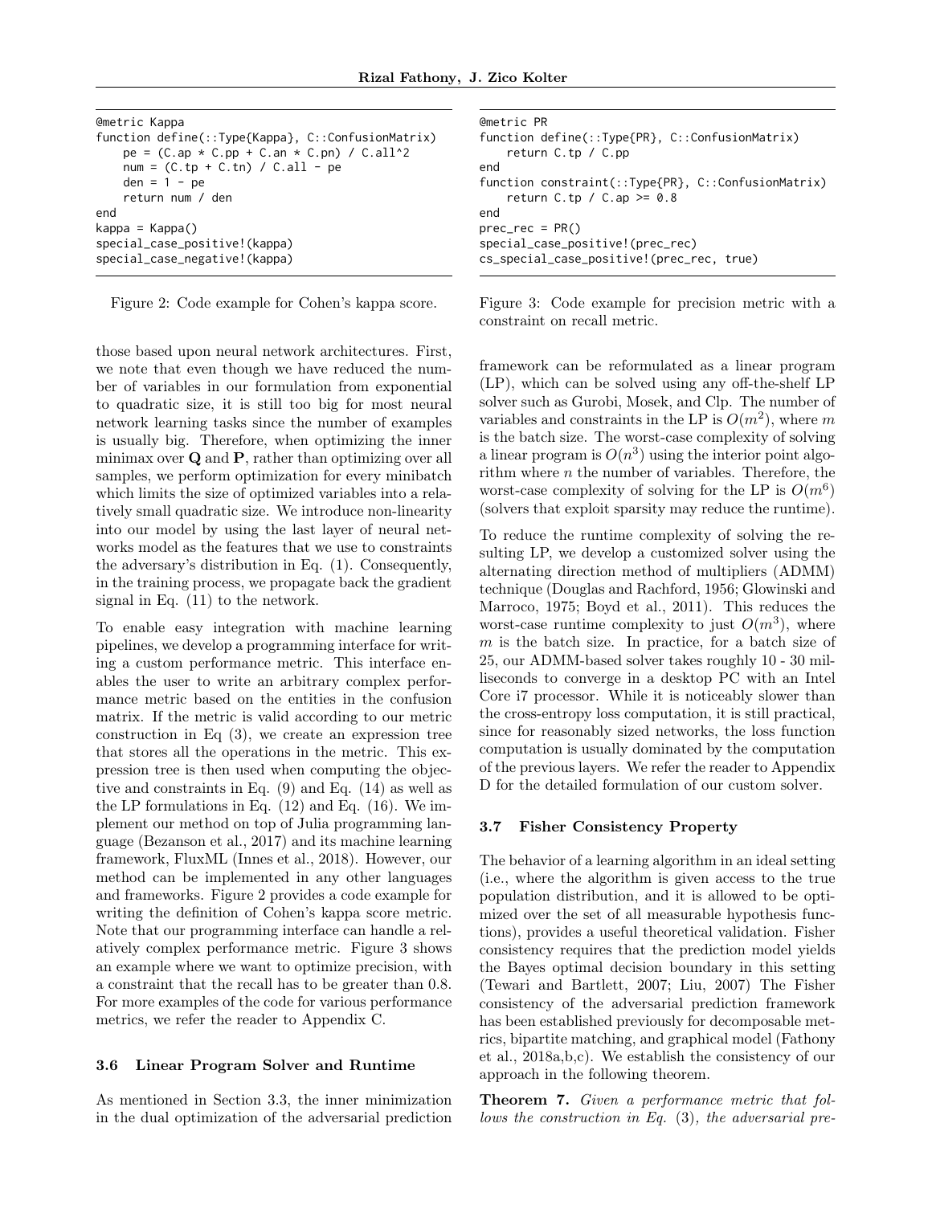```
@metric Kappa
function define(::Type{Kappa}, C::ConfusionMatrix)
    pe = (C.ap * C.pp + C.an * C.pn) / C.all^2
    num = (C.tp + C.tn) / C.all - pe
    den = 1 - pe
    return num / den
end
kappa = Kappa()
special_case_positive!(kappa)
special_case_negative!(kappa)
```

Figure 2: Code example for Cohen's kappa score.

those based upon neural network architectures. First, we note that even though we have reduced the number of variables in our formulation from exponential to quadratic size, it is still too big for most neural network learning tasks since the number of examples is usually big. Therefore, when optimizing the inner minimax over $\mathbf{Q}$ and $\mathbf{P}$, rather than optimizing over all samples, we perform optimization for every minibatch which limits the size of optimized variables into a relatively small quadratic size. We introduce non-linearity into our model by using the last layer of neural networks model as the features that we use to constraints the adversary's distribution in Eq. (1). Consequently, in the training process, we propagate back the gradient signal in Eq. (11) to the network.

To enable easy integration with machine learning pipelines, we develop a programming interface for writing a custom performance metric. This interface enables the user to write an arbitrary complex performance metric based on the entities in the confusion matrix. If the metric is valid according to our metric construction in Eq (3), we create an expression tree that stores all the operations in the metric. This expression tree is then used when computing the objective and constraints in Eq. (9) and Eq. (14) as well as the LP formulations in Eq. (12) and Eq. (16). We implement our method on top of Julia programming language (Bezanson et al., 2017) and its machine learning framework, FluxML (Innes et al., 2018). However, our method can be implemented in any other languages and frameworks. Figure 2 provides a code example for writing the definition of Cohen's kappa score metric. Note that our programming interface can handle a relatively complex performance metric. Figure 3 shows an example where we want to optimize precision, with a constraint that the recall has to be greater than 0.8. For more examples of the code for various performance metrics, we refer the reader to Appendix C.

### 3.6 Linear Program Solver and Runtime

As mentioned in Section 3.3, the inner minimization in the dual optimization of the adversarial prediction framework can be reformulated as a linear program (LP), which can be solved using any off-the-shelf LP solver such as Gurobi, Mosek, and Clp. The number of variables and constraints in the LP is $O(m^2)$, where $m$ is the batch size. The worst-case complexity of solving a linear program is $O(n^3)$ using the interior point algorithm where $n$ the number of variables. Therefore, the worst-case complexity of solving for the LP is $O(m^6)$ (solvers that exploit sparsity may reduce the runtime).

```
@metric PR
function define(::Type{PR}, C::ConfusionMatrix)
    return C.tp / C.pp
end
function constraint(::Type{PR}, C::ConfusionMatrix)
    return C.tp / C.ap >= 0.8
end
prec_rec = PR()
special_case_positive!(prec_rec)
cs_special_case_positive!(prec_rec, true)
```

Figure 3: Code example for precision metric with a constraint on recall metric.

To reduce the runtime complexity of solving the resulting LP, we develop a customized solver using the alternating direction method of multipliers (ADMM) technique (Douglas and Rachford, 1956; Glowinski and Marroco, 1975; Boyd et al., 2011). This reduces the worst-case runtime complexity to just $O(m^3)$, where $m$ is the batch size. In practice, for a batch size of 25, our ADMM-based solver takes roughly 10 - 30 milliseconds to converge in a desktop PC with an Intel Core i7 processor. While it is noticeably slower than the cross-entropy loss computation, it is still practical, since for reasonably sized networks, the loss function computation is usually dominated by the computation of the previous layers. We refer the reader to Appendix D for the detailed formulation of our custom solver.

### 3.7 Fisher Consistency Property

The behavior of a learning algorithm in an ideal setting (i.e., where the algorithm is given access to the true population distribution, and it is allowed to be optimized over the set of all measurable hypothesis functions), provides a useful theoretical validation. Fisher consistency requires that the prediction model yields the Bayes optimal decision boundary in this setting (Tewari and Bartlett, 2007; Liu, 2007) The Fisher consistency of the adversarial prediction framework has been established previously for decomposable metrics, bipartite matching, and graphical model (Fathony et al., 2018a,b,c). We establish the consistency of our approach in the following theorem.

**Theorem 7.** *Given a performance metric that follows the construction in Eq. (3), the adversarial pre-*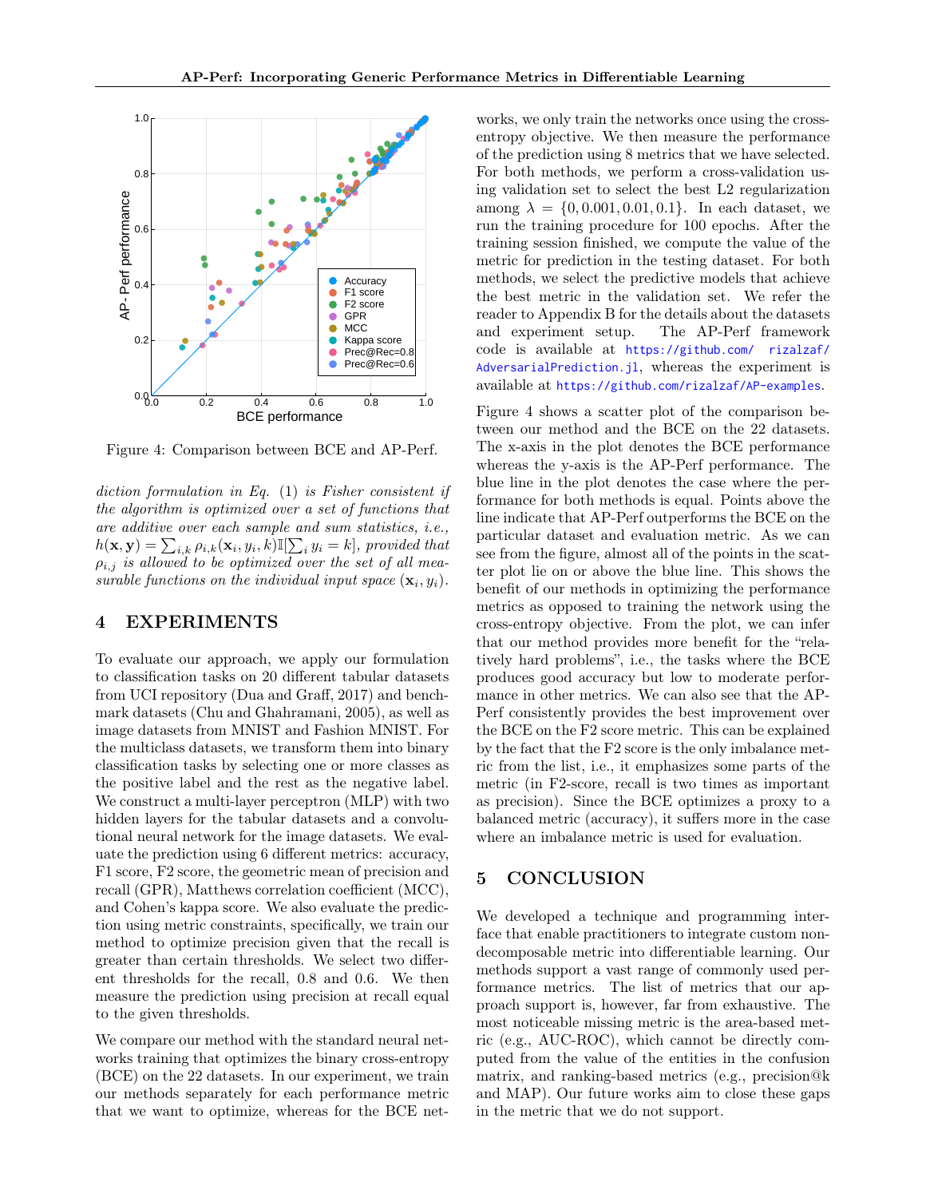Figure 4: Comparison between BCE and AP-Perf.

*diction formulation in Eq.* (1) *is Fisher consistent if the algorithm is optimized over a set of functions that are additive over each sample and sum statistics, i.e.,* $h(\mathbf{x}, \mathbf{y}) = \sum_{i,k} \rho_{i,k}(\mathbf{x}_i, y_i, k) \mathbb{I}[\sum_i y_i = k]$*, provided that* $\rho_{i,j}$ *is allowed to be optimized over the set of all measurable functions on the individual input space* $(\mathbf{x}_i, y_i)$.

## 4 EXPERIMENTS

To evaluate our approach, we apply our formulation to classification tasks on 20 different tabular datasets from UCI repository (Dua and Graff, 2017) and benchmark datasets (Chu and Ghahramani, 2005), as well as image datasets from MNIST and Fashion MNIST. For the multiclass datasets, we transform them into binary classification tasks by selecting one or more classes as the positive label and the rest as the negative label. We construct a multi-layer perceptron (MLP) with two hidden layers for the tabular datasets and a convolutional neural network for the image datasets. We evaluate the prediction using 6 different metrics: accuracy, F1 score, F2 score, the geometric mean of precision and recall (GPR), Matthews correlation coefficient (MCC), and Cohen's kappa score. We also evaluate the prediction using metric constraints, specifically, we train our method to optimize precision given that the recall is greater than certain thresholds. We select two different thresholds for the recall, 0.8 and 0.6. We then measure the prediction using precision at recall equal to the given thresholds.

We compare our method with the standard neural networks training that optimizes the binary cross-entropy (BCE) on the 22 datasets. In our experiment, we train our methods separately for each performance metric that we want to optimize, whereas for the BCE networks, we only train the networks once using the cross-entropy objective. We then measure the performance of the prediction using 8 metrics that we have selected. For both methods, we perform a cross-validation using validation set to select the best L2 regularization among $\lambda = \{0, 0.001, 0.01, 0.1\}$. In each dataset, we run the training procedure for 100 epochs. After the training session finished, we compute the value of the metric for prediction in the testing dataset. For both methods, we select the predictive models that achieve the best metric in the validation set. We refer the reader to Appendix B for the details about the datasets and experiment setup. The AP-Perf framework code is available at https://github.com/rizalzaf/AdversarialPrediction.jl, whereas the experiment is available at https://github.com/rizalzaf/AP-examples.

Figure 4 shows a scatter plot of the comparison between our method and the BCE on the 22 datasets. The x-axis in the plot denotes the BCE performance whereas the y-axis is the AP-Perf performance. The blue line in the plot denotes the case where the performance for both methods is equal. Points above the line indicate that AP-Perf outperforms the BCE on the particular dataset and evaluation metric. As we can see from the figure, almost all of the points in the scatter plot lie on or above the blue line. This shows the benefit of our methods in optimizing the performance metrics as opposed to training the network using the cross-entropy objective. From the plot, we can infer that our method provides more benefit for the "relatively hard problems", i.e., the tasks where the BCE produces good accuracy but low to moderate performance in other metrics. We can also see that the AP-Perf consistently provides the best improvement over the BCE on the F2 score metric. This can be explained by the fact that the F2 score is the only imbalance metric from the list, i.e., it emphasizes some parts of the metric (in F2-score, recall is two times as important as precision). Since the BCE optimizes a proxy to a balanced metric (accuracy), it suffers more in the case where an imbalance metric is used for evaluation.

## 5 CONCLUSION

We developed a technique and programming interface that enable practitioners to integrate custom non-decomposable metric into differentiable learning. Our methods support a vast range of commonly used performance metrics. The list of metrics that our approach support is, however, far from exhaustive. The most noticeable missing metric is the area-based metric (e.g., AUC-ROC), which cannot be directly computed from the value of the entities in the confusion matrix, and ranking-based metrics (e.g., precision@k and MAP). Our future works aim to close these gaps in the metric that we do not support.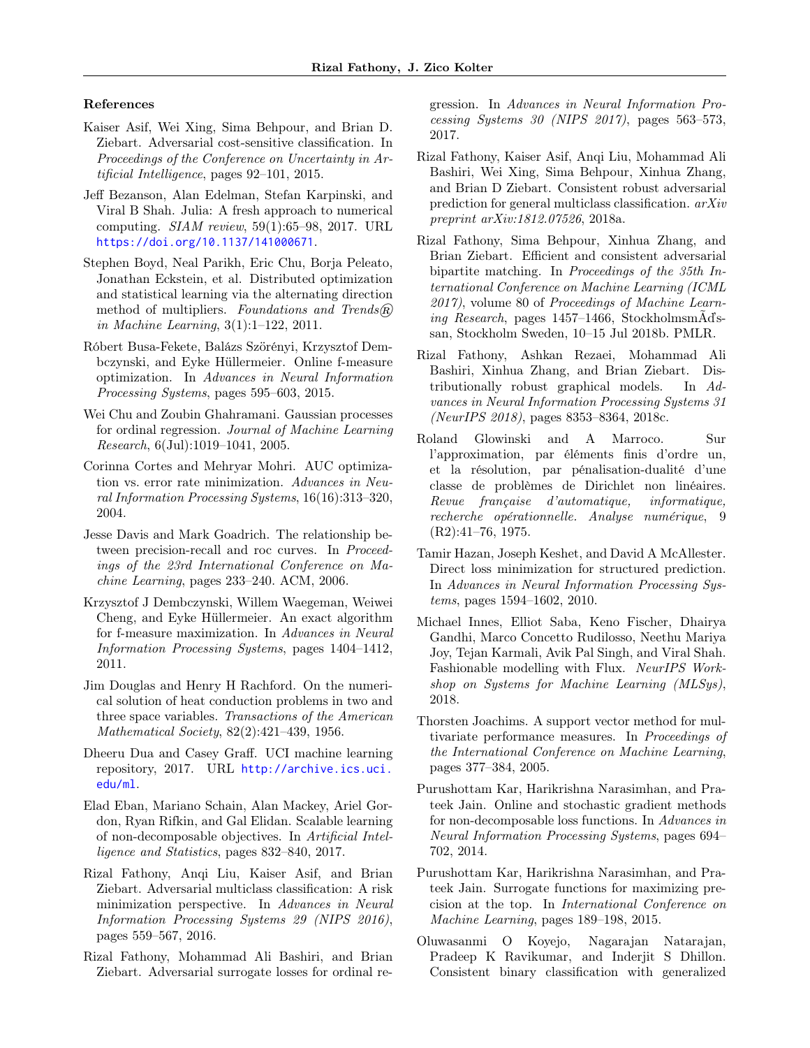### References

Kaiser Asif, Wei Xing, Sima Behpour, and Brian D. Ziebart. Adversarial cost-sensitive classification. In *Proceedings of the Conference on Uncertainty in Artificial Intelligence*, pages 92–101, 2015.

Jeff Bezanson, Alan Edelman, Stefan Karpinski, and Viral B Shah. Julia: A fresh approach to numerical computing. *SIAM review*, 59(1):65–98, 2017. URL https://doi.org/10.1137/141000671.

Stephen Boyd, Neal Parikh, Eric Chu, Borja Peleato, Jonathan Eckstein, et al. Distributed optimization and statistical learning via the alternating direction method of multipliers. *Foundations and Trends® in Machine Learning*, 3(1):1–122, 2011.

Róbert Busa-Fekete, Balázs Szörényi, Krzysztof Dembczynski, and Eyke Hüllermeier. Online f-measure optimization. In *Advances in Neural Information Processing Systems*, pages 595–603, 2015.

Wei Chu and Zoubin Ghahramani. Gaussian processes for ordinal regression. *Journal of Machine Learning Research*, 6(Jul):1019–1041, 2005.

Corinna Cortes and Mehryar Mohri. AUC optimization vs. error rate minimization. *Advances in Neural Information Processing Systems*, 16(16):313–320, 2004.

Jesse Davis and Mark Goadrich. The relationship between precision-recall and roc curves. In *Proceedings of the 23rd International Conference on Machine Learning*, pages 233–240. ACM, 2006.

Krzysztof J Dembczynski, Willem Waegeman, Weiwei Cheng, and Eyke Hüllermeier. An exact algorithm for f-measure maximization. In *Advances in Neural Information Processing Systems*, pages 1404–1412, 2011.

Jim Douglas and Henry H Rachford. On the numerical solution of heat conduction problems in two and three space variables. *Transactions of the American Mathematical Society*, 82(2):421–439, 1956.

Dheeru Dua and Casey Graff. UCI machine learning repository, 2017. URL http://archive.ics.uci.edu/ml.

Elad Eban, Mariano Schain, Alan Mackey, Ariel Gordon, Ryan Rifkin, and Gal Elidan. Scalable learning of non-decomposable objectives. In *Artificial Intelligence and Statistics*, pages 832–840, 2017.

Rizal Fathony, Anqi Liu, Kaiser Asif, and Brian Ziebart. Adversarial multiclass classification: A risk minimization perspective. In *Advances in Neural Information Processing Systems 29 (NIPS 2016)*, pages 559–567, 2016.

Rizal Fathony, Mohammad Ali Bashiri, and Brian Ziebart. Adversarial surrogate losses for ordinal regression. In *Advances in Neural Information Processing Systems 30 (NIPS 2017)*, pages 563–573, 2017.

Rizal Fathony, Kaiser Asif, Anqi Liu, Mohammad Ali Bashiri, Wei Xing, Sima Behpour, Xinhua Zhang, and Brian D Ziebart. Consistent robust adversarial prediction for general multiclass classification. *arXiv preprint arXiv:1812.07526*, 2018a.

Rizal Fathony, Sima Behpour, Xinhua Zhang, and Brian Ziebart. Efficient and consistent adversarial bipartite matching. In *Proceedings of the 35th International Conference on Machine Learning (ICML 2017)*, volume 80 of *Proceedings of Machine Learning Research*, pages 1457–1466, StockholmsmÃďssan, Stockholm Sweden, 10–15 Jul 2018b. PMLR.

Rizal Fathony, Ashkan Rezaei, Mohammad Ali Bashiri, Xinhua Zhang, and Brian Ziebart. Distributionally robust graphical models. In *Advances in Neural Information Processing Systems 31 (NeurIPS 2018)*, pages 8353–8364, 2018c.

Roland Glowinski and A Marroco. Sur l'approximation, par éléments finis d'ordre un, et la résolution, par pénalisation-dualité d'une classe de problèmes de Dirichlet non linéaires. *Revue française d'automatique, informatique, recherche opérationnelle. Analyse numérique*, 9 (R2):41–76, 1975.

Tamir Hazan, Joseph Keshet, and David A McAllester. Direct loss minimization for structured prediction. In *Advances in Neural Information Processing Systems*, pages 1594–1602, 2010.

Michael Innes, Elliot Saba, Keno Fischer, Dhairya Gandhi, Marco Concetto Rudilosso, Neethu Mariya Joy, Tejan Karmali, Avik Pal Singh, and Viral Shah. Fashionable modelling with Flux. *NeurIPS Workshop on Systems for Machine Learning (MLSys)*, 2018.

Thorsten Joachims. A support vector method for multivariate performance measures. In *Proceedings of the International Conference on Machine Learning*, pages 377–384, 2005.

Purushottam Kar, Harikrishna Narasimhan, and Prateek Jain. Online and stochastic gradient methods for non-decomposable loss functions. In *Advances in Neural Information Processing Systems*, pages 694–702, 2014.

Purushottam Kar, Harikrishna Narasimhan, and Prateek Jain. Surrogate functions for maximizing precision at the top. In *International Conference on Machine Learning*, pages 189–198, 2015.

Oluwasanmi O Koyejo, Nagarajan Natarajan, Pradeep K Ravikumar, and Inderjit S Dhillon. Consistent binary classification with generalized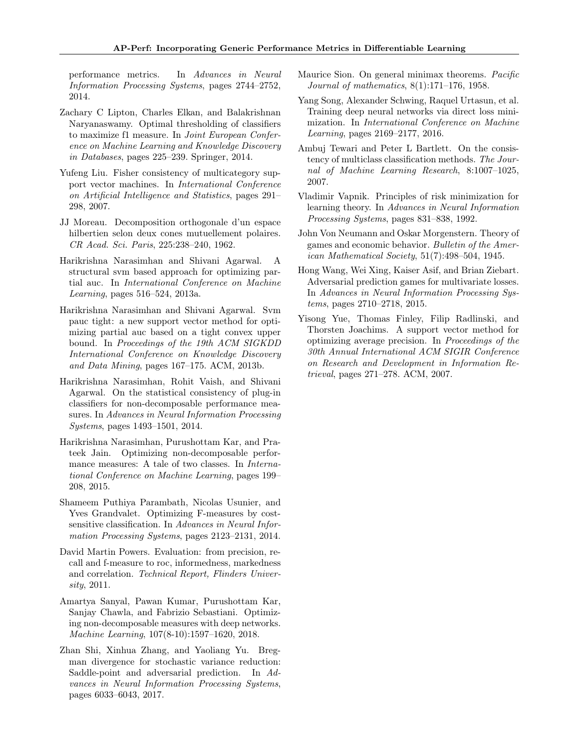performance metrics. In *Advances in Neural Information Processing Systems*, pages 2744–2752, 2014.

Zachary C Lipton, Charles Elkan, and Balakrishnan Naryanaswamy. Optimal thresholding of classifiers to maximize f1 measure. In *Joint European Conference on Machine Learning and Knowledge Discovery in Databases*, pages 225–239. Springer, 2014.

Yufeng Liu. Fisher consistency of multicategory support vector machines. In *International Conference on Artificial Intelligence and Statistics*, pages 291–298, 2007.

JJ Moreau. Decomposition orthogonale d'un espace hilbertien selon deux cones mutuellement polaires. *CR Acad. Sci. Paris*, 225:238–240, 1962.

Harikrishna Narasimhan and Shivani Agarwal. A structural svm based approach for optimizing partial auc. In *International Conference on Machine Learning*, pages 516–524, 2013a.

Harikrishna Narasimhan and Shivani Agarwal. Svm pauc tight: a new support vector method for optimizing partial auc based on a tight convex upper bound. In *Proceedings of the 19th ACM SIGKDD International Conference on Knowledge Discovery and Data Mining*, pages 167–175. ACM, 2013b.

Harikrishna Narasimhan, Rohit Vaish, and Shivani Agarwal. On the statistical consistency of plug-in classifiers for non-decomposable performance measures. In *Advances in Neural Information Processing Systems*, pages 1493–1501, 2014.

Harikrishna Narasimhan, Purushottam Kar, and Prateek Jain. Optimizing non-decomposable performance measures: A tale of two classes. In *International Conference on Machine Learning*, pages 199–208, 2015.

Shameem Puthiya Parambath, Nicolas Usunier, and Yves Grandvalet. Optimizing F-measures by cost-sensitive classification. In *Advances in Neural Information Processing Systems*, pages 2123–2131, 2014.

David Martin Powers. Evaluation: from precision, recall and f-measure to roc, informedness, markedness and correlation. *Technical Report, Flinders University*, 2011.

Amartya Sanyal, Pawan Kumar, Purushottam Kar, Sanjay Chawla, and Fabrizio Sebastiani. Optimizing non-decomposable measures with deep networks. *Machine Learning*, 107(8-10):1597–1620, 2018.

Zhan Shi, Xinhua Zhang, and Yaoliang Yu. Bregman divergence for stochastic variance reduction: Saddle-point and adversarial prediction. In *Advances in Neural Information Processing Systems*, pages 6033–6043, 2017.

Maurice Sion. On general minimax theorems. *Pacific Journal of mathematics*, 8(1):171–176, 1958.

Yang Song, Alexander Schwing, Raquel Urtasun, et al. Training deep neural networks via direct loss minimization. In *International Conference on Machine Learning*, pages 2169–2177, 2016.

Ambuj Tewari and Peter L Bartlett. On the consistency of multiclass classification methods. *The Journal of Machine Learning Research*, 8:1007–1025, 2007.

Vladimir Vapnik. Principles of risk minimization for learning theory. In *Advances in Neural Information Processing Systems*, pages 831–838, 1992.

John Von Neumann and Oskar Morgenstern. Theory of games and economic behavior. *Bulletin of the American Mathematical Society*, 51(7):498–504, 1945.

Hong Wang, Wei Xing, Kaiser Asif, and Brian Ziebart. Adversarial prediction games for multivariate losses. In *Advances in Neural Information Processing Systems*, pages 2710–2718, 2015.

Yisong Yue, Thomas Finley, Filip Radlinski, and Thorsten Joachims. A support vector method for optimizing average precision. In *Proceedings of the 30th Annual International ACM SIGIR Conference on Research and Development in Information Retrieval*, pages 271–278. ACM, 2007.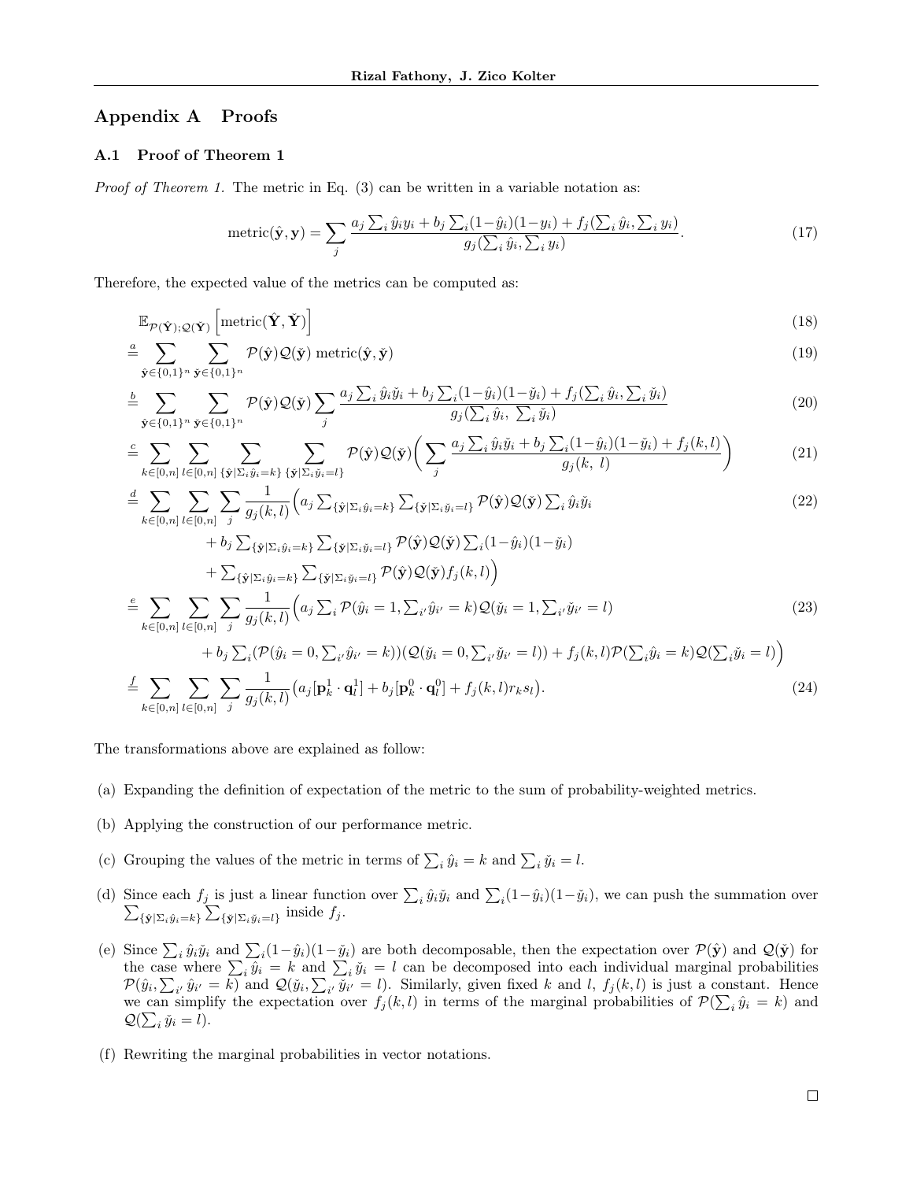## Appendix A Proofs

### A.1 Proof of Theorem 1

*Proof of Theorem 1.* The metric in Eq. (3) can be written in a variable notation as:

$$\text{metric}(\hat{\mathbf{y}}, \mathbf{y}) = \sum_j \frac{a_j \sum_i \hat{y}_i y_i + b_j \sum_i (1-\hat{y}_i)(1-y_i) + f_j(\sum_i \hat{y}_i, \sum_i y_i)}{g_j(\sum_i \hat{y}_i, \sum_i y_i)}. \tag{17}$$

Therefore, the expected value of the metrics can be computed as:

$$\mathbb{E}_{\mathcal{P}(\hat{\mathbf{Y}});\mathcal{Q}(\check{\mathbf{Y}})} \Big[ \text{metric}(\hat{\mathbf{Y}}, \check{\mathbf{Y}}) \Big] \tag{18}$$

$$\stackrel{a}{=} \sum_{\hat{\mathbf{y}} \in \{0,1\}^n} \sum_{\check{\mathbf{y}} \in \{0,1\}^n} \mathcal{P}(\hat{\mathbf{y}})\mathcal{Q}(\check{\mathbf{y}}) \text{ metric}(\hat{\mathbf{y}}, \check{\mathbf{y}}) \tag{19}$$

$$\stackrel{b}{=} \sum_{\hat{\mathbf{y}} \in \{0,1\}^n} \sum_{\check{\mathbf{y}} \in \{0,1\}^n} \mathcal{P}(\hat{\mathbf{y}})\mathcal{Q}(\check{\mathbf{y}}) \sum_j \frac{a_j \sum_i \hat{y}_i \check{y}_i + b_j \sum_i (1-\hat{y}_i)(1-\check{y}_i) + f_j(\sum_i \hat{y}_i, \sum_i \check{y}_i)}{g_j(\sum_i \hat{y}_i,\ \sum_i \check{y}_i)} \tag{20}$$

$$\stackrel{c}{=} \sum_{k\in[0,n]} \sum_{l\in[0,n]} \sum_{\{\hat{\mathbf{y}} | \Sigma_i \hat{y}_i = k\}} \sum_{\{\check{\mathbf{y}} | \Sigma_i \check{y}_i = l\}} \mathcal{P}(\hat{\mathbf{y}})\mathcal{Q}(\check{\mathbf{y}}) \Big( \sum_j \frac{a_j \sum_i \hat{y}_i \check{y}_i + b_j \sum_i (1-\hat{y}_i)(1-\check{y}_i) + f_j(k,l)}{g_j(k,\ l)} \Big) \tag{21}$$

$$\begin{aligned}
\stackrel{d}{=} \sum_{k\in[0,n]} \sum_{l\in[0,n]} \sum_j \frac{1}{g_j(k,l)} \Big( & a_j \textstyle\sum_{\{\hat{\mathbf{y}} | \Sigma_i \hat{y}_i = k\}} \sum_{\{\check{\mathbf{y}} | \Sigma_i \check{y}_i = l\}} \mathcal{P}(\hat{\mathbf{y}})\mathcal{Q}(\check{\mathbf{y}}) \sum_i \hat{y}_i \check{y}_i \\
& + b_j \textstyle\sum_{\{\hat{\mathbf{y}} | \Sigma_i \hat{y}_i = k\}} \sum_{\{\check{\mathbf{y}} | \Sigma_i \check{y}_i = l\}} \mathcal{P}(\hat{\mathbf{y}})\mathcal{Q}(\check{\mathbf{y}}) \sum_i (1-\hat{y}_i)(1-\check{y}_i) \\
& + \textstyle\sum_{\{\hat{\mathbf{y}} | \Sigma_i \hat{y}_i = k\}} \sum_{\{\check{\mathbf{y}} | \Sigma_i \check{y}_i = l\}} \mathcal{P}(\hat{\mathbf{y}})\mathcal{Q}(\check{\mathbf{y}}) f_j(k,l) \Big)
\end{aligned} \tag{22}$$

$$\begin{aligned}
\stackrel{e}{=} \sum_{k\in[0,n]} \sum_{l\in[0,n]} \sum_j \frac{1}{g_j(k,l)} \Big( & a_j \textstyle\sum_i \mathcal{P}(\hat{y}_i = 1, \sum_{i'} \hat{y}_{i'} = k)\mathcal{Q}(\check{y}_i = 1, \sum_{i'} \check{y}_{i'} = l) \\
& + b_j \textstyle\sum_i (\mathcal{P}(\hat{y}_i = 0, \sum_{i'} \hat{y}_{i'} = k))(\mathcal{Q}(\check{y}_i = 0, \sum_{i'} \check{y}_{i'} = l)) + f_j(k,l)\mathcal{P}(\sum_i \hat{y}_i = k)\mathcal{Q}(\sum_i \check{y}_i = l) \Big)
\end{aligned} \tag{23}$$

$$\stackrel{f}{=} \sum_{k\in[0,n]} \sum_{l\in[0,n]} \sum_j \frac{1}{g_j(k,l)} \big( a_j [\mathbf{p}_k^1 \cdot \mathbf{q}_l^1] + b_j [\mathbf{p}_k^0 \cdot \mathbf{q}_l^0] + f_j(k,l) r_k s_l \big). \tag{24}$$

The transformations above are explained as follow:

(a) Expanding the definition of expectation of the metric to the sum of probability-weighted metrics.

(b) Applying the construction of our performance metric.

(c) Grouping the values of the metric in terms of $\sum_i \hat{y}_i = k$ and $\sum_i \check{y}_i = l$.

(d) Since each $f_j$ is just a linear function over $\sum_i \hat{y}_i \check{y}_i$ and $\sum_i (1-\hat{y}_i)(1-\check{y}_i)$, we can push the summation over $\sum_{\{\hat{\mathbf{y}} | \Sigma_i \hat{y}_i = k\}} \sum_{\{\check{\mathbf{y}} | \Sigma_i \check{y}_i = l\}}$ inside $f_j$.

(e) Since $\sum_i \hat{y}_i \check{y}_i$ and $\sum_i (1-\hat{y}_i)(1-\check{y}_i)$ are both decomposable, then the expectation over $\mathcal{P}(\hat{\mathbf{y}})$ and $\mathcal{Q}(\check{\mathbf{y}})$ for the case where $\sum_i \hat{y}_i = k$ and $\sum_i \check{y}_i = l$ can be decomposed into each individual marginal probabilities $\mathcal{P}(\hat{y}_i, \sum_{i'} \hat{y}_{i'} = k)$ and $\mathcal{Q}(\check{y}_i, \sum_{i'} \check{y}_{i'} = l)$. Similarly, given fixed $k$ and $l$, $f_j(k,l)$ is just a constant. Hence we can simplify the expectation over $f_j(k,l)$ in terms of the marginal probabilities of $\mathcal{P}(\sum_i \hat{y}_i = k)$ and $\mathcal{Q}(\sum_i \check{y}_i = l)$.

(f) Rewriting the marginal probabilities in vector notations.

□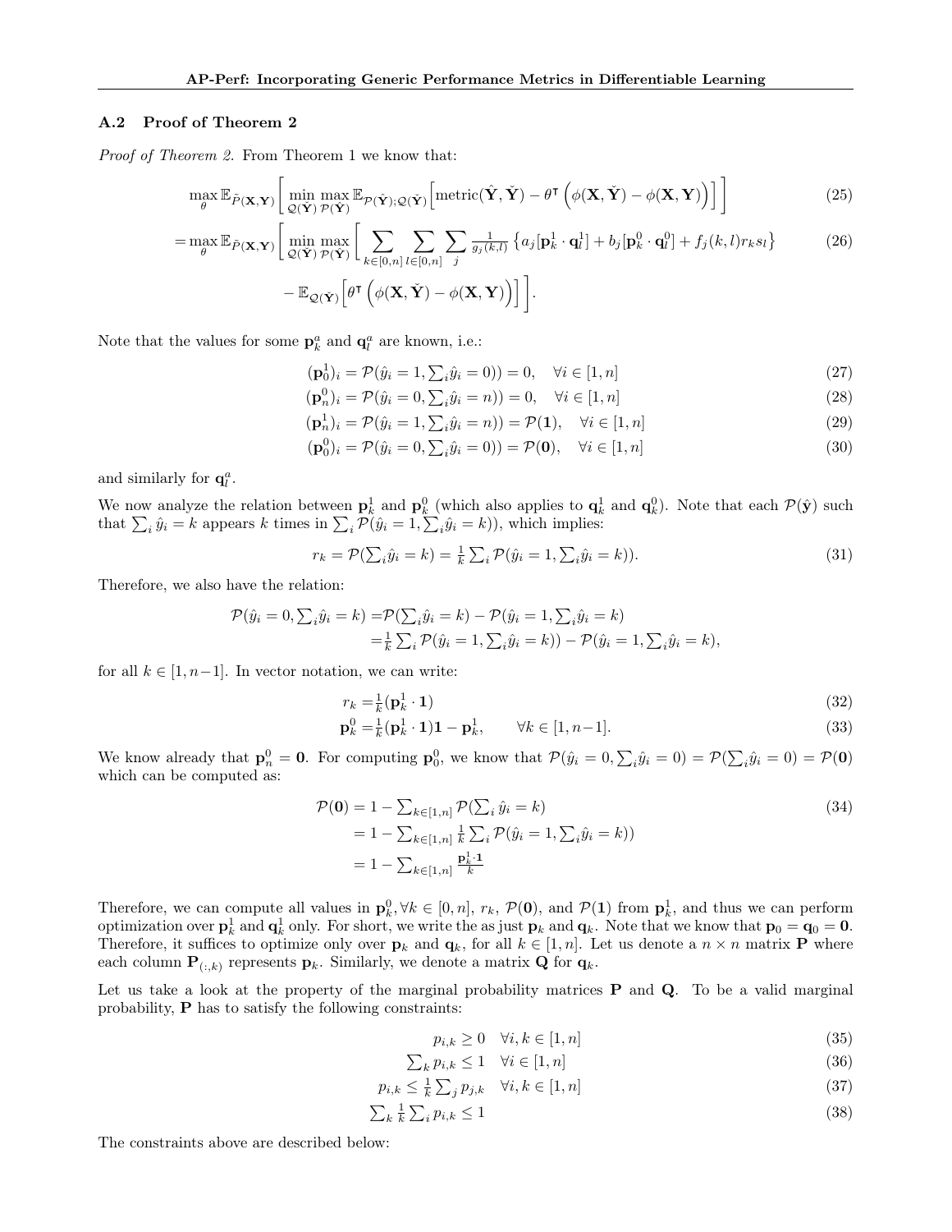### A.2 Proof of Theorem 2

*Proof of Theorem 2.* From Theorem 1 we know that:

$$\max_{\theta} \mathbb{E}_{\tilde{P}(\mathbf{X},\mathbf{Y})} \left[ \min_{\mathcal{Q}(\check{\mathbf{Y}})} \max_{\mathcal{P}(\hat{\mathbf{Y}})} \mathbb{E}_{\mathcal{P}(\hat{\mathbf{Y}});\mathcal{Q}(\check{\mathbf{Y}})} \left[ \text{metric}(\hat{\mathbf{Y}}, \check{\mathbf{Y}}) - \theta^\intercal \left( \phi(\mathbf{X}, \check{\mathbf{Y}}) - \phi(\mathbf{X}, \mathbf{Y}) \right) \right] \right] \tag{25}$$

$$= \max_{\theta} \mathbb{E}_{\tilde{P}(\mathbf{X},\mathbf{Y})} \left[ \min_{\mathcal{Q}(\check{\mathbf{Y}})} \max_{\mathcal{P}(\hat{\mathbf{Y}})} \left[ \sum_{k \in [0,n]} \sum_{l \in [0,n]} \sum_{j} \tfrac{1}{g_j(k,l)} \left\{ a_j [\mathbf{p}_k^1 \cdot \mathbf{q}_l^1] + b_j [\mathbf{p}_k^0 \cdot \mathbf{q}_l^0] + f_j(k,l) r_k s_l \right\} \right. \right. \tag{26}$$

$$\left. \left. - \mathbb{E}_{\mathcal{Q}(\check{\mathbf{Y}})} \left[ \theta^\intercal \left( \phi(\mathbf{X}, \check{\mathbf{Y}}) - \phi(\mathbf{X}, \mathbf{Y}) \right) \right] \right] \right].$$

Note that the values for some $\mathbf{p}_k^a$ and $\mathbf{q}_l^a$ are known, i.e.:

$$(\mathbf{p}_0^1)_i = \mathcal{P}(\hat{y}_i = 1, \textstyle\sum_i \hat{y}_i = 0)) = 0, \quad \forall i \in [1, n] \tag{27}$$

$$(\mathbf{p}_n^0)_i = \mathcal{P}(\hat{y}_i = 0, \textstyle\sum_i \hat{y}_i = n)) = 0, \quad \forall i \in [1, n] \tag{28}$$

$$(\mathbf{p}_n^1)_i = \mathcal{P}(\hat{y}_i = 1, \textstyle\sum_i \hat{y}_i = n)) = \mathcal{P}(\mathbf{1}), \quad \forall i \in [1, n] \tag{29}$$

$$(\mathbf{p}_0^0)_i = \mathcal{P}(\hat{y}_i = 0, \textstyle\sum_i \hat{y}_i = 0)) = \mathcal{P}(\mathbf{0}), \quad \forall i \in [1, n] \tag{30}$$

and similarly for $\mathbf{q}_l^a$.

We now analyze the relation between $\mathbf{p}_k^1$ and $\mathbf{p}_k^0$ (which also applies to $\mathbf{q}_k^1$ and $\mathbf{q}_k^0$). Note that each $\mathcal{P}(\hat{\mathbf{y}})$ such that $\sum_i \hat{y}_i = k$ appears $k$ times in $\sum_i \mathcal{P}(\hat{y}_i = 1, \sum_i \hat{y}_i = k))$, which implies:

$$r_k = \mathcal{P}(\textstyle\sum_i \hat{y}_i = k) = \frac{1}{k} \sum_i \mathcal{P}(\hat{y}_i = 1, \sum_i \hat{y}_i = k)). \tag{31}$$

Therefore, we also have the relation:

$$\begin{aligned} \mathcal{P}(\hat{y}_i = 0, \textstyle\sum_i \hat{y}_i = k) &= \mathcal{P}(\textstyle\sum_i \hat{y}_i = k) - \mathcal{P}(\hat{y}_i = 1, \textstyle\sum_i \hat{y}_i = k) \\ &= \tfrac{1}{k} \textstyle\sum_i \mathcal{P}(\hat{y}_i = 1, \sum_i \hat{y}_i = k)) - \mathcal{P}(\hat{y}_i = 1, \sum_i \hat{y}_i = k), \end{aligned}$$

for all $k \in [1, n-1]$. In vector notation, we can write:

$$r_k = \tfrac{1}{k} (\mathbf{p}_k^1 \cdot \mathbf{1}) \tag{32}$$

$$\mathbf{p}_k^0 = \tfrac{1}{k} (\mathbf{p}_k^1 \cdot \mathbf{1}) \mathbf{1} - \mathbf{p}_k^1, \qquad \forall k \in [1, n-1]. \tag{33}$$

We know already that $\mathbf{p}_n^0 = \mathbf{0}$. For computing $\mathbf{p}_0^0$, we know that $\mathcal{P}(\hat{y}_i = 0, \sum_i \hat{y}_i = 0) = \mathcal{P}(\sum_i \hat{y}_i = 0) = \mathcal{P}(\mathbf{0})$ which can be computed as:

$$\begin{aligned} \mathcal{P}(\mathbf{0}) &= 1 - \textstyle\sum_{k \in [1,n]} \mathcal{P}(\sum_i \hat{y}_i = k) \\ &= 1 - \textstyle\sum_{k \in [1,n]} \frac{1}{k} \sum_i \mathcal{P}(\hat{y}_i = 1, \sum_i \hat{y}_i = k)) \\ &= 1 - \textstyle\sum_{k \in [1,n]} \frac{\mathbf{p}_k^1 \cdot \mathbf{1}}{k} \end{aligned} \tag{34}$$

Therefore, we can compute all values in $\mathbf{p}_k^0, \forall k \in [0, n]$, $r_k$, $\mathcal{P}(\mathbf{0})$, and $\mathcal{P}(\mathbf{1})$ from $\mathbf{p}_k^1$, and thus we can perform optimization over $\mathbf{p}_k^1$ and $\mathbf{q}_k^1$ only. For short, we write the as just $\mathbf{p}_k$ and $\mathbf{q}_k$. Note that we know that $\mathbf{p}_0 = \mathbf{q}_0 = \mathbf{0}$. Therefore, it suffices to optimize only over $\mathbf{p}_k$ and $\mathbf{q}_k$, for all $k \in [1, n]$. Let us denote a $n \times n$ matrix $\mathbf{P}$ where each column $\mathbf{P}_{(:,k)}$ represents $\mathbf{p}_k$. Similarly, we denote a matrix $\mathbf{Q}$ for $\mathbf{q}_k$.

Let us take a look at the property of the marginal probability matrices $\mathbf{P}$ and $\mathbf{Q}$. To be a valid marginal probability, $\mathbf{P}$ has to satisfy the following constraints:

$$p_{i,k} \geq 0 \quad \forall i, k \in [1, n] \tag{35}$$

$$\textstyle\sum_k p_{i,k} \leq 1 \quad \forall i \in [1, n] \tag{36}$$

$$p_{i,k} \leq \tfrac{1}{k} \textstyle\sum_j p_{j,k} \quad \forall i, k \in [1, n] \tag{37}$$

$$\textstyle\sum_k \frac{1}{k} \sum_i p_{i,k} \leq 1 \tag{38}$$

The constraints above are described below: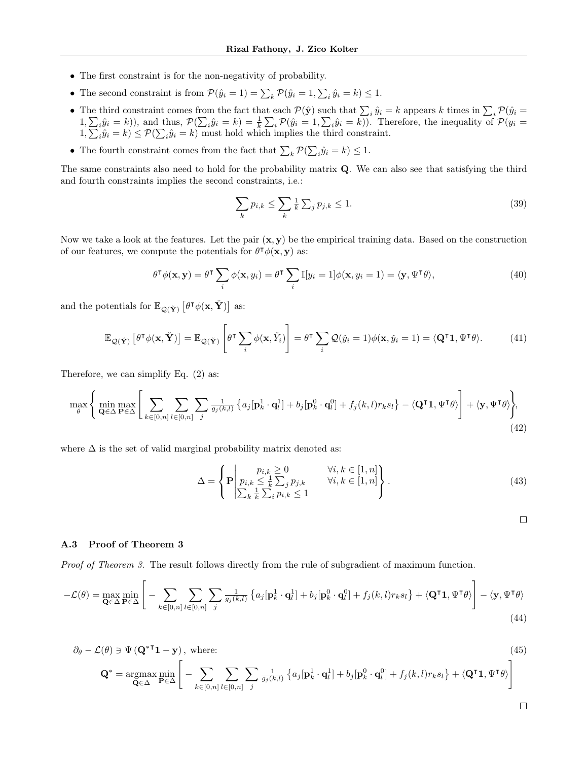- The first constraint is for the non-negativity of probability.
- The second constraint is from $\mathcal{P}(\hat{y}_i = 1) = \sum_k \mathcal{P}(\hat{y}_i = 1, \sum_i \hat{y}_i = k) \leq 1$.
- The third constraint comes from the fact that each $\mathcal{P}(\hat{\mathbf{y}})$ such that $\sum_i \hat{y}_i = k$ appears $k$ times in $\sum_i \mathcal{P}(\hat{y}_i = 1, \sum_i \hat{y}_i = k)$), and thus, $\mathcal{P}(\sum_i \hat{y}_i = k) = \frac{1}{k} \sum_i \mathcal{P}(\hat{y}_i = 1, \sum_i \hat{y}_i = k)$). Therefore, the inequality of $\mathcal{P}(y_i = 1, \sum_i \hat{y}_i = k) \leq \mathcal{P}(\sum_i \hat{y}_i = k)$ must hold which implies the third constraint.
- The fourth constraint comes from the fact that $\sum_k \mathcal{P}(\sum_i \hat{y}_i = k) \leq 1$.

The same constraints also need to hold for the probability matrix $\mathbf{Q}$. We can also see that satisfying the third and fourth constraints implies the second constraints, i.e.:

$$\sum_k p_{i,k} \leq \sum_k \tfrac{1}{k} \textstyle\sum_j p_{j,k} \leq 1. \tag{39}$$

Now we take a look at the features. Let the pair $(\mathbf{x}, \mathbf{y})$ be the empirical training data. Based on the construction of our features, we compute the potentials for $\theta^\intercal \phi(\mathbf{x}, \mathbf{y})$ as:

$$\theta^\intercal \phi(\mathbf{x}, \mathbf{y}) = \theta^\intercal \sum_i \phi(\mathbf{x}, y_i) = \theta^\intercal \sum_i \mathbb{I}[y_i = 1] \phi(\mathbf{x}, y_i = 1) = \langle \mathbf{y}, \Psi^\intercal \theta \rangle, \tag{40}$$

and the potentials for $\mathbb{E}_{\mathcal{Q}(\check{\mathbf{Y}})}\left[\theta^\intercal \phi(\mathbf{x}, \check{\mathbf{Y}})\right]$ as:

$$\mathbb{E}_{\mathcal{Q}(\check{\mathbf{Y}})}\left[\theta^\intercal \phi(\mathbf{x}, \check{\mathbf{Y}})\right] = \mathbb{E}_{\mathcal{Q}(\check{\mathbf{Y}})}\left[\theta^\intercal \sum_i \phi(\mathbf{x}, \check{Y}_i)\right] = \theta^\intercal \sum_i \mathcal{Q}(\check{y}_i = 1) \phi(\mathbf{x}, \check{y}_i = 1) = \langle \mathbf{Q}^\intercal \mathbf{1}, \Psi^\intercal \theta \rangle. \tag{41}$$

Therefore, we can simplify Eq. (2) as:

$$\max_\theta \left\{ \min_{\mathbf{Q} \in \Delta} \max_{\mathbf{P} \in \Delta} \left[ \sum_{k \in [0,n]} \sum_{l \in [0,n]} \sum_j \tfrac{1}{g_j(k,l)} \left\{ a_j [\mathbf{p}_k^1 \cdot \mathbf{q}_l^1] + b_j [\mathbf{p}_k^0 \cdot \mathbf{q}_l^0] + f_j(k,l) r_k s_l \right\} - \langle \mathbf{Q}^\intercal \mathbf{1}, \Psi^\intercal \theta \rangle \right] + \langle \mathbf{y}, \Psi^\intercal \theta \rangle \right\}, \tag{42}$$

where $\Delta$ is the set of valid marginal probability matrix denoted as:

$$\Delta = \left\{ \mathbf{P} \middle| \begin{array}{ll} p_{i,k} \geq 0 & \forall i,k \in [1,n] \\ p_{i,k} \leq \frac{1}{k} \sum_j p_{j,k} & \forall i,k \in [1,n] \\ \sum_k \frac{1}{k} \sum_i p_{i,k} \leq 1 & \end{array} \right\}. \tag{43}$$

□

### A.3 Proof of Theorem 3

*Proof of Theorem 3.* The result follows directly from the rule of subgradient of maximum function.

$$-\mathcal{L}(\theta) = \max_{\mathbf{Q} \in \Delta} \min_{\mathbf{P} \in \Delta} \left[ - \sum_{k \in [0,n]} \sum_{l \in [0,n]} \sum_j \tfrac{1}{g_j(k,l)} \left\{ a_j [\mathbf{p}_k^1 \cdot \mathbf{q}_l^1] + b_j [\mathbf{p}_k^0 \cdot \mathbf{q}_l^0] + f_j(k,l) r_k s_l \right\} + \langle \mathbf{Q}^\intercal \mathbf{1}, \Psi^\intercal \theta \rangle \right] - \langle \mathbf{y}, \Psi^\intercal \theta \rangle \tag{44}$$

$$\partial_\theta - \mathcal{L}(\theta) \ni \Psi \left( \mathbf{Q}^{*\intercal} \mathbf{1} - \mathbf{y} \right), \text{ where:} \tag{45}$$

$$\mathbf{Q}^* = \operatorname*{argmax}_{\mathbf{Q} \in \Delta} \min_{\mathbf{P} \in \Delta} \left[ - \sum_{k \in [0,n]} \sum_{l \in [0,n]} \sum_j \tfrac{1}{g_j(k,l)} \left\{ a_j [\mathbf{p}_k^1 \cdot \mathbf{q}_l^1] + b_j [\mathbf{p}_k^0 \cdot \mathbf{q}_l^0] + f_j(k,l) r_k s_l \right\} + \langle \mathbf{Q}^\intercal \mathbf{1}, \Psi^\intercal \theta \rangle \right]$$

□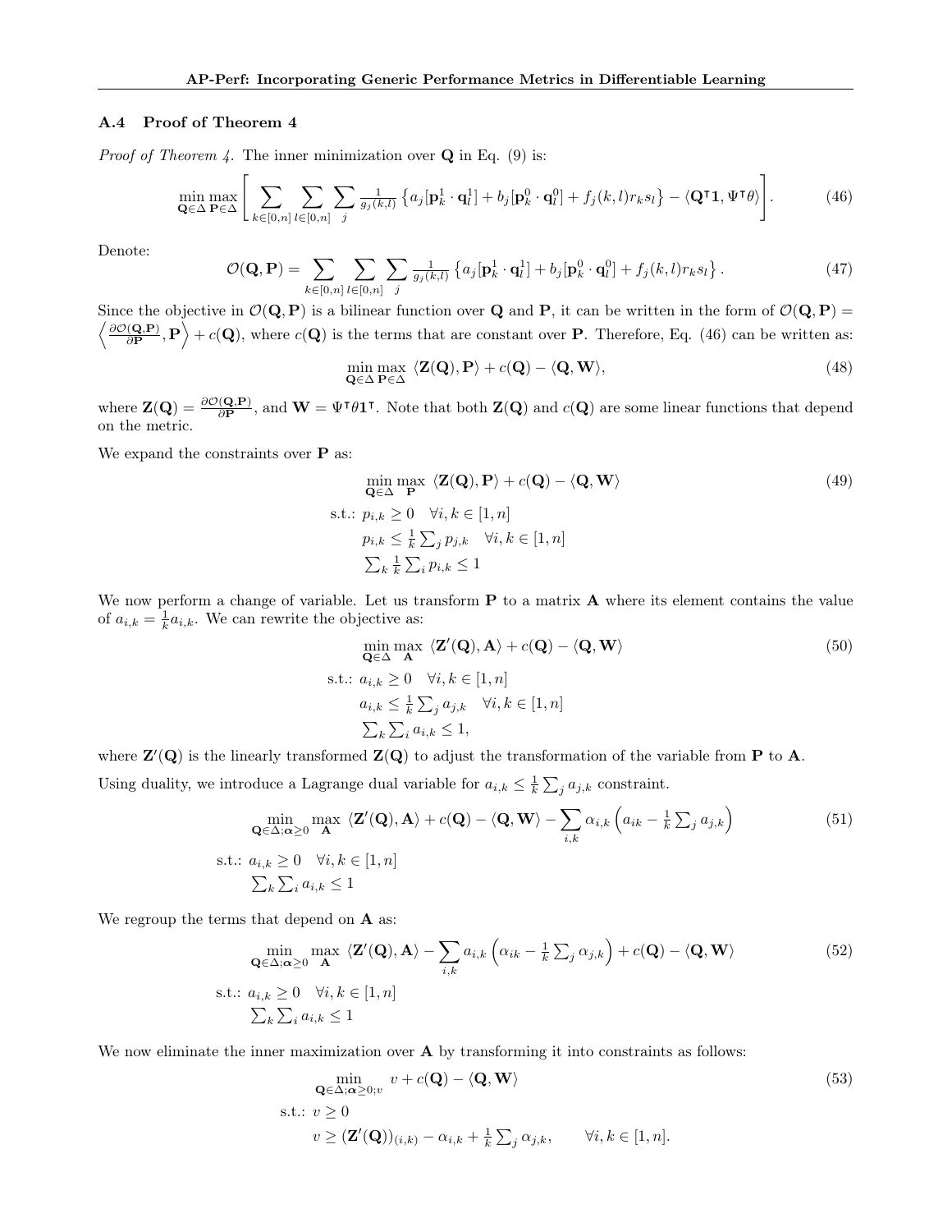### A.4 Proof of Theorem 4

*Proof of Theorem 4.* The inner minimization over $\mathbf{Q}$ in Eq. (9) is:

$$\min_{\mathbf{Q}\in\Delta}\max_{\mathbf{P}\in\Delta}\left[\sum_{k\in[0,n]}\sum_{l\in[0,n]}\sum_{j}\tfrac{1}{g_j(k,l)}\left\{a_j[\mathbf{p}_k^1\cdot\mathbf{q}_l^1]+b_j[\mathbf{p}_k^0\cdot\mathbf{q}_l^0]+f_j(k,l)r_ks_l\right\}-\langle\mathbf{Q}^\intercal\mathbf{1},\Psi^\intercal\theta\rangle\right]. \tag{46}$$

Denote:

$$\mathcal{O}(\mathbf{Q},\mathbf{P})=\sum_{k\in[0,n]}\sum_{l\in[0,n]}\sum_{j}\tfrac{1}{g_j(k,l)}\left\{a_j[\mathbf{p}_k^1\cdot\mathbf{q}_l^1]+b_j[\mathbf{p}_k^0\cdot\mathbf{q}_l^0]+f_j(k,l)r_ks_l\right\}. \tag{47}$$

Since the objective in $\mathcal{O}(\mathbf{Q},\mathbf{P})$ is a bilinear function over $\mathbf{Q}$ and $\mathbf{P}$, it can be written in the form of $\mathcal{O}(\mathbf{Q},\mathbf{P})=\left\langle\frac{\partial\mathcal{O}(\mathbf{Q},\mathbf{P})}{\partial\mathbf{P}},\mathbf{P}\right\rangle+c(\mathbf{Q})$, where $c(\mathbf{Q})$ is the terms that are constant over $\mathbf{P}$. Therefore, Eq. (46) can be written as:

$$\min_{\mathbf{Q}\in\Delta}\max_{\mathbf{P}\in\Delta}\ \langle\mathbf{Z}(\mathbf{Q}),\mathbf{P}\rangle+c(\mathbf{Q})-\langle\mathbf{Q},\mathbf{W}\rangle, \tag{48}$$

where $\mathbf{Z}(\mathbf{Q})=\frac{\partial\mathcal{O}(\mathbf{Q},\mathbf{P})}{\partial\mathbf{P}}$, and $\mathbf{W}=\Psi^\intercal\theta\mathbf{1}^\intercal$. Note that both $\mathbf{Z}(\mathbf{Q})$ and $c(\mathbf{Q})$ are some linear functions that depend on the metric.

We expand the constraints over $\mathbf{P}$ as:

$$\begin{aligned}
&\min_{\mathbf{Q}\in\Delta}\max_{\mathbf{P}}\ \langle\mathbf{Z}(\mathbf{Q}),\mathbf{P}\rangle+c(\mathbf{Q})-\langle\mathbf{Q},\mathbf{W}\rangle \\
&\text{s.t.: } p_{i,k}\geq 0\quad\forall i,k\in[1,n]\\
&\qquad p_{i,k}\leq\tfrac{1}{k}\textstyle\sum_j p_{j,k}\quad\forall i,k\in[1,n]\\
&\qquad \textstyle\sum_k\frac{1}{k}\sum_i p_{i,k}\leq 1
\end{aligned} \tag{49}$$

We now perform a change of variable. Let us transform $\mathbf{P}$ to a matrix $\mathbf{A}$ where its element contains the value of $a_{i,k}=\frac{1}{k}a_{i,k}$. We can rewrite the objective as:

$$\begin{aligned}
&\min_{\mathbf{Q}\in\Delta}\max_{\mathbf{A}}\ \langle\mathbf{Z}'(\mathbf{Q}),\mathbf{A}\rangle+c(\mathbf{Q})-\langle\mathbf{Q},\mathbf{W}\rangle \\
&\text{s.t.: } a_{i,k}\geq 0\quad\forall i,k\in[1,n]\\
&\qquad a_{i,k}\leq\tfrac{1}{k}\textstyle\sum_j a_{j,k}\quad\forall i,k\in[1,n]\\
&\qquad \textstyle\sum_k\sum_i a_{i,k}\leq 1,
\end{aligned} \tag{50}$$

where $\mathbf{Z}'(\mathbf{Q})$ is the linearly transformed $\mathbf{Z}(\mathbf{Q})$ to adjust the transformation of the variable from $\mathbf{P}$ to $\mathbf{A}$.

Using duality, we introduce a Lagrange dual variable for $a_{i,k}\leq\frac{1}{k}\sum_j a_{j,k}$ constraint.

$$\begin{aligned}
&\min_{\mathbf{Q}\in\Delta;\boldsymbol{\alpha}\geq 0}\max_{\mathbf{A}}\ \langle\mathbf{Z}'(\mathbf{Q}),\mathbf{A}\rangle+c(\mathbf{Q})-\langle\mathbf{Q},\mathbf{W}\rangle-\sum_{i,k}\alpha_{i,k}\left(a_{ik}-\tfrac{1}{k}\textstyle\sum_j a_{j,k}\right) \\
&\text{s.t.: } a_{i,k}\geq 0\quad\forall i,k\in[1,n]\\
&\qquad \textstyle\sum_k\sum_i a_{i,k}\leq 1
\end{aligned} \tag{51}$$

We regroup the terms that depend on $\mathbf{A}$ as:

$$\begin{aligned}
&\min_{\mathbf{Q}\in\Delta;\boldsymbol{\alpha}\geq 0}\max_{\mathbf{A}}\ \langle\mathbf{Z}'(\mathbf{Q}),\mathbf{A}\rangle-\sum_{i,k}a_{i,k}\left(\alpha_{ik}-\tfrac{1}{k}\textstyle\sum_j\alpha_{j,k}\right)+c(\mathbf{Q})-\langle\mathbf{Q},\mathbf{W}\rangle \\
&\text{s.t.: } a_{i,k}\geq 0\quad\forall i,k\in[1,n]\\
&\qquad \textstyle\sum_k\sum_i a_{i,k}\leq 1
\end{aligned} \tag{52}$$

We now eliminate the inner maximization over $\mathbf{A}$ by transforming it into constraints as follows:

$$\begin{aligned}
&\min_{\mathbf{Q}\in\Delta;\boldsymbol{\alpha}\geq 0;v}\ v+c(\mathbf{Q})-\langle\mathbf{Q},\mathbf{W}\rangle \\
&\text{s.t.: } v\geq 0\\
&\qquad v\geq(\mathbf{Z}'(\mathbf{Q}))_{(i,k)}-\alpha_{i,k}+\tfrac{1}{k}\textstyle\sum_j\alpha_{j,k},\qquad\forall i,k\in[1,n].
\end{aligned} \tag{53}$$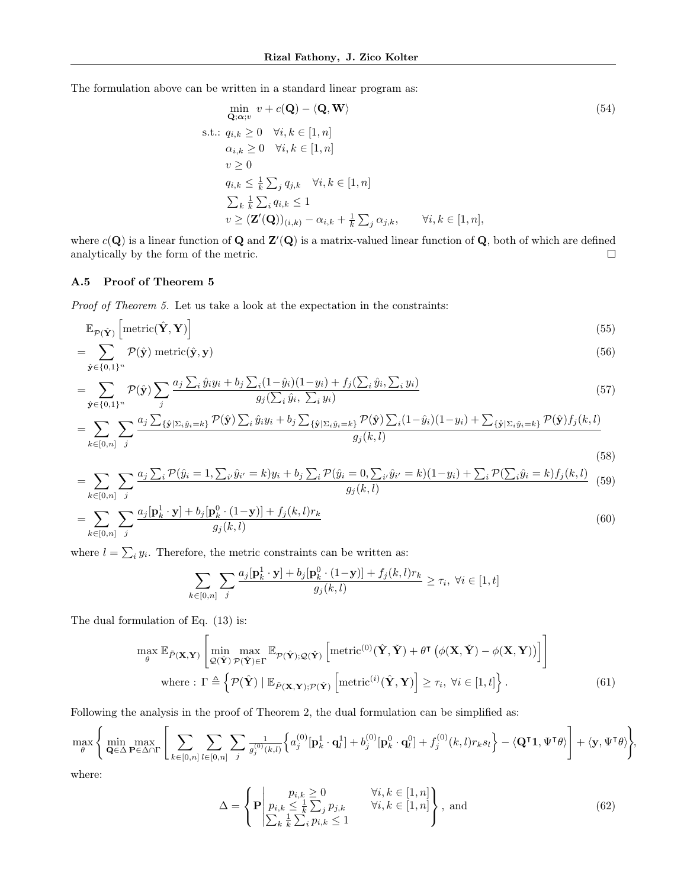The formulation above can be written in a standard linear program as:

$$
\begin{aligned}
\min_{\mathbf{Q};\boldsymbol{\alpha};v} \quad & v + c(\mathbf{Q}) - \langle \mathbf{Q}, \mathbf{W} \rangle \\
\text{s.t.:} \quad & q_{i,k} \geq 0 \quad \forall i,k \in [1,n] \\
& \alpha_{i,k} \geq 0 \quad \forall i,k \in [1,n] \\
& v \geq 0 \\
& q_{i,k} \leq \tfrac{1}{k} \textstyle\sum_j q_{j,k} \quad \forall i,k \in [1,n] \\
& \textstyle\sum_k \tfrac{1}{k} \sum_i q_{i,k} \leq 1 \\
& v \geq (\mathbf{Z}'(\mathbf{Q}))_{(i,k)} - \alpha_{i,k} + \tfrac{1}{k} \textstyle\sum_j \alpha_{j,k}, \qquad \forall i,k \in [1,n],
\end{aligned}
\tag{54}
$$

where $c(\mathbf{Q})$ is a linear function of $\mathbf{Q}$ and $\mathbf{Z}'(\mathbf{Q})$ is a matrix-valued linear function of $\mathbf{Q}$, both of which are defined analytically by the form of the metric. □

### A.5 Proof of Theorem 5

*Proof of Theorem 5.* Let us take a look at the expectation in the constraints:

$$
\mathbb{E}_{\mathcal{P}(\hat{\mathbf{Y}})} \left[ \text{metric}(\hat{\mathbf{Y}}, \mathbf{Y}) \right] \tag{55}
$$

$$
= \sum_{\hat{\mathbf{y}} \in \{0,1\}^n} \mathcal{P}(\hat{\mathbf{y}}) \ \text{metric}(\hat{\mathbf{y}}, \mathbf{y}) \tag{56}
$$

$$
= \sum_{\hat{\mathbf{y}} \in \{0,1\}^n} \mathcal{P}(\hat{\mathbf{y}}) \sum_j \frac{a_j \sum_i \hat{y}_i y_i + b_j \sum_i (1 - \hat{y}_i)(1 - y_i) + f_j(\sum_i \hat{y}_i, \sum_i y_i)}{g_j(\sum_i \hat{y}_i, \ \sum_i y_i)} \tag{57}
$$

$$
= \sum_{k \in [0,n]} \sum_j \frac{a_j \sum_{\{\hat{\mathbf{y}} | \Sigma_i \hat{y}_i = k\}} \mathcal{P}(\hat{\mathbf{y}}) \sum_i \hat{y}_i y_i + b_j \sum_{\{\hat{\mathbf{y}} | \Sigma_i \hat{y}_i = k\}} \mathcal{P}(\hat{\mathbf{y}}) \sum_i (1 - \hat{y}_i)(1 - y_i) + \sum_{\{\hat{\mathbf{y}} | \Sigma_i \hat{y}_i = k\}} \mathcal{P}(\hat{\mathbf{y}}) f_j(k,l)}{g_j(k,l)} \tag{58}
$$

$$
= \sum_{k \in [0,n]} \sum_j \frac{a_j \sum_i \mathcal{P}(\hat{y}_i = 1, \sum_{i'} \hat{y}_{i'} = k) y_i + b_j \sum_i \mathcal{P}(\hat{y}_i = 0, \sum_{i'} \hat{y}_{i'} = k)(1 - y_i) + \sum_i \mathcal{P}(\sum_i \hat{y}_i = k) f_j(k,l)}{g_j(k,l)} \tag{59}
$$

$$
= \sum_{k \in [0,n]} \sum_j \frac{a_j [\mathbf{p}_k^1 \cdot \mathbf{y}] + b_j [\mathbf{p}_k^0 \cdot (1 - \mathbf{y})] + f_j(k,l) r_k}{g_j(k,l)} \tag{60}
$$

where $l = \sum_i y_i$. Therefore, the metric constraints can be written as:

$$
\sum_{k \in [0,n]} \sum_j \frac{a_j [\mathbf{p}_k^1 \cdot \mathbf{y}] + b_j [\mathbf{p}_k^0 \cdot (1 - \mathbf{y})] + f_j(k,l) r_k}{g_j(k,l)} \geq \tau_i, \ \forall i \in [1,t]
$$

The dual formulation of Eq. (13) is:

$$
\begin{aligned}
& \max_\theta \mathbb{E}_{\tilde{P}(\mathbf{X},\mathbf{Y})} \left[ \min_{\mathcal{Q}(\check{\mathbf{Y}})} \max_{\mathcal{P}(\hat{\mathbf{Y}}) \in \Gamma} \mathbb{E}_{\mathcal{P}(\hat{\mathbf{Y}}); \mathcal{Q}(\check{\mathbf{Y}})} \left[ \text{metric}^{(0)}(\hat{\mathbf{Y}}, \check{\mathbf{Y}}) + \theta^\intercal \left( \phi(\mathbf{X}, \check{\mathbf{Y}}) - \phi(\mathbf{X}, \mathbf{Y}) \right) \right] \right] \\
& \quad \text{where} : \ \Gamma \triangleq \left\{ \mathcal{P}(\hat{\mathbf{Y}}) \mid \mathbb{E}_{\tilde{P}(\mathbf{X},\mathbf{Y}); \mathcal{P}(\hat{\mathbf{Y}})} \left[ \text{metric}^{(i)}(\hat{\mathbf{Y}}, \mathbf{Y}) \right] \geq \tau_i, \ \forall i \in [1,t] \right\}.
\end{aligned}
\tag{61}
$$

Following the analysis in the proof of Theorem 2, the dual formulation can be simplified as:

$$
\max_\theta \left\{ \min_{\mathbf{Q} \in \Delta} \max_{\mathbf{P} \in \Delta \cap \Gamma} \left[ \sum_{k \in [0,n]} \sum_{l \in [0,n]} \sum_j \tfrac{1}{g_j^{(0)}(k,l)} \left\{ a_j^{(0)} [\mathbf{p}_k^1 \cdot \mathbf{q}_l^1] + b_j^{(0)} [\mathbf{p}_k^0 \cdot \mathbf{q}_l^0] + f_j^{(0)}(k,l) r_k s_l \right\} - \langle \mathbf{Q}^\intercal \mathbf{1}, \Psi^\intercal \theta \rangle \right] + \langle \mathbf{y}, \Psi^\intercal \theta \rangle \right\},
$$

where:

$$
\Delta = \left\{ \mathbf{P} \middle| \begin{array}{ll} p_{i,k} \geq 0 & \forall i,k \in [1,n] \\ p_{i,k} \leq \frac{1}{k} \sum_j p_{j,k} & \forall i,k \in [1,n] \\ \sum_k \frac{1}{k} \sum_i p_{i,k} \leq 1 & \end{array} \right\}, \ \text{and} \tag{62}
$$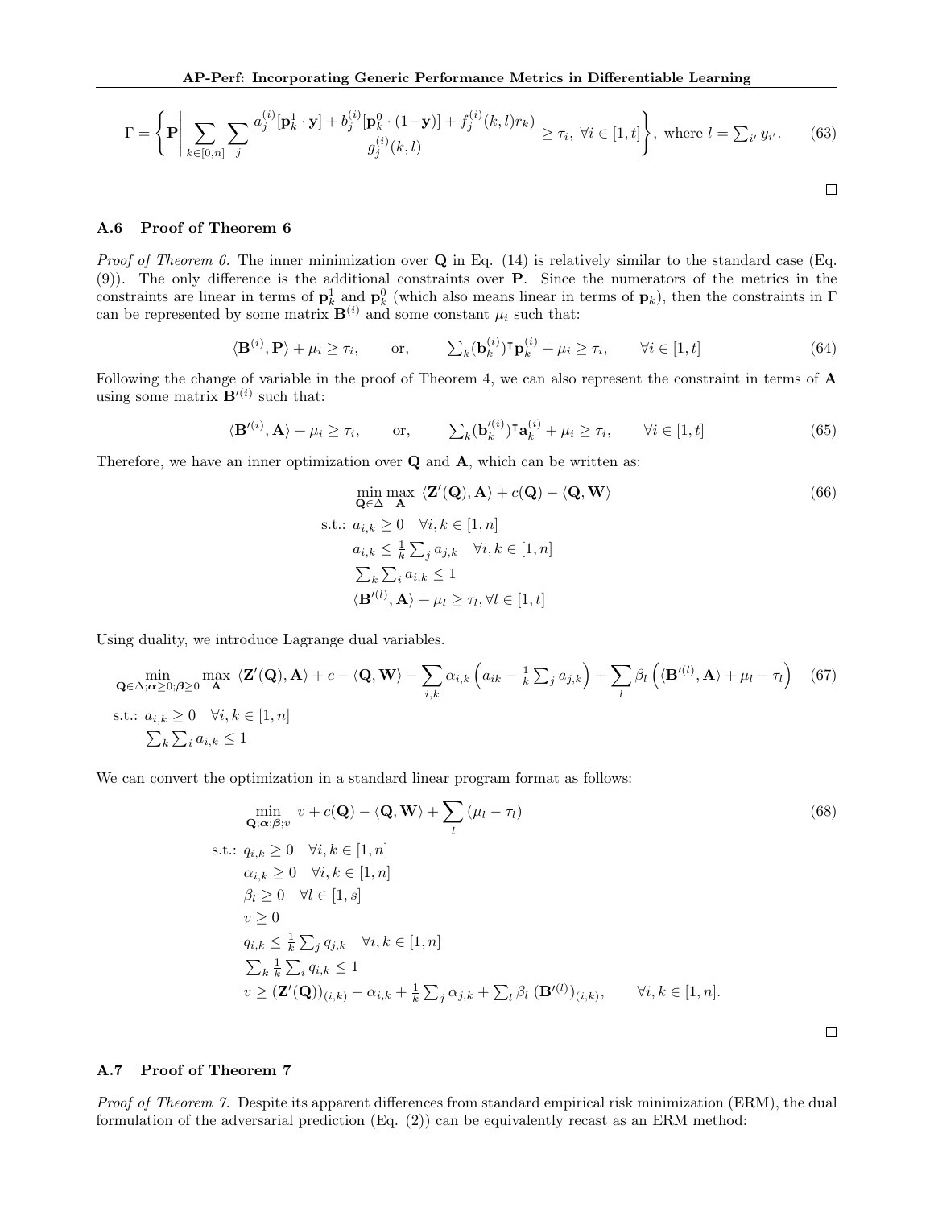$$\Gamma = \left\{ \mathbf{P} \middle| \sum_{k \in [0,n]} \sum_j \frac{a_j^{(i)}[\mathbf{p}_k^1 \cdot \mathbf{y}] + b_j^{(i)}[\mathbf{p}_k^0 \cdot (1-\mathbf{y})] + f_j^{(i)}(k,l) r_k)}{g_j^{(i)}(k,l)} \geq \tau_i, \ \forall i \in [1,t] \right\}, \text{ where } l = \textstyle\sum_{i'} y_{i'}. \tag{63}$$

□

### A.6 Proof of Theorem 6

*Proof of Theorem 6.* The inner minimization over $\mathbf{Q}$ in Eq. (14) is relatively similar to the standard case (Eq. (9)). The only difference is the additional constraints over $\mathbf{P}$. Since the numerators of the metrics in the constraints are linear in terms of $\mathbf{p}_k^1$ and $\mathbf{p}_k^0$ (which also means linear in terms of $\mathbf{p}_k$), then the constraints in $\Gamma$ can be represented by some matrix $\mathbf{B}^{(i)}$ and some constant $\mu_i$ such that:

$$\langle \mathbf{B}^{(i)}, \mathbf{P} \rangle + \mu_i \geq \tau_i, \qquad \text{or,} \qquad \textstyle\sum_k (\mathbf{b}_k^{(i)})^\intercal \mathbf{p}_k^{(i)} + \mu_i \geq \tau_i, \qquad \forall i \in [1,t] \tag{64}$$

Following the change of variable in the proof of Theorem 4, we can also represent the constraint in terms of $\mathbf{A}$ using some matrix $\mathbf{B}'^{(i)}$ such that:

$$\langle \mathbf{B}'^{(i)}, \mathbf{A} \rangle + \mu_i \geq \tau_i, \qquad \text{or,} \qquad \textstyle\sum_k (\mathbf{b}_k'^{(i)})^\intercal \mathbf{a}_k^{(i)} + \mu_i \geq \tau_i, \qquad \forall i \in [1,t] \tag{65}$$

Therefore, we have an inner optimization over $\mathbf{Q}$ and $\mathbf{A}$, which can be written as:

$$\begin{aligned}
&\min_{\mathbf{Q} \in \Delta} \max_{\mathbf{A}} \ \langle \mathbf{Z}'(\mathbf{Q}), \mathbf{A} \rangle + c(\mathbf{Q}) - \langle \mathbf{Q}, \mathbf{W} \rangle \\
&\text{s.t.: } a_{i,k} \geq 0 \quad \forall i,k \in [1,n] \\
&\qquad a_{i,k} \leq \tfrac{1}{k} \textstyle\sum_j a_{j,k} \quad \forall i,k \in [1,n] \\
&\qquad \textstyle\sum_k \sum_i a_{i,k} \leq 1 \\
&\qquad \langle \mathbf{B}'^{(l)}, \mathbf{A} \rangle + \mu_l \geq \tau_l, \forall l \in [1,t]
\end{aligned} \tag{66}$$

Using duality, we introduce Lagrange dual variables.

$$\begin{aligned}
&\min_{\mathbf{Q} \in \Delta; \boldsymbol{\alpha} \geq 0; \boldsymbol{\beta} \geq 0} \max_{\mathbf{A}} \ \langle \mathbf{Z}'(\mathbf{Q}), \mathbf{A} \rangle + c - \langle \mathbf{Q}, \mathbf{W} \rangle - \sum_{i,k} \alpha_{i,k} \left( a_{ik} - \tfrac{1}{k} \textstyle\sum_j a_{j,k} \right) + \sum_l \beta_l \left( \langle \mathbf{B}'^{(l)}, \mathbf{A} \rangle + \mu_l - \tau_l \right) \\
&\text{s.t.: } a_{i,k} \geq 0 \quad \forall i,k \in [1,n] \\
&\qquad \textstyle\sum_k \sum_i a_{i,k} \leq 1
\end{aligned} \tag{67}$$

We can convert the optimization in a standard linear program format as follows:

$$\begin{aligned}
&\min_{\mathbf{Q}; \boldsymbol{\alpha}; \boldsymbol{\beta}; v} \ v + c(\mathbf{Q}) - \langle \mathbf{Q}, \mathbf{W} \rangle + \sum_l (\mu_l - \tau_l) \\
&\text{s.t.: } q_{i,k} \geq 0 \quad \forall i,k \in [1,n] \\
&\qquad \alpha_{i,k} \geq 0 \quad \forall i,k \in [1,n] \\
&\qquad \beta_l \geq 0 \quad \forall l \in [1,s] \\
&\qquad v \geq 0 \\
&\qquad q_{i,k} \leq \tfrac{1}{k} \textstyle\sum_j q_{j,k} \quad \forall i,k \in [1,n] \\
&\qquad \textstyle\sum_k \frac{1}{k} \sum_i q_{i,k} \leq 1 \\
&\qquad v \geq (\mathbf{Z}'(\mathbf{Q}))_{(i,k)} - \alpha_{i,k} + \tfrac{1}{k} \textstyle\sum_j \alpha_{j,k} + \sum_l \beta_l \, (\mathbf{B}'^{(l)})_{(i,k)}, \qquad \forall i,k \in [1,n].
\end{aligned} \tag{68}$$

□

### A.7 Proof of Theorem 7

*Proof of Theorem 7.* Despite its apparent differences from standard empirical risk minimization (ERM), the dual formulation of the adversarial prediction (Eq. (2)) can be equivalently recast as an ERM method: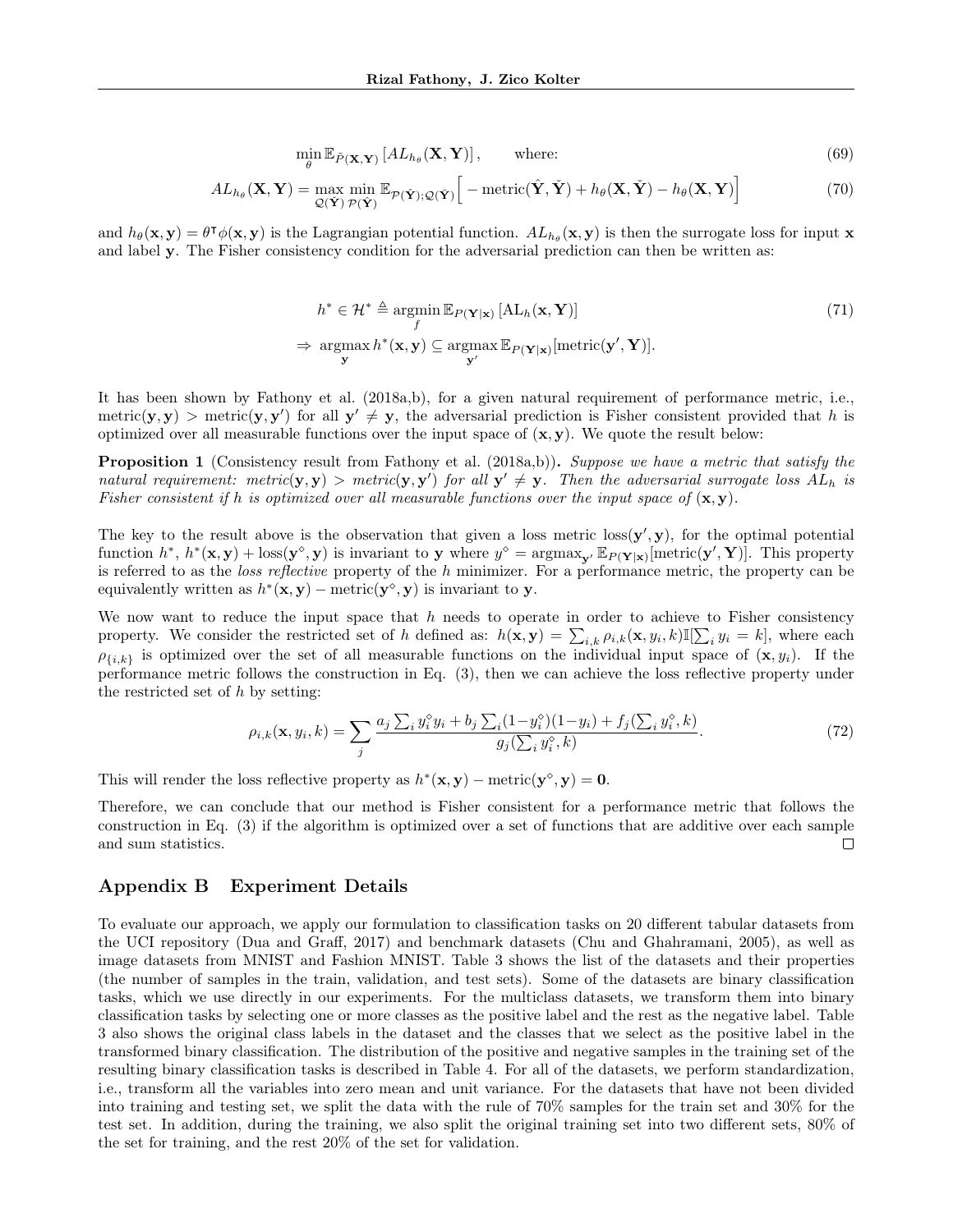$$\min_{\theta} \mathbb{E}_{\tilde{P}(\mathbf{X},\mathbf{Y})} \left[ AL_{h_\theta}(\mathbf{X}, \mathbf{Y}) \right], \qquad \text{where:} \tag{69}$$

$$AL_{h_\theta}(\mathbf{X}, \mathbf{Y}) = \max_{\mathcal{Q}(\check{\mathbf{Y}})} \min_{\mathcal{P}(\hat{\mathbf{Y}})} \mathbb{E}_{\mathcal{P}(\hat{\mathbf{Y}});\mathcal{Q}(\check{\mathbf{Y}})} \Big[ -\operatorname{metric}(\hat{\mathbf{Y}}, \check{\mathbf{Y}}) + h_\theta(\mathbf{X}, \check{\mathbf{Y}}) - h_\theta(\mathbf{X}, \mathbf{Y}) \Big] \tag{70}$$

and $h_\theta(\mathbf{x}, \mathbf{y}) = \theta^\intercal \phi(\mathbf{x}, \mathbf{y})$ is the Lagrangian potential function. $AL_{h_\theta}(\mathbf{x}, \mathbf{y})$ is then the surrogate loss for input $\mathbf{x}$ and label $\mathbf{y}$. The Fisher consistency condition for the adversarial prediction can then be written as:

$$\begin{aligned} & h^* \in \mathcal{H}^* \triangleq \operatorname*{argmin}_{f} \mathbb{E}_{P(\mathbf{Y}|\mathbf{x})} \left[ \mathrm{AL}_h(\mathbf{x}, \mathbf{Y}) \right] \\ \Rightarrow \; & \operatorname*{argmax}_{\mathbf{y}} h^*(\mathbf{x}, \mathbf{y}) \subseteq \operatorname*{argmax}_{\mathbf{y}'} \mathbb{E}_{P(\mathbf{Y}|\mathbf{x})}[\operatorname{metric}(\mathbf{y}', \mathbf{Y})]. \end{aligned} \tag{71}$$

It has been shown by Fathony et al. (2018a,b), for a given natural requirement of performance metric, i.e., $\operatorname{metric}(\mathbf{y}, \mathbf{y}) > \operatorname{metric}(\mathbf{y}, \mathbf{y}')$ for all $\mathbf{y}' \neq \mathbf{y}$, the adversarial prediction is Fisher consistent provided that $h$ is optimized over all measurable functions over the input space of $(\mathbf{x}, \mathbf{y})$. We quote the result below:

**Proposition 1** (Consistency result from Fathony et al. (2018a,b)). *Suppose we have a metric that satisfy the natural requirement: $\operatorname{metric}(\mathbf{y}, \mathbf{y}) > \operatorname{metric}(\mathbf{y}, \mathbf{y}')$ for all $\mathbf{y}' \neq \mathbf{y}$. Then the adversarial surrogate loss $AL_h$ is Fisher consistent if $h$ is optimized over all measurable functions over the input space of $(\mathbf{x}, \mathbf{y})$.*

The key to the result above is the observation that given a loss metric $\operatorname{loss}(\mathbf{y}', \mathbf{y})$, for the optimal potential function $h^*$, $h^*(\mathbf{x}, \mathbf{y}) + \operatorname{loss}(\mathbf{y}^\diamond, \mathbf{y})$ is invariant to $\mathbf{y}$ where $y^\diamond = \operatorname{argmax}_{\mathbf{y}'} \mathbb{E}_{P(\mathbf{Y}|\mathbf{x})}[\operatorname{metric}(\mathbf{y}', \mathbf{Y})]$. This property is referred to as the *loss reflective* property of the $h$ minimizer. For a performance metric, the property can be equivalently written as $h^*(\mathbf{x}, \mathbf{y}) - \operatorname{metric}(\mathbf{y}^\diamond, \mathbf{y})$ is invariant to $\mathbf{y}$.

We now want to reduce the input space that $h$ needs to operate in order to achieve to Fisher consistency property. We consider the restricted set of $h$ defined as: $h(\mathbf{x}, \mathbf{y}) = \sum_{i,k} \rho_{i,k}(\mathbf{x}, y_i, k) \mathbb{I}[\sum_i y_i = k]$, where each $\rho_{\{i,k\}}$ is optimized over the set of all measurable functions on the individual input space of $(\mathbf{x}, y_i)$. If the performance metric follows the construction in Eq. (3), then we can achieve the loss reflective property under the restricted set of $h$ by setting:

$$\rho_{i,k}(\mathbf{x}, y_i, k) = \sum_j \frac{a_j \sum_i y_i^\diamond y_i + b_j \sum_i (1 - y_i^\diamond)(1 - y_i) + f_j(\sum_i y_i^\diamond, k)}{g_j(\sum_i y_i^\diamond, k)}. \tag{72}$$

This will render the loss reflective property as $h^*(\mathbf{x}, \mathbf{y}) - \operatorname{metric}(\mathbf{y}^\diamond, \mathbf{y}) = \mathbf{0}$.

Therefore, we can conclude that our method is Fisher consistent for a performance metric that follows the construction in Eq. (3) if the algorithm is optimized over a set of functions that are additive over each sample and sum statistics. □

## Appendix B Experiment Details

To evaluate our approach, we apply our formulation to classification tasks on 20 different tabular datasets from the UCI repository (Dua and Graff, 2017) and benchmark datasets (Chu and Ghahramani, 2005), as well as image datasets from MNIST and Fashion MNIST. Table 3 shows the list of the datasets and their properties (the number of samples in the train, validation, and test sets). Some of the datasets are binary classification tasks, which we use directly in our experiments. For the multiclass datasets, we transform them into binary classification tasks by selecting one or more classes as the positive label and the rest as the negative label. Table 3 also shows the original class labels in the dataset and the classes that we select as the positive label in the transformed binary classification. The distribution of the positive and negative samples in the training set of the resulting binary classification tasks is described in Table 4. For all of the datasets, we perform standardization, i.e., transform all the variables into zero mean and unit variance. For the datasets that have not been divided into training and testing set, we split the data with the rule of 70% samples for the train set and 30% for the test set. In addition, during the training, we also split the original training set into two different sets, 80% of the set for training, and the rest 20% of the set for validation.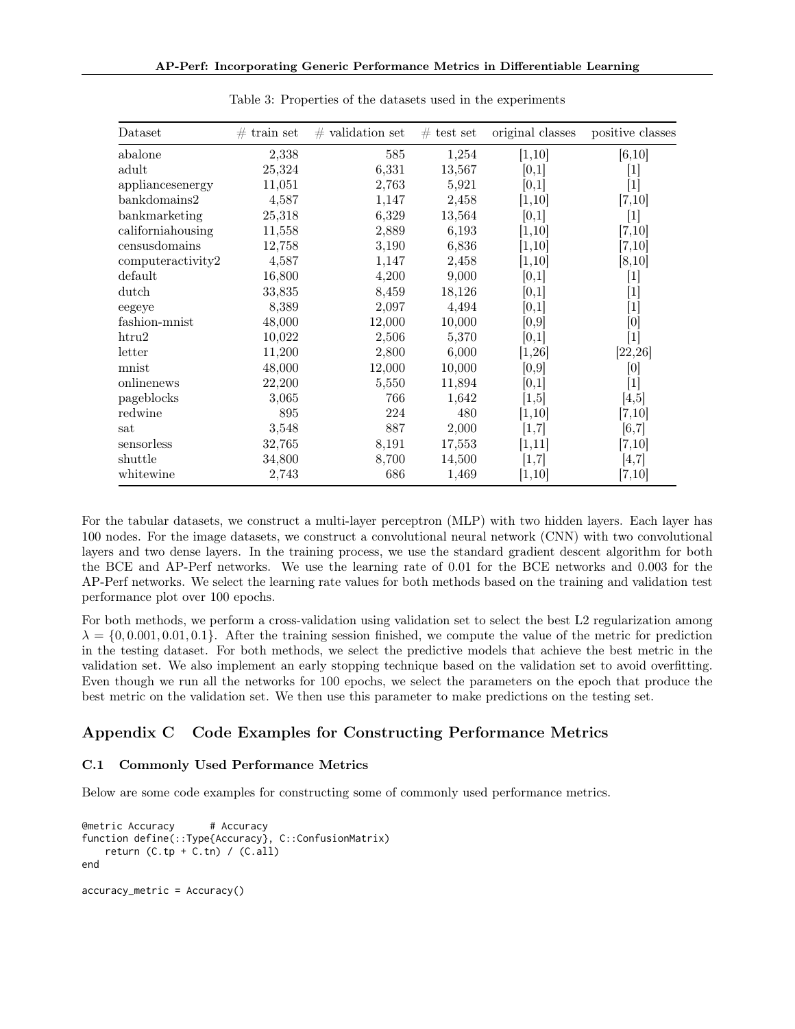Table 3: Properties of the datasets used in the experiments

| Dataset | # train set | # validation set | # test set | original classes | positive classes |
|---|---|---|---|---|---|
| abalone | 2,338 | 585 | 1,254 | [1,10] | [6,10] |
| adult | 25,324 | 6,331 | 13,567 | [0,1] | [1] |
| appliancesenergy | 11,051 | 2,763 | 5,921 | [0,1] | [1] |
| bankdomains2 | 4,587 | 1,147 | 2,458 | [1,10] | [7,10] |
| bankmarketing | 25,318 | 6,329 | 13,564 | [0,1] | [1] |
| californiahousing | 11,558 | 2,889 | 6,193 | [1,10] | [7,10] |
| censusdomains | 12,758 | 3,190 | 6,836 | [1,10] | [7,10] |
| computeractivity2 | 4,587 | 1,147 | 2,458 | [1,10] | [8,10] |
| default | 16,800 | 4,200 | 9,000 | [0,1] | [1] |
| dutch | 33,835 | 8,459 | 18,126 | [0,1] | [1] |
| eegeye | 8,389 | 2,097 | 4,494 | [0,1] | [1] |
| fashion-mnist | 48,000 | 12,000 | 10,000 | [0,9] | [0] |
| htru2 | 10,022 | 2,506 | 5,370 | [0,1] | [1] |
| letter | 11,200 | 2,800 | 6,000 | [1,26] | [22,26] |
| mnist | 48,000 | 12,000 | 10,000 | [0,9] | [0] |
| onlinenews | 22,200 | 5,550 | 11,894 | [0,1] | [1] |
| pageblocks | 3,065 | 766 | 1,642 | [1,5] | [4,5] |
| redwine | 895 | 224 | 480 | [1,10] | [7,10] |
| sat | 3,548 | 887 | 2,000 | [1,7] | [6,7] |
| sensorless | 32,765 | 8,191 | 17,553 | [1,11] | [7,10] |
| shuttle | 34,800 | 8,700 | 14,500 | [1,7] | [4,7] |
| whitewine | 2,743 | 686 | 1,469 | [1,10] | [7,10] |

For the tabular datasets, we construct a multi-layer perceptron (MLP) with two hidden layers. Each layer has 100 nodes. For the image datasets, we construct a convolutional neural network (CNN) with two convolutional layers and two dense layers. In the training process, we use the standard gradient descent algorithm for both the BCE and AP-Perf networks. We use the learning rate of 0.01 for the BCE networks and 0.003 for the AP-Perf networks. We select the learning rate values for both methods based on the training and validation test performance plot over 100 epochs.

For both methods, we perform a cross-validation using validation set to select the best L2 regularization among $\lambda = \{0, 0.001, 0.01, 0.1\}$. After the training session finished, we compute the value of the metric for prediction in the testing dataset. For both methods, we select the predictive models that achieve the best metric in the validation set. We also implement an early stopping technique based on the validation set to avoid overfitting. Even though we run all the networks for 100 epochs, we select the parameters on the epoch that produce the best metric on the validation set. We then use this parameter to make predictions on the testing set.

## Appendix C Code Examples for Constructing Performance Metrics

### C.1 Commonly Used Performance Metrics

Below are some code examples for constructing some of commonly used performance metrics.

```
@metric Accuracy      # Accuracy
function define(::Type{Accuracy}, C::ConfusionMatrix)
    return (C.tp + C.tn) / (C.all)
end

accuracy_metric = Accuracy()
```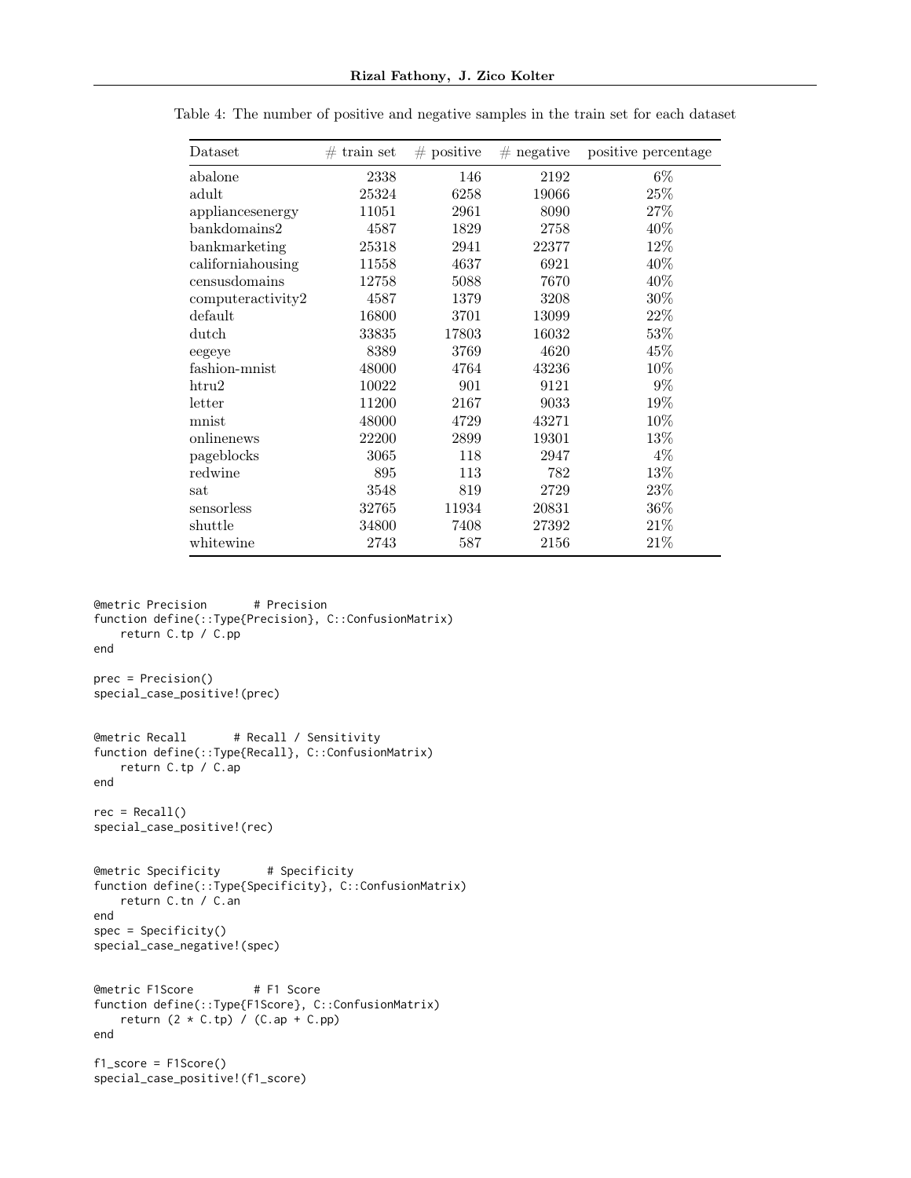Table 4: The number of positive and negative samples in the train set for each dataset

| Dataset | # train set | # positive | # negative | positive percentage |
|---|---|---|---|---|
| abalone | 2338 | 146 | 2192 | 6% |
| adult | 25324 | 6258 | 19066 | 25% |
| appliancesenergy | 11051 | 2961 | 8090 | 27% |
| bankdomains2 | 4587 | 1829 | 2758 | 40% |
| bankmarketing | 25318 | 2941 | 22377 | 12% |
| californiahousing | 11558 | 4637 | 6921 | 40% |
| censusdomains | 12758 | 5088 | 7670 | 40% |
| computeractivity2 | 4587 | 1379 | 3208 | 30% |
| default | 16800 | 3701 | 13099 | 22% |
| dutch | 33835 | 17803 | 16032 | 53% |
| eegeye | 8389 | 3769 | 4620 | 45% |
| fashion-mnist | 48000 | 4764 | 43236 | 10% |
| htru2 | 10022 | 901 | 9121 | 9% |
| letter | 11200 | 2167 | 9033 | 19% |
| mnist | 48000 | 4729 | 43271 | 10% |
| onlinenews | 22200 | 2899 | 19301 | 13% |
| pageblocks | 3065 | 118 | 2947 | 4% |
| redwine | 895 | 113 | 782 | 13% |
| sat | 3548 | 819 | 2729 | 23% |
| sensorless | 32765 | 11934 | 20831 | 36% |
| shuttle | 34800 | 7408 | 27392 | 21% |
| whitewine | 2743 | 587 | 2156 | 21% |

```
@metric Precision       # Precision
function define(::Type{Precision}, C::ConfusionMatrix)
    return C.tp / C.pp
end

prec = Precision()
special_case_positive!(prec)


@metric Recall       # Recall / Sensitivity
function define(::Type{Recall}, C::ConfusionMatrix)
    return C.tp / C.ap
end

rec = Recall()
special_case_positive!(rec)


@metric Specificity       # Specificity
function define(::Type{Specificity}, C::ConfusionMatrix)
    return C.tn / C.an
end
spec = Specificity()
special_case_negative!(spec)


@metric F1Score         # F1 Score
function define(::Type{F1Score}, C::ConfusionMatrix)
    return (2 * C.tp) / (C.ap + C.pp)
end

f1_score = F1Score()
special_case_positive!(f1_score)
```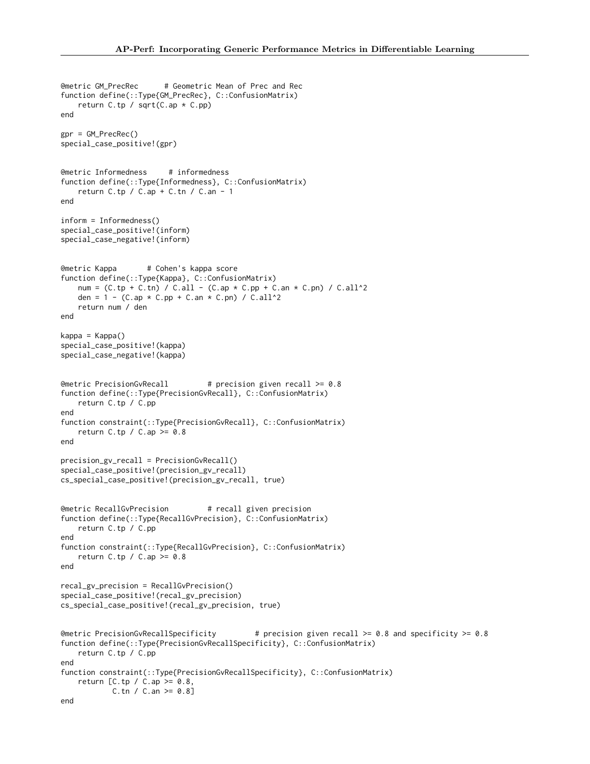```
@metric GM_PrecRec      # Geometric Mean of Prec and Rec
function define(::Type{GM_PrecRec}, C::ConfusionMatrix)
    return C.tp / sqrt(C.ap * C.pp)
end

gpr = GM_PrecRec()
special_case_positive!(gpr)


@metric Informedness     # informedness
function define(::Type{Informedness}, C::ConfusionMatrix)
    return C.tp / C.ap + C.tn / C.an - 1
end

inform = Informedness()
special_case_positive!(inform)
special_case_negative!(inform)


@metric Kappa       # Cohen's kappa score
function define(::Type{Kappa}, C::ConfusionMatrix)
    num = (C.tp + C.tn) / C.all - (C.ap * C.pp + C.an * C.pn) / C.all^2
    den = 1 - (C.ap * C.pp + C.an * C.pn) / C.all^2
    return num / den
end

kappa = Kappa()
special_case_positive!(kappa)
special_case_negative!(kappa)


@metric PrecisionGvRecall         # precision given recall >= 0.8
function define(::Type{PrecisionGvRecall}, C::ConfusionMatrix)
    return C.tp / C.pp
end
function constraint(::Type{PrecisionGvRecall}, C::ConfusionMatrix)
    return C.tp / C.ap >= 0.8
end

precision_gv_recall = PrecisionGvRecall()
special_case_positive!(precision_gv_recall)
cs_special_case_positive!(precision_gv_recall, true)


@metric RecallGvPrecision         # recall given precision
function define(::Type{RecallGvPrecision}, C::ConfusionMatrix)
    return C.tp / C.pp
end
function constraint(::Type{RecallGvPrecision}, C::ConfusionMatrix)
    return C.tp / C.ap >= 0.8
end

recal_gv_precision = RecallGvPrecision()
special_case_positive!(recal_gv_precision)
cs_special_case_positive!(recal_gv_precision, true)


@metric PrecisionGvRecallSpecificity         # precision given recall >= 0.8 and specificity >= 0.8
function define(::Type{PrecisionGvRecallSpecificity}, C::ConfusionMatrix)
    return C.tp / C.pp
end
function constraint(::Type{PrecisionGvRecallSpecificity}, C::ConfusionMatrix)
    return [C.tp / C.ap >= 0.8,
            C.tn / C.an >= 0.8]
end
```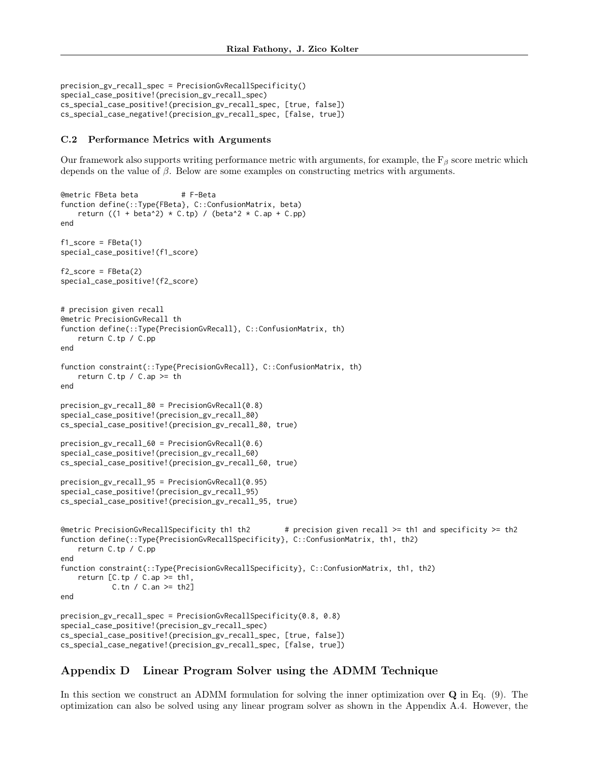```
precision_gv_recall_spec = PrecisionGvRecallSpecificity()
special_case_positive!(precision_gv_recall_spec)
cs_special_case_positive!(precision_gv_recall_spec, [true, false])
cs_special_case_negative!(precision_gv_recall_spec, [false, true])
```

### C.2 Performance Metrics with Arguments

Our framework also supports writing performance metric with arguments, for example, the $\mathrm{F}_\beta$ score metric which depends on the value of $\beta$. Below are some examples on constructing metrics with arguments.

```
@metric FBeta beta          # F-Beta
function define(::Type{FBeta}, C::ConfusionMatrix, beta)
    return ((1 + beta^2) * C.tp) / (beta^2 * C.ap + C.pp)
end

f1_score = FBeta(1)
special_case_positive!(f1_score)

f2_score = FBeta(2)
special_case_positive!(f2_score)


# precision given recall
@metric PrecisionGvRecall th
function define(::Type{PrecisionGvRecall}, C::ConfusionMatrix, th)
    return C.tp / C.pp
end

function constraint(::Type{PrecisionGvRecall}, C::ConfusionMatrix, th)
    return C.tp / C.ap >= th
end

precision_gv_recall_80 = PrecisionGvRecall(0.8)
special_case_positive!(precision_gv_recall_80)
cs_special_case_positive!(precision_gv_recall_80, true)

precision_gv_recall_60 = PrecisionGvRecall(0.6)
special_case_positive!(precision_gv_recall_60)
cs_special_case_positive!(precision_gv_recall_60, true)

precision_gv_recall_95 = PrecisionGvRecall(0.95)
special_case_positive!(precision_gv_recall_95)
cs_special_case_positive!(precision_gv_recall_95, true)


@metric PrecisionGvRecallSpecificity th1 th2        # precision given recall >= th1 and specificity >= th2
function define(::Type{PrecisionGvRecallSpecificity}, C::ConfusionMatrix, th1, th2)
    return C.tp / C.pp
end
function constraint(::Type{PrecisionGvRecallSpecificity}, C::ConfusionMatrix, th1, th2)
    return [C.tp / C.ap >= th1,
            C.tn / C.an >= th2]
end

precision_gv_recall_spec = PrecisionGvRecallSpecificity(0.8, 0.8)
special_case_positive!(precision_gv_recall_spec)
cs_special_case_positive!(precision_gv_recall_spec, [true, false])
cs_special_case_negative!(precision_gv_recall_spec, [false, true])
```

## Appendix D Linear Program Solver using the ADMM Technique

In this section we construct an ADMM formulation for solving the inner optimization over $\mathbf{Q}$ in Eq. (9). The optimization can also be solved using any linear program solver as shown in the Appendix A.4. However, the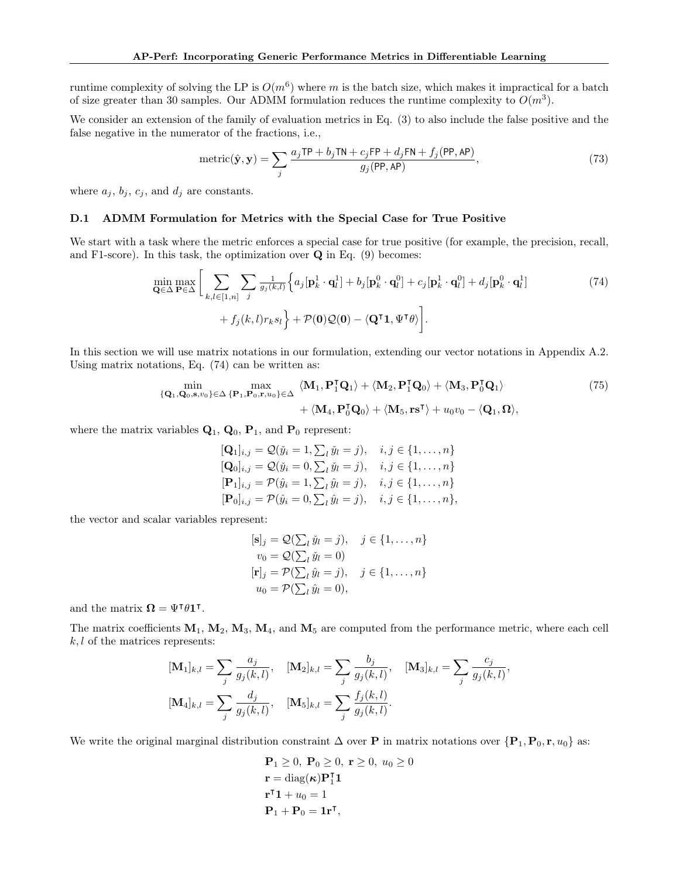runtime complexity of solving the LP is $O(m^6)$ where $m$ is the batch size, which makes it impractical for a batch of size greater than 30 samples. Our ADMM formulation reduces the runtime complexity to $O(m^3)$.

We consider an extension of the family of evaluation metrics in Eq. (3) to also include the false positive and the false negative in the numerator of the fractions, i.e.,

$$\text{metric}(\hat{\mathbf{y}}, \mathbf{y}) = \sum_j \frac{a_j \mathsf{TP} + b_j \mathsf{TN} + c_j \mathsf{FP} + d_j \mathsf{FN} + f_j(\mathsf{PP}, \mathsf{AP})}{g_j(\mathsf{PP}, \mathsf{AP})}, \tag{73}$$

where $a_j$, $b_j$, $c_j$, and $d_j$ are constants.

### D.1 ADMM Formulation for Metrics with the Special Case for True Positive

We start with a task where the metric enforces a special case for true positive (for example, the precision, recall, and F1-score). In this task, the optimization over $\mathbf{Q}$ in Eq. (9) becomes:

$$\begin{aligned}
\min_{\mathbf{Q}\in\Delta} \max_{\mathbf{P}\in\Delta} \Bigg[ \sum_{k,l\in[1,n]} \sum_j \tfrac{1}{g_j(k,l)} \Big\{ & a_j[\mathbf{p}_k^1 \cdot \mathbf{q}_l^1] + b_j[\mathbf{p}_k^0 \cdot \mathbf{q}_l^0] + c_j[\mathbf{p}_k^1 \cdot \mathbf{q}_l^0] + d_j[\mathbf{p}_k^0 \cdot \mathbf{q}_l^1] \\
& + f_j(k,l) r_k s_l \Big\} + \mathcal{P}(\mathbf{0})\mathcal{Q}(\mathbf{0}) - \langle \mathbf{Q}^\intercal \mathbf{1}, \Psi^\intercal \theta \rangle \Bigg].
\end{aligned} \tag{74}$$

In this section we will use matrix notations in our formulation, extending our vector notations in Appendix A.2. Using matrix notations, Eq. (74) can be written as:

$$\begin{aligned}
\min_{\{\mathbf{Q}_1, \mathbf{Q}_0, \mathbf{s}, v_0\}\in\Delta} \max_{\{\mathbf{P}_1, \mathbf{P}_0, \mathbf{r}, u_0\}\in\Delta} \; & \langle \mathbf{M}_1, \mathbf{P}_1^\intercal \mathbf{Q}_1 \rangle + \langle \mathbf{M}_2, \mathbf{P}_1^\intercal \mathbf{Q}_0 \rangle + \langle \mathbf{M}_3, \mathbf{P}_0^\intercal \mathbf{Q}_1 \rangle \\
& + \langle \mathbf{M}_4, \mathbf{P}_0^\intercal \mathbf{Q}_0 \rangle + \langle \mathbf{M}_5, \mathbf{r}\mathbf{s}^\intercal \rangle + u_0 v_0 - \langle \mathbf{Q}_1, \mathbf{\Omega} \rangle,
\end{aligned} \tag{75}$$

where the matrix variables $\mathbf{Q}_1$, $\mathbf{Q}_0$, $\mathbf{P}_1$, and $\mathbf{P}_0$ represent:

$$\begin{aligned}
[\mathbf{Q}_1]_{i,j} &= \mathcal{Q}(\check{y}_i = 1, \textstyle\sum_l \check{y}_l = j), \quad i, j \in \{1, \ldots, n\} \\
[\mathbf{Q}_0]_{i,j} &= \mathcal{Q}(\check{y}_i = 0, \textstyle\sum_l \check{y}_l = j), \quad i, j \in \{1, \ldots, n\} \\
[\mathbf{P}_1]_{i,j} &= \mathcal{P}(\hat{y}_i = 1, \textstyle\sum_l \hat{y}_l = j), \quad i, j \in \{1, \ldots, n\} \\
[\mathbf{P}_0]_{i,j} &= \mathcal{P}(\hat{y}_i = 0, \textstyle\sum_l \hat{y}_l = j), \quad i, j \in \{1, \ldots, n\},
\end{aligned}$$

the vector and scalar variables represent:

$$\begin{aligned}
[\mathbf{s}]_j &= \mathcal{Q}(\textstyle\sum_l \check{y}_l = j), \quad j \in \{1, \ldots, n\} \\
v_0 &= \mathcal{Q}(\textstyle\sum_l \check{y}_l = 0) \\
[\mathbf{r}]_j &= \mathcal{P}(\textstyle\sum_l \hat{y}_l = j), \quad j \in \{1, \ldots, n\} \\
u_0 &= \mathcal{P}(\textstyle\sum_l \hat{y}_l = 0),
\end{aligned}$$

and the matrix $\mathbf{\Omega} = \Psi^\intercal \theta \mathbf{1}^\intercal$.

The matrix coefficients $\mathbf{M}_1$, $\mathbf{M}_2$, $\mathbf{M}_3$, $\mathbf{M}_4$, and $\mathbf{M}_5$ are computed from the performance metric, where each cell $k, l$ of the matrices represents:

$$\begin{aligned}
&[\mathbf{M}_1]_{k,l} = \sum_j \frac{a_j}{g_j(k,l)}, \quad [\mathbf{M}_2]_{k,l} = \sum_j \frac{b_j}{g_j(k,l)}, \quad [\mathbf{M}_3]_{k,l} = \sum_j \frac{c_j}{g_j(k,l)}, \\
&[\mathbf{M}_4]_{k,l} = \sum_j \frac{d_j}{g_j(k,l)}, \quad [\mathbf{M}_5]_{k,l} = \sum_j \frac{f_j(k,l)}{g_j(k,l)}.
\end{aligned}$$

We write the original marginal distribution constraint $\Delta$ over $\mathbf{P}$ in matrix notations over $\{\mathbf{P}_1, \mathbf{P}_0, \mathbf{r}, u_0\}$ as:

$$\begin{aligned}
&\mathbf{P}_1 \geq 0, \; \mathbf{P}_0 \geq 0, \; \mathbf{r} \geq 0, \; u_0 \geq 0 \\
&\mathbf{r} = \text{diag}(\boldsymbol{\kappa}) \mathbf{P}_1^\intercal \mathbf{1} \\
&\mathbf{r}^\intercal \mathbf{1} + u_0 = 1 \\
&\mathbf{P}_1 + \mathbf{P}_0 = \mathbf{1}\mathbf{r}^\intercal,
\end{aligned}$$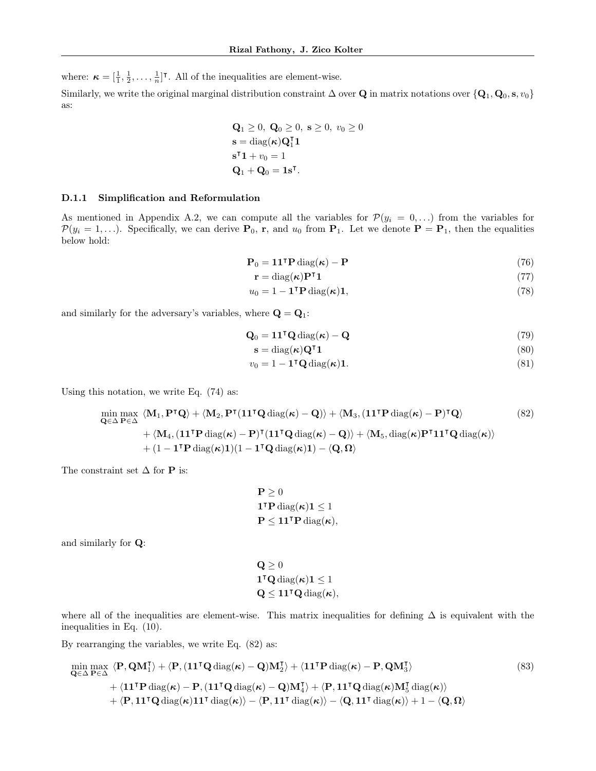where: $\boldsymbol{\kappa} = [\frac{1}{1}, \frac{1}{2}, \ldots, \frac{1}{n}]^\intercal$. All of the inequalities are element-wise.

Similarly, we write the original marginal distribution constraint $\Delta$ over $\mathbf{Q}$ in matrix notations over $\{\mathbf{Q}_1, \mathbf{Q}_0, \mathbf{s}, v_0\}$ as:

$$
\begin{aligned}
&\mathbf{Q}_1 \geq 0,\ \mathbf{Q}_0 \geq 0,\ \mathbf{s} \geq 0,\ v_0 \geq 0 \\
&\mathbf{s} = \operatorname{diag}(\boldsymbol{\kappa})\mathbf{Q}_1^\intercal \mathbf{1} \\
&\mathbf{s}^\intercal \mathbf{1} + v_0 = 1 \\
&\mathbf{Q}_1 + \mathbf{Q}_0 = \mathbf{1}\mathbf{s}^\intercal.
\end{aligned}
$$

#### D.1.1 Simplification and Reformulation

As mentioned in Appendix A.2, we can compute all the variables for $\mathcal{P}(y_i = 0, \ldots)$ from the variables for $\mathcal{P}(y_i = 1, \ldots)$. Specifically, we can derive $\mathbf{P}_0$, $\mathbf{r}$, and $u_0$ from $\mathbf{P}_1$. Let we denote $\mathbf{P} = \mathbf{P}_1$, then the equalities below hold:

$$
\begin{aligned}
\mathbf{P}_0 &= \mathbf{1}\mathbf{1}^\intercal \mathbf{P} \operatorname{diag}(\boldsymbol{\kappa}) - \mathbf{P} && (76) \\
\mathbf{r} &= \operatorname{diag}(\boldsymbol{\kappa})\mathbf{P}^\intercal \mathbf{1} && (77) \\
u_0 &= 1 - \mathbf{1}^\intercal \mathbf{P} \operatorname{diag}(\boldsymbol{\kappa})\mathbf{1}, && (78)
\end{aligned}
$$

and similarly for the adversary's variables, where $\mathbf{Q} = \mathbf{Q}_1$:

$$
\begin{aligned}
\mathbf{Q}_0 &= \mathbf{1}\mathbf{1}^\intercal \mathbf{Q} \operatorname{diag}(\boldsymbol{\kappa}) - \mathbf{Q} && (79) \\
\mathbf{s} &= \operatorname{diag}(\boldsymbol{\kappa})\mathbf{Q}^\intercal \mathbf{1} && (80) \\
v_0 &= 1 - \mathbf{1}^\intercal \mathbf{Q} \operatorname{diag}(\boldsymbol{\kappa})\mathbf{1}. && (81)
\end{aligned}
$$

Using this notation, we write Eq. (74) as:

$$
\begin{aligned}
\min_{\mathbf{Q} \in \Delta} \max_{\mathbf{P} \in \Delta} \ & \langle \mathbf{M}_1, \mathbf{P}^\intercal \mathbf{Q} \rangle + \langle \mathbf{M}_2, \mathbf{P}^\intercal (\mathbf{1}\mathbf{1}^\intercal \mathbf{Q} \operatorname{diag}(\boldsymbol{\kappa}) - \mathbf{Q}) \rangle + \langle \mathbf{M}_3, (\mathbf{1}\mathbf{1}^\intercal \mathbf{P} \operatorname{diag}(\boldsymbol{\kappa}) - \mathbf{P})^\intercal \mathbf{Q} \rangle && (82) \\
& + \langle \mathbf{M}_4, (\mathbf{1}\mathbf{1}^\intercal \mathbf{P} \operatorname{diag}(\boldsymbol{\kappa}) - \mathbf{P})^\intercal (\mathbf{1}\mathbf{1}^\intercal \mathbf{Q} \operatorname{diag}(\boldsymbol{\kappa}) - \mathbf{Q}) \rangle + \langle \mathbf{M}_5, \operatorname{diag}(\boldsymbol{\kappa}) \mathbf{P}^\intercal \mathbf{1}\mathbf{1}^\intercal \mathbf{Q} \operatorname{diag}(\boldsymbol{\kappa}) \rangle \\
& + (1 - \mathbf{1}^\intercal \mathbf{P} \operatorname{diag}(\boldsymbol{\kappa})\mathbf{1})(1 - \mathbf{1}^\intercal \mathbf{Q} \operatorname{diag}(\boldsymbol{\kappa})\mathbf{1}) - \langle \mathbf{Q}, \boldsymbol{\Omega} \rangle
\end{aligned}
$$

The constraint set $\Delta$ for $\mathbf{P}$ is:

$$
\begin{aligned}
&\mathbf{P} \geq 0 \\
&\mathbf{1}^\intercal \mathbf{P} \operatorname{diag}(\boldsymbol{\kappa})\mathbf{1} \leq 1 \\
&\mathbf{P} \leq \mathbf{1}\mathbf{1}^\intercal \mathbf{P} \operatorname{diag}(\boldsymbol{\kappa}),
\end{aligned}
$$

and similarly for $\mathbf{Q}$:

$$
\begin{aligned}
&\mathbf{Q} \geq 0 \\
&\mathbf{1}^\intercal \mathbf{Q} \operatorname{diag}(\boldsymbol{\kappa})\mathbf{1} \leq 1 \\
&\mathbf{Q} \leq \mathbf{1}\mathbf{1}^\intercal \mathbf{Q} \operatorname{diag}(\boldsymbol{\kappa}),
\end{aligned}
$$

where all of the inequalities are element-wise. This matrix inequalities for defining $\Delta$ is equivalent with the inequalities in Eq. (10).

By rearranging the variables, we write Eq. (82) as:

$$
\begin{aligned}
\min_{\mathbf{Q} \in \Delta} \max_{\mathbf{P} \in \Delta} \ & \langle \mathbf{P}, \mathbf{Q}\mathbf{M}_1^\intercal \rangle + \langle \mathbf{P}, (\mathbf{1}\mathbf{1}^\intercal \mathbf{Q} \operatorname{diag}(\boldsymbol{\kappa}) - \mathbf{Q})\mathbf{M}_2^\intercal \rangle + \langle \mathbf{1}\mathbf{1}^\intercal \mathbf{P} \operatorname{diag}(\boldsymbol{\kappa}) - \mathbf{P}, \mathbf{Q}\mathbf{M}_3^\intercal \rangle && (83) \\
& + \langle \mathbf{1}\mathbf{1}^\intercal \mathbf{P} \operatorname{diag}(\boldsymbol{\kappa}) - \mathbf{P}, (\mathbf{1}\mathbf{1}^\intercal \mathbf{Q} \operatorname{diag}(\boldsymbol{\kappa}) - \mathbf{Q})\mathbf{M}_4^\intercal \rangle + \langle \mathbf{P}, \mathbf{1}\mathbf{1}^\intercal \mathbf{Q} \operatorname{diag}(\boldsymbol{\kappa})\mathbf{M}_5^\intercal \operatorname{diag}(\boldsymbol{\kappa}) \rangle \\
& + \langle \mathbf{P}, \mathbf{1}\mathbf{1}^\intercal \mathbf{Q} \operatorname{diag}(\boldsymbol{\kappa})\mathbf{1}\mathbf{1}^\intercal \operatorname{diag}(\boldsymbol{\kappa}) \rangle - \langle \mathbf{P}, \mathbf{1}\mathbf{1}^\intercal \operatorname{diag}(\boldsymbol{\kappa}) \rangle - \langle \mathbf{Q}, \mathbf{1}\mathbf{1}^\intercal \operatorname{diag}(\boldsymbol{\kappa}) \rangle + 1 - \langle \mathbf{Q}, \boldsymbol{\Omega} \rangle
\end{aligned}
$$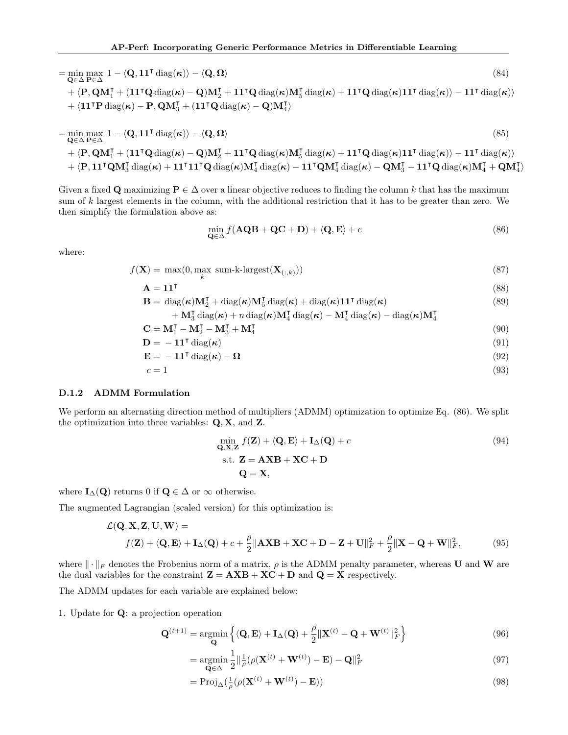$$
\begin{aligned}
&= \min_{\mathbf{Q}\in\Delta} \max_{\mathbf{P}\in\Delta} \; 1 - \langle \mathbf{Q}, \mathbf{1}\mathbf{1}^\intercal \operatorname{diag}(\boldsymbol{\kappa})\rangle - \langle \mathbf{Q}, \boldsymbol{\Omega}\rangle \\
&\quad + \langle \mathbf{P}, \mathbf{Q}\mathbf{M}_1^\intercal + (\mathbf{1}\mathbf{1}^\intercal\mathbf{Q}\operatorname{diag}(\boldsymbol{\kappa}) - \mathbf{Q})\mathbf{M}_2^\intercal + \mathbf{1}\mathbf{1}^\intercal\mathbf{Q}\operatorname{diag}(\boldsymbol{\kappa})\mathbf{M}_5^\intercal\operatorname{diag}(\boldsymbol{\kappa}) + \mathbf{1}\mathbf{1}^\intercal\mathbf{Q}\operatorname{diag}(\boldsymbol{\kappa})\mathbf{1}\mathbf{1}^\intercal\operatorname{diag}(\boldsymbol{\kappa})\rangle - \mathbf{1}\mathbf{1}^\intercal\operatorname{diag}(\boldsymbol{\kappa})\rangle \\
&\quad + \langle \mathbf{1}\mathbf{1}^\intercal\mathbf{P}\operatorname{diag}(\boldsymbol{\kappa}) - \mathbf{P}, \mathbf{Q}\mathbf{M}_3^\intercal + (\mathbf{1}\mathbf{1}^\intercal\mathbf{Q}\operatorname{diag}(\boldsymbol{\kappa}) - \mathbf{Q})\mathbf{M}_4^\intercal\rangle
\end{aligned} \tag{84}
$$

$$
\begin{aligned}
&= \min_{\mathbf{Q}\in\Delta} \max_{\mathbf{P}\in\Delta} \; 1 - \langle \mathbf{Q}, \mathbf{1}\mathbf{1}^\intercal \operatorname{diag}(\boldsymbol{\kappa})\rangle - \langle \mathbf{Q}, \boldsymbol{\Omega}\rangle \\
&\quad + \langle \mathbf{P}, \mathbf{Q}\mathbf{M}_1^\intercal + (\mathbf{1}\mathbf{1}^\intercal\mathbf{Q}\operatorname{diag}(\boldsymbol{\kappa}) - \mathbf{Q})\mathbf{M}_2^\intercal + \mathbf{1}\mathbf{1}^\intercal\mathbf{Q}\operatorname{diag}(\boldsymbol{\kappa})\mathbf{M}_5^\intercal\operatorname{diag}(\boldsymbol{\kappa}) + \mathbf{1}\mathbf{1}^\intercal\mathbf{Q}\operatorname{diag}(\boldsymbol{\kappa})\mathbf{1}\mathbf{1}^\intercal\operatorname{diag}(\boldsymbol{\kappa})\rangle - \mathbf{1}\mathbf{1}^\intercal\operatorname{diag}(\boldsymbol{\kappa})\rangle \\
&\quad + \langle \mathbf{P}, \mathbf{1}\mathbf{1}^\intercal\mathbf{Q}\mathbf{M}_3^\intercal\operatorname{diag}(\boldsymbol{\kappa}) + \mathbf{1}\mathbf{1}^\intercal\mathbf{1}\mathbf{1}^\intercal\mathbf{Q}\operatorname{diag}(\boldsymbol{\kappa})\mathbf{M}_4^\intercal\operatorname{diag}(\boldsymbol{\kappa}) - \mathbf{1}\mathbf{1}^\intercal\mathbf{Q}\mathbf{M}_4^\intercal\operatorname{diag}(\boldsymbol{\kappa}) - \mathbf{Q}\mathbf{M}_3^\intercal - \mathbf{1}\mathbf{1}^\intercal\mathbf{Q}\operatorname{diag}(\boldsymbol{\kappa})\mathbf{M}_4^\intercal + \mathbf{Q}\mathbf{M}_4^\intercal\rangle
\end{aligned} \tag{85}
$$

Given a fixed $\mathbf{Q}$ maximizing $\mathbf{P} \in \Delta$ over a linear objective reduces to finding the column $k$ that has the maximum sum of $k$ largest elements in the column, with the additional restriction that it has to be greater than zero. We then simplify the formulation above as:

$$
\min_{\mathbf{Q}\in\Delta} f(\mathbf{A}\mathbf{Q}\mathbf{B} + \mathbf{Q}\mathbf{C} + \mathbf{D}) + \langle \mathbf{Q}, \mathbf{E}\rangle + c \tag{86}
$$

where:

$$
\begin{aligned}
f(\mathbf{X}) &= \max(0, \max_k \text{ sum-k-largest}(\mathbf{X}_{(:,k)})) && (87)\\
\mathbf{A} &= \mathbf{1}\mathbf{1}^\intercal && (88)\\
\mathbf{B} &= \operatorname{diag}(\boldsymbol{\kappa})\mathbf{M}_2^\intercal + \operatorname{diag}(\boldsymbol{\kappa})\mathbf{M}_5^\intercal\operatorname{diag}(\boldsymbol{\kappa}) + \operatorname{diag}(\boldsymbol{\kappa})\mathbf{1}\mathbf{1}^\intercal\operatorname{diag}(\boldsymbol{\kappa}) && (89)\\
&\quad + \mathbf{M}_3^\intercal\operatorname{diag}(\boldsymbol{\kappa}) + n\operatorname{diag}(\boldsymbol{\kappa})\mathbf{M}_4^\intercal\operatorname{diag}(\boldsymbol{\kappa}) - \mathbf{M}_4^\intercal\operatorname{diag}(\boldsymbol{\kappa}) - \operatorname{diag}(\boldsymbol{\kappa})\mathbf{M}_4^\intercal \\
\mathbf{C} &= \mathbf{M}_1^\intercal - \mathbf{M}_2^\intercal - \mathbf{M}_3^\intercal + \mathbf{M}_4^\intercal && (90)\\
\mathbf{D} &= -\mathbf{1}\mathbf{1}^\intercal\operatorname{diag}(\boldsymbol{\kappa}) && (91)\\
\mathbf{E} &= -\mathbf{1}\mathbf{1}^\intercal\operatorname{diag}(\boldsymbol{\kappa}) - \boldsymbol{\Omega} && (92)\\
c &= 1 && (93)
\end{aligned}
$$

#### D.1.2 ADMM Formulation

We perform an alternating direction method of multipliers (ADMM) optimization to optimize Eq. (86). We split the optimization into three variables: $\mathbf{Q}, \mathbf{X}$, and $\mathbf{Z}$.

$$
\begin{aligned}
\min_{\mathbf{Q},\mathbf{X},\mathbf{Z}} \; & f(\mathbf{Z}) + \langle \mathbf{Q}, \mathbf{E}\rangle + \mathbf{I}_\Delta(\mathbf{Q}) + c \\
\text{s.t. } & \mathbf{Z} = \mathbf{A}\mathbf{X}\mathbf{B} + \mathbf{X}\mathbf{C} + \mathbf{D} \\
& \mathbf{Q} = \mathbf{X},
\end{aligned} \tag{94}
$$

where $\mathbf{I}_\Delta(\mathbf{Q})$ returns 0 if $\mathbf{Q} \in \Delta$ or $\infty$ otherwise.

The augmented Lagrangian (scaled version) for this optimization is:

$$
\begin{aligned}
&\mathcal{L}(\mathbf{Q}, \mathbf{X}, \mathbf{Z}, \mathbf{U}, \mathbf{W}) = \\
&\quad f(\mathbf{Z}) + \langle \mathbf{Q}, \mathbf{E}\rangle + \mathbf{I}_\Delta(\mathbf{Q}) + c + \frac{\rho}{2}\|\mathbf{A}\mathbf{X}\mathbf{B} + \mathbf{X}\mathbf{C} + \mathbf{D} - \mathbf{Z} + \mathbf{U}\|_F^2 + \frac{\rho}{2}\|\mathbf{X} - \mathbf{Q} + \mathbf{W}\|_F^2,
\end{aligned} \tag{95}
$$

where $\|\cdot\|_F$ denotes the Frobenius norm of a matrix, $\rho$ is the ADMM penalty parameter, whereas $\mathbf{U}$ and $\mathbf{W}$ are the dual variables for the constraint $\mathbf{Z} = \mathbf{A}\mathbf{X}\mathbf{B} + \mathbf{X}\mathbf{C} + \mathbf{D}$ and $\mathbf{Q} = \mathbf{X}$ respectively.

The ADMM updates for each variable are explained below:

1. Update for $\mathbf{Q}$: a projection operation

$$
\begin{aligned}
\mathbf{Q}^{(t+1)} &= \operatorname*{argmin}_{\mathbf{Q}} \Big\{ \langle \mathbf{Q}, \mathbf{E}\rangle + \mathbf{I}_\Delta(\mathbf{Q}) + \frac{\rho}{2}\|\mathbf{X}^{(t)} - \mathbf{Q} + \mathbf{W}^{(t)}\|_F^2 \Big\} && (96)\\
&= \operatorname*{argmin}_{\mathbf{Q}\in\Delta} \frac{1}{2}\|\tfrac{1}{\rho}(\rho(\mathbf{X}^{(t)} + \mathbf{W}^{(t)}) - \mathbf{E}) - \mathbf{Q}\|_F^2 && (97)\\
&= \operatorname{Proj}_\Delta(\tfrac{1}{\rho}(\rho(\mathbf{X}^{(t)} + \mathbf{W}^{(t)}) - \mathbf{E})) && (98)
\end{aligned}
$$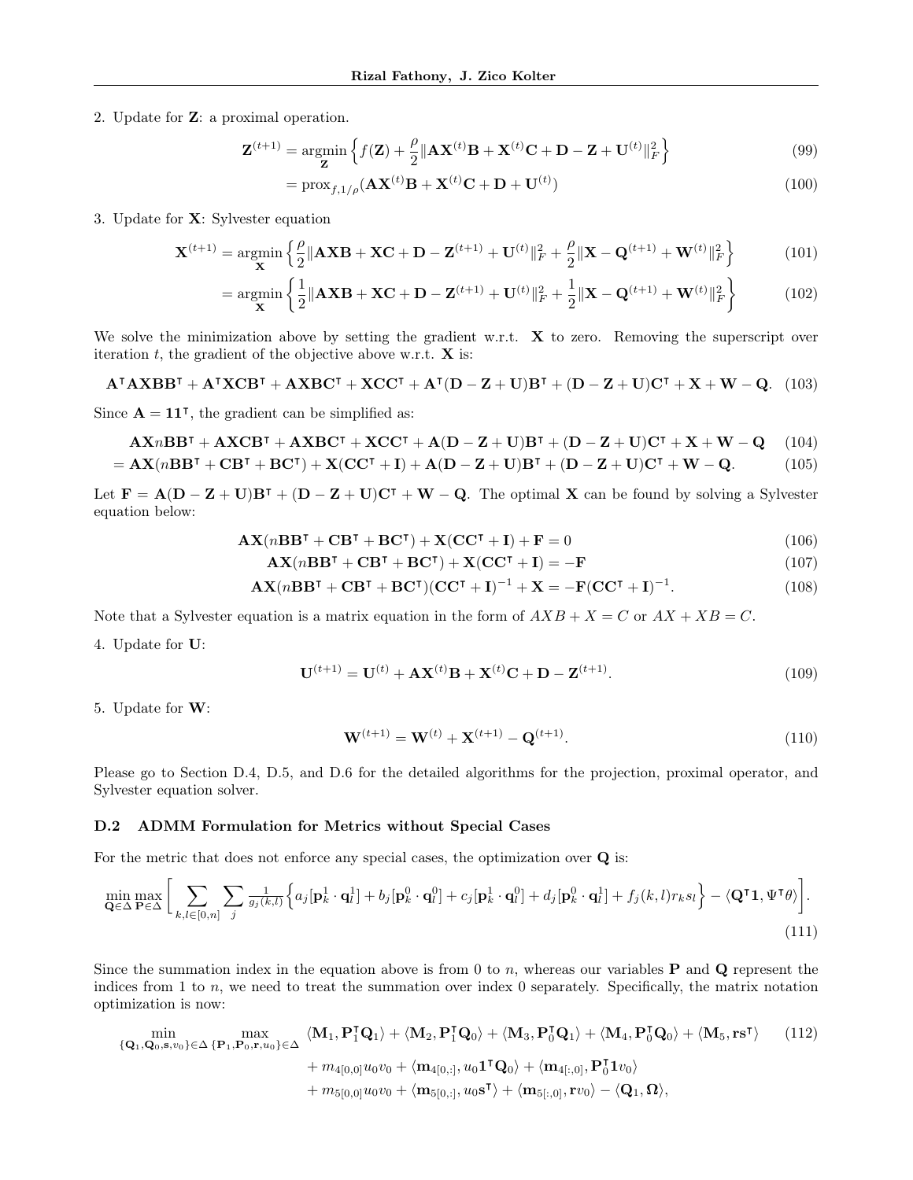2. Update for $\mathbf{Z}$: a proximal operation.

$$
\mathbf{Z}^{(t+1)} = \operatorname*{argmin}_{\mathbf{Z}} \left\{ f(\mathbf{Z}) + \frac{\rho}{2} \|\mathbf{A}\mathbf{X}^{(t)}\mathbf{B} + \mathbf{X}^{(t)}\mathbf{C} + \mathbf{D} - \mathbf{Z} + \mathbf{U}^{(t)}\|_F^2 \right\} \tag{99}
$$

$$
= \operatorname{prox}_{f,1/\rho}(\mathbf{A}\mathbf{X}^{(t)}\mathbf{B} + \mathbf{X}^{(t)}\mathbf{C} + \mathbf{D} + \mathbf{U}^{(t)}) \tag{100}
$$

3. Update for $\mathbf{X}$: Sylvester equation

$$
\mathbf{X}^{(t+1)} = \operatorname*{argmin}_{\mathbf{X}} \left\{ \frac{\rho}{2} \|\mathbf{A}\mathbf{X}\mathbf{B} + \mathbf{X}\mathbf{C} + \mathbf{D} - \mathbf{Z}^{(t+1)} + \mathbf{U}^{(t)}\|_F^2 + \frac{\rho}{2} \|\mathbf{X} - \mathbf{Q}^{(t+1)} + \mathbf{W}^{(t)}\|_F^2 \right\} \tag{101}
$$

$$
= \operatorname*{argmin}_{\mathbf{X}} \left\{ \frac{1}{2} \|\mathbf{A}\mathbf{X}\mathbf{B} + \mathbf{X}\mathbf{C} + \mathbf{D} - \mathbf{Z}^{(t+1)} + \mathbf{U}^{(t)}\|_F^2 + \frac{1}{2} \|\mathbf{X} - \mathbf{Q}^{(t+1)} + \mathbf{W}^{(t)}\|_F^2 \right\} \tag{102}
$$

We solve the minimization above by setting the gradient w.r.t. $\mathbf{X}$ to zero. Removing the superscript over iteration $t$, the gradient of the objective above w.r.t. $\mathbf{X}$ is:

$$
\mathbf{A}^\intercal\mathbf{A}\mathbf{X}\mathbf{B}\mathbf{B}^\intercal + \mathbf{A}^\intercal\mathbf{X}\mathbf{C}\mathbf{B}^\intercal + \mathbf{A}\mathbf{X}\mathbf{B}\mathbf{C}^\intercal + \mathbf{X}\mathbf{C}\mathbf{C}^\intercal + \mathbf{A}^\intercal(\mathbf{D} - \mathbf{Z} + \mathbf{U})\mathbf{B}^\intercal + (\mathbf{D} - \mathbf{Z} + \mathbf{U})\mathbf{C}^\intercal + \mathbf{X} + \mathbf{W} - \mathbf{Q}. \tag{103}
$$

Since $\mathbf{A} = \mathbf{1}\mathbf{1}^\intercal$, the gradient can be simplified as:

$$
\mathbf{A}\mathbf{X}n\mathbf{B}\mathbf{B}^\intercal + \mathbf{A}\mathbf{X}\mathbf{C}\mathbf{B}^\intercal + \mathbf{A}\mathbf{X}\mathbf{B}\mathbf{C}^\intercal + \mathbf{X}\mathbf{C}\mathbf{C}^\intercal + \mathbf{A}(\mathbf{D} - \mathbf{Z} + \mathbf{U})\mathbf{B}^\intercal + (\mathbf{D} - \mathbf{Z} + \mathbf{U})\mathbf{C}^\intercal + \mathbf{X} + \mathbf{W} - \mathbf{Q} \tag{104}
$$

$$
= \mathbf{A}\mathbf{X}(n\mathbf{B}\mathbf{B}^\intercal + \mathbf{C}\mathbf{B}^\intercal + \mathbf{B}\mathbf{C}^\intercal) + \mathbf{X}(\mathbf{C}\mathbf{C}^\intercal + \mathbf{I}) + \mathbf{A}(\mathbf{D} - \mathbf{Z} + \mathbf{U})\mathbf{B}^\intercal + (\mathbf{D} - \mathbf{Z} + \mathbf{U})\mathbf{C}^\intercal + \mathbf{W} - \mathbf{Q}. \tag{105}
$$

Let $\mathbf{F} = \mathbf{A}(\mathbf{D} - \mathbf{Z} + \mathbf{U})\mathbf{B}^\intercal + (\mathbf{D} - \mathbf{Z} + \mathbf{U})\mathbf{C}^\intercal + \mathbf{W} - \mathbf{Q}$. The optimal $\mathbf{X}$ can be found by solving a Sylvester equation below:

$$
\mathbf{A}\mathbf{X}(n\mathbf{B}\mathbf{B}^\intercal + \mathbf{C}\mathbf{B}^\intercal + \mathbf{B}\mathbf{C}^\intercal) + \mathbf{X}(\mathbf{C}\mathbf{C}^\intercal + \mathbf{I}) + \mathbf{F} = 0 \tag{106}
$$

$$
\mathbf{A}\mathbf{X}(n\mathbf{B}\mathbf{B}^\intercal + \mathbf{C}\mathbf{B}^\intercal + \mathbf{B}\mathbf{C}^\intercal) + \mathbf{X}(\mathbf{C}\mathbf{C}^\intercal + \mathbf{I}) = -\mathbf{F} \tag{107}
$$

$$
\mathbf{A}\mathbf{X}(n\mathbf{B}\mathbf{B}^\intercal + \mathbf{C}\mathbf{B}^\intercal + \mathbf{B}\mathbf{C}^\intercal)(\mathbf{C}\mathbf{C}^\intercal + \mathbf{I})^{-1} + \mathbf{X} = -\mathbf{F}(\mathbf{C}\mathbf{C}^\intercal + \mathbf{I})^{-1}. \tag{108}
$$

Note that a Sylvester equation is a matrix equation in the form of $AXB + X = C$ or $AX + XB = C$.

4. Update for $\mathbf{U}$:

$$
\mathbf{U}^{(t+1)} = \mathbf{U}^{(t)} + \mathbf{A}\mathbf{X}^{(t)}\mathbf{B} + \mathbf{X}^{(t)}\mathbf{C} + \mathbf{D} - \mathbf{Z}^{(t+1)}. \tag{109}
$$

5. Update for $\mathbf{W}$:

$$
\mathbf{W}^{(t+1)} = \mathbf{W}^{(t)} + \mathbf{X}^{(t+1)} - \mathbf{Q}^{(t+1)}. \tag{110}
$$

Please go to Section D.4, D.5, and D.6 for the detailed algorithms for the projection, proximal operator, and Sylvester equation solver.

### D.2 ADMM Formulation for Metrics without Special Cases

For the metric that does not enforce any special cases, the optimization over $\mathbf{Q}$ is:

$$
\min_{\mathbf{Q}\in\Delta} \max_{\mathbf{P}\in\Delta} \left[ \sum_{k,l\in[0,n]} \sum_j \tfrac{1}{g_j(k,l)} \Big\{ a_j[\mathbf{p}_k^1 \cdot \mathbf{q}_l^1] + b_j[\mathbf{p}_k^0 \cdot \mathbf{q}_l^0] + c_j[\mathbf{p}_k^1 \cdot \mathbf{q}_l^0] + d_j[\mathbf{p}_k^0 \cdot \mathbf{q}_l^1] + f_j(k,l) r_k s_l \Big\} - \langle \mathbf{Q}^\intercal \mathbf{1}, \Psi^\intercal \theta \rangle \right]. \tag{111}
$$

Since the summation index in the equation above is from 0 to $n$, whereas our variables $\mathbf{P}$ and $\mathbf{Q}$ represent the indices from 1 to $n$, we need to treat the summation over index 0 separately. Specifically, the matrix notation optimization is now:

$$
\begin{aligned}
\min_{\{\mathbf{Q}_1,\mathbf{Q}_0,\mathbf{s},v_0\}\in\Delta} \max_{\{\mathbf{P}_1,\mathbf{P}_0,\mathbf{r},u_0\}\in\Delta} \; & \langle \mathbf{M}_1, \mathbf{P}_1^\intercal \mathbf{Q}_1 \rangle + \langle \mathbf{M}_2, \mathbf{P}_1^\intercal \mathbf{Q}_0 \rangle + \langle \mathbf{M}_3, \mathbf{P}_0^\intercal \mathbf{Q}_1 \rangle + \langle \mathbf{M}_4, \mathbf{P}_0^\intercal \mathbf{Q}_0 \rangle + \langle \mathbf{M}_5, \mathbf{r}\mathbf{s}^\intercal \rangle \\
& + m_{4[0,0]} u_0 v_0 + \langle \mathbf{m}_{4[0,:]}, u_0 \mathbf{1}^\intercal \mathbf{Q}_0 \rangle + \langle \mathbf{m}_{4[:,0]}, \mathbf{P}_0^\intercal \mathbf{1} v_0 \rangle \\
& + m_{5[0,0]} u_0 v_0 + \langle \mathbf{m}_{5[0,:]}, u_0 \mathbf{s}^\intercal \rangle + \langle \mathbf{m}_{5[:,0]}, \mathbf{r} v_0 \rangle - \langle \mathbf{Q}_1, \mathbf{\Omega} \rangle,
\end{aligned} \tag{112}
$$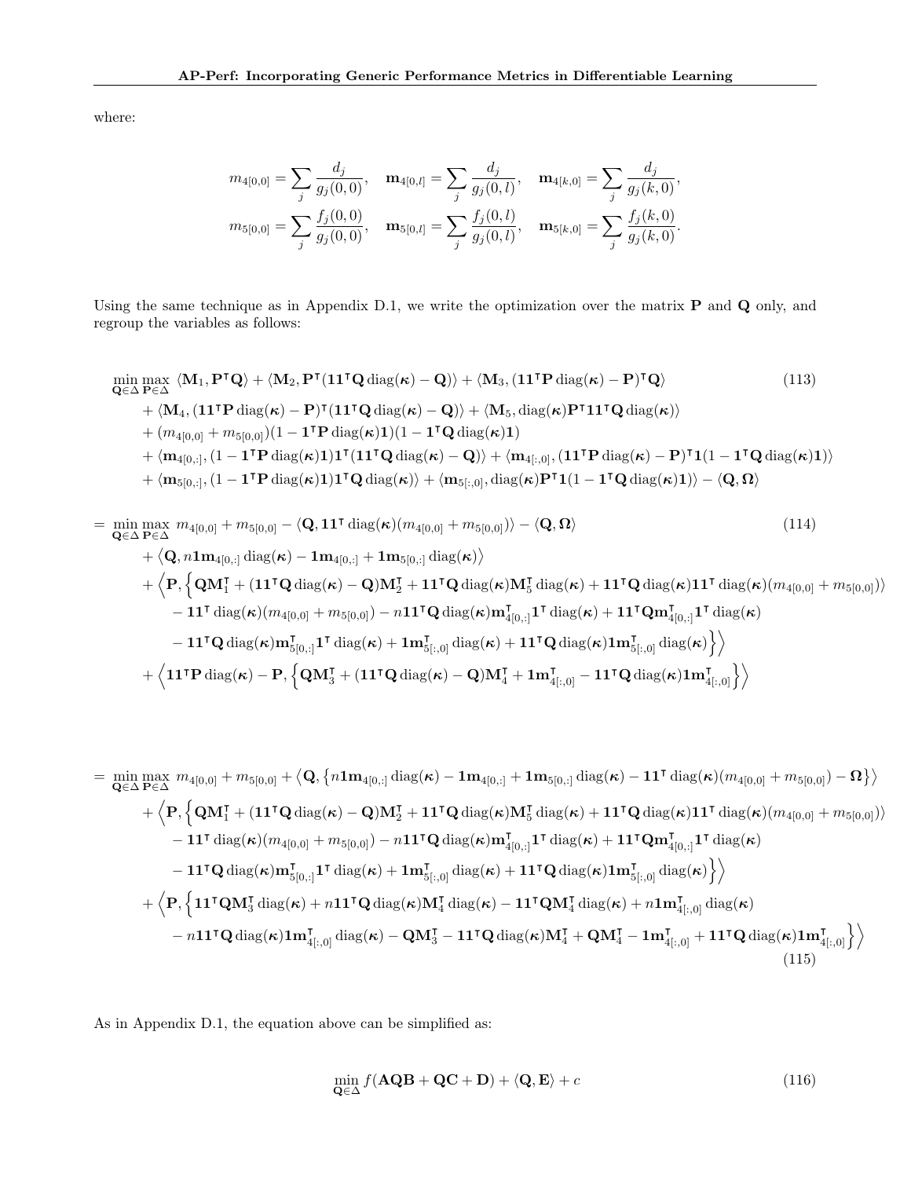where:

$$
m_{4[0,0]} = \sum_j \frac{d_j}{g_j(0,0)}, \quad \mathbf{m}_{4[0,l]} = \sum_j \frac{d_j}{g_j(0,l)}, \quad \mathbf{m}_{4[k,0]} = \sum_j \frac{d_j}{g_j(k,0)},
$$

$$
m_{5[0,0]} = \sum_j \frac{f_j(0,0)}{g_j(0,0)}, \quad \mathbf{m}_{5[0,l]} = \sum_j \frac{f_j(0,l)}{g_j(0,l)}, \quad \mathbf{m}_{5[k,0]} = \sum_j \frac{f_j(k,0)}{g_j(k,0)}.
$$

Using the same technique as in Appendix D.1, we write the optimization over the matrix $\mathbf{P}$ and $\mathbf{Q}$ only, and regroup the variables as follows:

$$
\begin{aligned}
&\min_{\mathbf{Q}\in\Delta} \max_{\mathbf{P}\in\Delta} \ \langle \mathbf{M}_1, \mathbf{P}^\intercal \mathbf{Q}\rangle + \langle \mathbf{M}_2, \mathbf{P}^\intercal (\mathbf{1}\mathbf{1}^\intercal \mathbf{Q}\operatorname{diag}(\boldsymbol{\kappa}) - \mathbf{Q})\rangle + \langle \mathbf{M}_3, (\mathbf{1}\mathbf{1}^\intercal \mathbf{P}\operatorname{diag}(\boldsymbol{\kappa}) - \mathbf{P})^\intercal \mathbf{Q}\rangle \\
&\quad + \langle \mathbf{M}_4, (\mathbf{1}\mathbf{1}^\intercal \mathbf{P}\operatorname{diag}(\boldsymbol{\kappa}) - \mathbf{P})^\intercal (\mathbf{1}\mathbf{1}^\intercal \mathbf{Q}\operatorname{diag}(\boldsymbol{\kappa}) - \mathbf{Q})\rangle + \langle \mathbf{M}_5, \operatorname{diag}(\boldsymbol{\kappa})\mathbf{P}^\intercal \mathbf{1}\mathbf{1}^\intercal \mathbf{Q}\operatorname{diag}(\boldsymbol{\kappa})\rangle \\
&\quad + (m_{4[0,0]} + m_{5[0,0]})(1 - \mathbf{1}^\intercal \mathbf{P}\operatorname{diag}(\boldsymbol{\kappa})\mathbf{1})(1 - \mathbf{1}^\intercal \mathbf{Q}\operatorname{diag}(\boldsymbol{\kappa})\mathbf{1}) \\
&\quad + \langle \mathbf{m}_{4[0,:]}, (1 - \mathbf{1}^\intercal \mathbf{P}\operatorname{diag}(\boldsymbol{\kappa})\mathbf{1})\mathbf{1}^\intercal (\mathbf{1}\mathbf{1}^\intercal \mathbf{Q}\operatorname{diag}(\boldsymbol{\kappa}) - \mathbf{Q})\rangle + \langle \mathbf{m}_{4[:,0]}, (\mathbf{1}\mathbf{1}^\intercal \mathbf{P}\operatorname{diag}(\boldsymbol{\kappa}) - \mathbf{P})^\intercal \mathbf{1}(1 - \mathbf{1}^\intercal \mathbf{Q}\operatorname{diag}(\boldsymbol{\kappa})\mathbf{1})\rangle \\
&\quad + \langle \mathbf{m}_{5[0,:]}, (1 - \mathbf{1}^\intercal \mathbf{P}\operatorname{diag}(\boldsymbol{\kappa})\mathbf{1})\mathbf{1}^\intercal \mathbf{Q}\operatorname{diag}(\boldsymbol{\kappa})\rangle + \langle \mathbf{m}_{5[:,0]}, \operatorname{diag}(\boldsymbol{\kappa})\mathbf{P}^\intercal \mathbf{1}(1 - \mathbf{1}^\intercal \mathbf{Q}\operatorname{diag}(\boldsymbol{\kappa})\mathbf{1})\rangle - \langle \mathbf{Q}, \boldsymbol{\Omega}\rangle
\end{aligned}
\tag{113}
$$

$$
\begin{aligned}
= &\min_{\mathbf{Q}\in\Delta} \max_{\mathbf{P}\in\Delta} \ m_{4[0,0]} + m_{5[0,0]} - \langle \mathbf{Q}, \mathbf{1}\mathbf{1}^\intercal \operatorname{diag}(\boldsymbol{\kappa})(m_{4[0,0]} + m_{5[0,0]})\rangle - \langle \mathbf{Q}, \boldsymbol{\Omega}\rangle \\
&\quad + \left\langle \mathbf{Q}, n\mathbf{1}\mathbf{m}_{4[0,:]}\operatorname{diag}(\boldsymbol{\kappa}) - \mathbf{1}\mathbf{m}_{4[0,:]} + \mathbf{1}\mathbf{m}_{5[0,:]}\operatorname{diag}(\boldsymbol{\kappa})\right\rangle \\
&\quad + \Big\langle \mathbf{P}, \Big\{ \mathbf{Q}\mathbf{M}_1^\intercal + (\mathbf{1}\mathbf{1}^\intercal \mathbf{Q}\operatorname{diag}(\boldsymbol{\kappa}) - \mathbf{Q})\mathbf{M}_2^\intercal + \mathbf{1}\mathbf{1}^\intercal \mathbf{Q}\operatorname{diag}(\boldsymbol{\kappa})\mathbf{M}_5^\intercal \operatorname{diag}(\boldsymbol{\kappa}) + \mathbf{1}\mathbf{1}^\intercal \mathbf{Q}\operatorname{diag}(\boldsymbol{\kappa})\mathbf{1}\mathbf{1}^\intercal \operatorname{diag}(\boldsymbol{\kappa})(m_{4[0,0]} + m_{5[0,0]})\rangle \\
&\quad - \mathbf{1}\mathbf{1}^\intercal \operatorname{diag}(\boldsymbol{\kappa})(m_{4[0,0]} + m_{5[0,0]}) - n\mathbf{1}\mathbf{1}^\intercal \mathbf{Q}\operatorname{diag}(\boldsymbol{\kappa})\mathbf{m}_{4[0,:]}^\intercal \mathbf{1}^\intercal \operatorname{diag}(\boldsymbol{\kappa}) + \mathbf{1}\mathbf{1}^\intercal \mathbf{Q}\mathbf{m}_{4[0,:]}^\intercal \mathbf{1}^\intercal \operatorname{diag}(\boldsymbol{\kappa}) \\
&\quad - \mathbf{1}\mathbf{1}^\intercal \mathbf{Q}\operatorname{diag}(\boldsymbol{\kappa})\mathbf{m}_{5[0,:]}^\intercal \mathbf{1}^\intercal \operatorname{diag}(\boldsymbol{\kappa}) + \mathbf{1}\mathbf{m}_{5[:,0]}^\intercal \operatorname{diag}(\boldsymbol{\kappa}) + \mathbf{1}\mathbf{1}^\intercal \mathbf{Q}\operatorname{diag}(\boldsymbol{\kappa})\mathbf{1}\mathbf{m}_{5[:,0]}^\intercal \operatorname{diag}(\boldsymbol{\kappa}) \Big\} \Big\rangle \\
&\quad + \left\langle \mathbf{1}\mathbf{1}^\intercal \mathbf{P}\operatorname{diag}(\boldsymbol{\kappa}) - \mathbf{P}, \left\{ \mathbf{Q}\mathbf{M}_3^\intercal + (\mathbf{1}\mathbf{1}^\intercal \mathbf{Q}\operatorname{diag}(\boldsymbol{\kappa}) - \mathbf{Q})\mathbf{M}_4^\intercal + \mathbf{1}\mathbf{m}_{4[:,0]}^\intercal - \mathbf{1}\mathbf{1}^\intercal \mathbf{Q}\operatorname{diag}(\boldsymbol{\kappa})\mathbf{1}\mathbf{m}_{4[:,0]}^\intercal \right\} \right\rangle
\end{aligned}
\tag{114}
$$

$$
\begin{aligned}
= &\min_{\mathbf{Q}\in\Delta} \max_{\mathbf{P}\in\Delta} \ m_{4[0,0]} + m_{5[0,0]} + \left\langle \mathbf{Q}, \left\{ n\mathbf{1}\mathbf{m}_{4[0,:]}\operatorname{diag}(\boldsymbol{\kappa}) - \mathbf{1}\mathbf{m}_{4[0,:]} + \mathbf{1}\mathbf{m}_{5[0,:]}\operatorname{diag}(\boldsymbol{\kappa}) - \mathbf{1}\mathbf{1}^\intercal \operatorname{diag}(\boldsymbol{\kappa})(m_{4[0,0]} + m_{5[0,0]}) - \boldsymbol{\Omega} \right\} \right\rangle \\
&\quad + \Big\langle \mathbf{P}, \Big\{ \mathbf{Q}\mathbf{M}_1^\intercal + (\mathbf{1}\mathbf{1}^\intercal \mathbf{Q}\operatorname{diag}(\boldsymbol{\kappa}) - \mathbf{Q})\mathbf{M}_2^\intercal + \mathbf{1}\mathbf{1}^\intercal \mathbf{Q}\operatorname{diag}(\boldsymbol{\kappa})\mathbf{M}_5^\intercal \operatorname{diag}(\boldsymbol{\kappa}) + \mathbf{1}\mathbf{1}^\intercal \mathbf{Q}\operatorname{diag}(\boldsymbol{\kappa})\mathbf{1}\mathbf{1}^\intercal \operatorname{diag}(\boldsymbol{\kappa})(m_{4[0,0]} + m_{5[0,0]})\rangle \\
&\quad - \mathbf{1}\mathbf{1}^\intercal \operatorname{diag}(\boldsymbol{\kappa})(m_{4[0,0]} + m_{5[0,0]}) - n\mathbf{1}\mathbf{1}^\intercal \mathbf{Q}\operatorname{diag}(\boldsymbol{\kappa})\mathbf{m}_{4[0,:]}^\intercal \mathbf{1}^\intercal \operatorname{diag}(\boldsymbol{\kappa}) + \mathbf{1}\mathbf{1}^\intercal \mathbf{Q}\mathbf{m}_{4[0,:]}^\intercal \mathbf{1}^\intercal \operatorname{diag}(\boldsymbol{\kappa}) \\
&\quad - \mathbf{1}\mathbf{1}^\intercal \mathbf{Q}\operatorname{diag}(\boldsymbol{\kappa})\mathbf{m}_{5[0,:]}^\intercal \mathbf{1}^\intercal \operatorname{diag}(\boldsymbol{\kappa}) + \mathbf{1}\mathbf{m}_{5[:,0]}^\intercal \operatorname{diag}(\boldsymbol{\kappa}) + \mathbf{1}\mathbf{1}^\intercal \mathbf{Q}\operatorname{diag}(\boldsymbol{\kappa})\mathbf{1}\mathbf{m}_{5[:,0]}^\intercal \operatorname{diag}(\boldsymbol{\kappa}) \Big\} \Big\rangle \\
&\quad + \Big\langle \mathbf{P}, \Big\{ \mathbf{1}\mathbf{1}^\intercal \mathbf{Q}\mathbf{M}_3^\intercal \operatorname{diag}(\boldsymbol{\kappa}) + n\mathbf{1}\mathbf{1}^\intercal \mathbf{Q}\operatorname{diag}(\boldsymbol{\kappa})\mathbf{M}_4^\intercal \operatorname{diag}(\boldsymbol{\kappa}) - \mathbf{1}\mathbf{1}^\intercal \mathbf{Q}\mathbf{M}_4^\intercal \operatorname{diag}(\boldsymbol{\kappa}) + n\mathbf{1}\mathbf{m}_{4[:,0]}^\intercal \operatorname{diag}(\boldsymbol{\kappa}) \\
&\quad - n\mathbf{1}\mathbf{1}^\intercal \mathbf{Q}\operatorname{diag}(\boldsymbol{\kappa})\mathbf{1}\mathbf{m}_{4[:,0]}^\intercal \operatorname{diag}(\boldsymbol{\kappa}) - \mathbf{Q}\mathbf{M}_3^\intercal - \mathbf{1}\mathbf{1}^\intercal \mathbf{Q}\operatorname{diag}(\boldsymbol{\kappa})\mathbf{M}_4^\intercal + \mathbf{Q}\mathbf{M}_4^\intercal - \mathbf{1}\mathbf{m}_{4[:,0]}^\intercal + \mathbf{1}\mathbf{1}^\intercal \mathbf{Q}\operatorname{diag}(\boldsymbol{\kappa})\mathbf{1}\mathbf{m}_{4[:,0]}^\intercal \Big\} \Big\rangle
\end{aligned}
\tag{115}
$$

As in Appendix D.1, the equation above can be simplified as:

$$
\min_{\mathbf{Q}\in\Delta} f(\mathbf{A}\mathbf{Q}\mathbf{B} + \mathbf{Q}\mathbf{C} + \mathbf{D}) + \langle \mathbf{Q}, \mathbf{E}\rangle + c \tag{116}
$$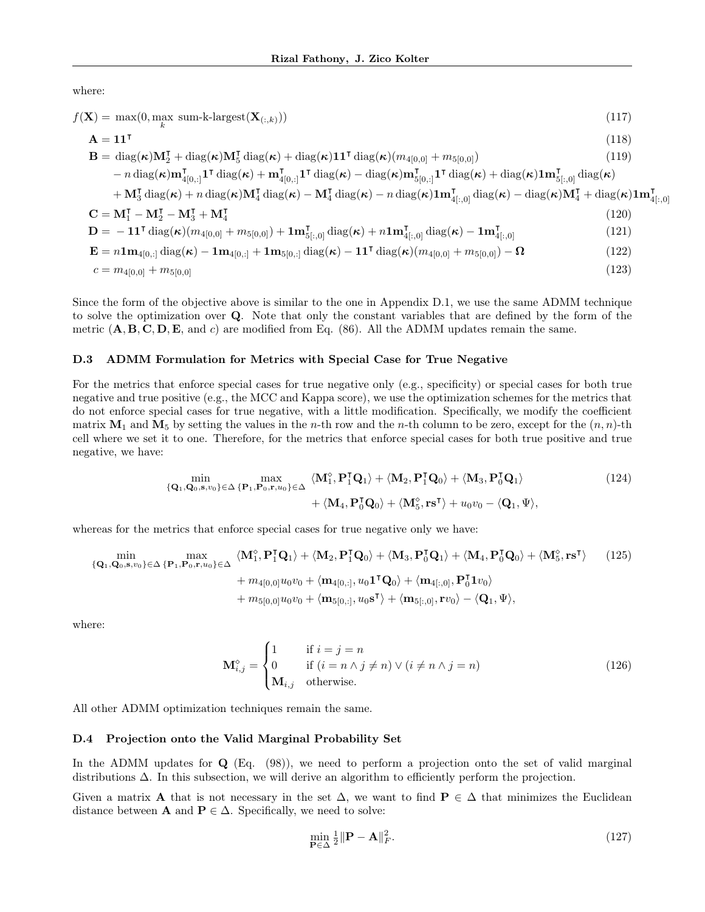where:

$$f(\mathbf{X}) = \max(0, \max_k \text{ sum-k-largest}(\mathbf{X}_{(:,k)})) \tag{117}$$

$$\mathbf{A} = \mathbf{1}\mathbf{1}^\intercal \tag{118}$$

$$\begin{aligned}\mathbf{B} = \; & \text{diag}(\boldsymbol{\kappa})\mathbf{M}_2^\intercal + \text{diag}(\boldsymbol{\kappa})\mathbf{M}_5^\intercal \text{diag}(\boldsymbol{\kappa}) + \text{diag}(\boldsymbol{\kappa})\mathbf{1}\mathbf{1}^\intercal \text{diag}(\boldsymbol{\kappa})(m_{4[0,0]} + m_{5[0,0]}) \\ & - n \,\text{diag}(\boldsymbol{\kappa})\mathbf{m}_{4[0,:]}^\intercal \mathbf{1}^\intercal \text{diag}(\boldsymbol{\kappa}) + \mathbf{m}_{4[0,:]}^\intercal \mathbf{1}^\intercal \text{diag}(\boldsymbol{\kappa}) - \text{diag}(\boldsymbol{\kappa})\mathbf{m}_{5[0,:]}^\intercal \mathbf{1}^\intercal \text{diag}(\boldsymbol{\kappa}) + \text{diag}(\boldsymbol{\kappa})\mathbf{1}\mathbf{m}_{5[:,0]}^\intercal \text{diag}(\boldsymbol{\kappa}) \\ & + \mathbf{M}_3^\intercal \text{diag}(\boldsymbol{\kappa}) + n\,\text{diag}(\boldsymbol{\kappa})\mathbf{M}_4^\intercal \text{diag}(\boldsymbol{\kappa}) - \mathbf{M}_4^\intercal \text{diag}(\boldsymbol{\kappa}) - n\,\text{diag}(\boldsymbol{\kappa})\mathbf{1}\mathbf{m}_{4[:,0]}^\intercal \text{diag}(\boldsymbol{\kappa}) - \text{diag}(\boldsymbol{\kappa})\mathbf{M}_4^\intercal + \text{diag}(\boldsymbol{\kappa})\mathbf{1}\mathbf{m}_{4[:,0]}^\intercal\end{aligned} \tag{119}$$

$$\mathbf{C} = \mathbf{M}_1^\intercal - \mathbf{M}_2^\intercal - \mathbf{M}_3^\intercal + \mathbf{M}_4^\intercal \tag{120}$$

$$\mathbf{D} = -\mathbf{1}\mathbf{1}^\intercal \text{diag}(\boldsymbol{\kappa})(m_{4[0,0]} + m_{5[0,0]}) + \mathbf{1}\mathbf{m}_{5[:,0]}^\intercal \text{diag}(\boldsymbol{\kappa}) + n\mathbf{1}\mathbf{m}_{4[:,0]}^\intercal \text{diag}(\boldsymbol{\kappa}) - \mathbf{1}\mathbf{m}_{4[:,0]}^\intercal \tag{121}$$

$$\mathbf{E} = n\mathbf{1}\mathbf{m}_{4[0,:]} \text{diag}(\boldsymbol{\kappa}) - \mathbf{1}\mathbf{m}_{4[0,:]} + \mathbf{1}\mathbf{m}_{5[0,:]} \text{diag}(\boldsymbol{\kappa}) - \mathbf{1}\mathbf{1}^\intercal \text{diag}(\boldsymbol{\kappa})(m_{4[0,0]} + m_{5[0,0]}) - \boldsymbol{\Omega} \tag{122}$$

$$c = m_{4[0,0]} + m_{5[0,0]} \tag{123}$$

Since the form of the objective above is similar to the one in Appendix D.1, we use the same ADMM technique to solve the optimization over $\mathbf{Q}$. Note that only the constant variables that are defined by the form of the metric ($\mathbf{A}, \mathbf{B}, \mathbf{C}, \mathbf{D}, \mathbf{E}$, and $c$) are modified from Eq. (86). All the ADMM updates remain the same.

### D.3 ADMM Formulation for Metrics with Special Case for True Negative

For the metrics that enforce special cases for true negative only (e.g., specificity) or special cases for both true negative and true positive (e.g., the MCC and Kappa score), we use the optimization schemes for the metrics that do not enforce special cases for true negative, with a little modification. Specifically, we modify the coefficient matrix $\mathbf{M}_1$ and $\mathbf{M}_5$ by setting the values in the $n$-th row and the $n$-th column to be zero, except for the $(n, n)$-th cell where we set it to one. Therefore, for the metrics that enforce special cases for both true positive and true negative, we have:

$$\begin{aligned}\min_{\{\mathbf{Q}_1,\mathbf{Q}_0,\mathbf{s},v_0\}\in\Delta} \max_{\{\mathbf{P}_1,\mathbf{P}_0,\mathbf{r},u_0\}\in\Delta} \; & \langle \mathbf{M}_1^\diamond, \mathbf{P}_1^\intercal \mathbf{Q}_1 \rangle + \langle \mathbf{M}_2, \mathbf{P}_1^\intercal \mathbf{Q}_0 \rangle + \langle \mathbf{M}_3, \mathbf{P}_0^\intercal \mathbf{Q}_1 \rangle \\ & + \langle \mathbf{M}_4, \mathbf{P}_0^\intercal \mathbf{Q}_0 \rangle + \langle \mathbf{M}_5^\diamond, \mathbf{r}\mathbf{s}^\intercal \rangle + u_0 v_0 - \langle \mathbf{Q}_1, \Psi \rangle,\end{aligned} \tag{124}$$

whereas for the metrics that enforce special cases for true negative only we have:

$$\begin{aligned}\min_{\{\mathbf{Q}_1,\mathbf{Q}_0,\mathbf{s},v_0\}\in\Delta} \max_{\{\mathbf{P}_1,\mathbf{P}_0,\mathbf{r},u_0\}\in\Delta} \; & \langle \mathbf{M}_1^\diamond, \mathbf{P}_1^\intercal \mathbf{Q}_1 \rangle + \langle \mathbf{M}_2, \mathbf{P}_1^\intercal \mathbf{Q}_0 \rangle + \langle \mathbf{M}_3, \mathbf{P}_0^\intercal \mathbf{Q}_1 \rangle + \langle \mathbf{M}_4, \mathbf{P}_0^\intercal \mathbf{Q}_0 \rangle + \langle \mathbf{M}_5^\diamond, \mathbf{r}\mathbf{s}^\intercal \rangle \\ & + m_{4[0,0]} u_0 v_0 + \langle \mathbf{m}_{4[0,:]}, u_0 \mathbf{1}^\intercal \mathbf{Q}_0 \rangle + \langle \mathbf{m}_{4[:,0]}, \mathbf{P}_0^\intercal \mathbf{1} v_0 \rangle \\ & + m_{5[0,0]} u_0 v_0 + \langle \mathbf{m}_{5[0,:]}, u_0 \mathbf{s}^\intercal \rangle + \langle \mathbf{m}_{5[:,0]}, \mathbf{r} v_0 \rangle - \langle \mathbf{Q}_1, \Psi \rangle,\end{aligned} \tag{125}$$

where:

$$\mathbf{M}_{i,j}^\diamond = \begin{cases} 1 & \text{if } i = j = n \\ 0 & \text{if } (i = n \wedge j \neq n) \vee (i \neq n \wedge j = n) \\ \mathbf{M}_{i,j} & \text{otherwise.} \end{cases} \tag{126}$$

All other ADMM optimization techniques remain the same.

### D.4 Projection onto the Valid Marginal Probability Set

In the ADMM updates for $\mathbf{Q}$ (Eq. (98)), we need to perform a projection onto the set of valid marginal distributions $\Delta$. In this subsection, we will derive an algorithm to efficiently perform the projection.

Given a matrix $\mathbf{A}$ that is not necessary in the set $\Delta$, we want to find $\mathbf{P} \in \Delta$ that minimizes the Euclidean distance between $\mathbf{A}$ and $\mathbf{P} \in \Delta$. Specifically, we need to solve:

$$\min_{\mathbf{P}\in\Delta} \tfrac{1}{2} \|\mathbf{P} - \mathbf{A}\|_F^2. \tag{127}$$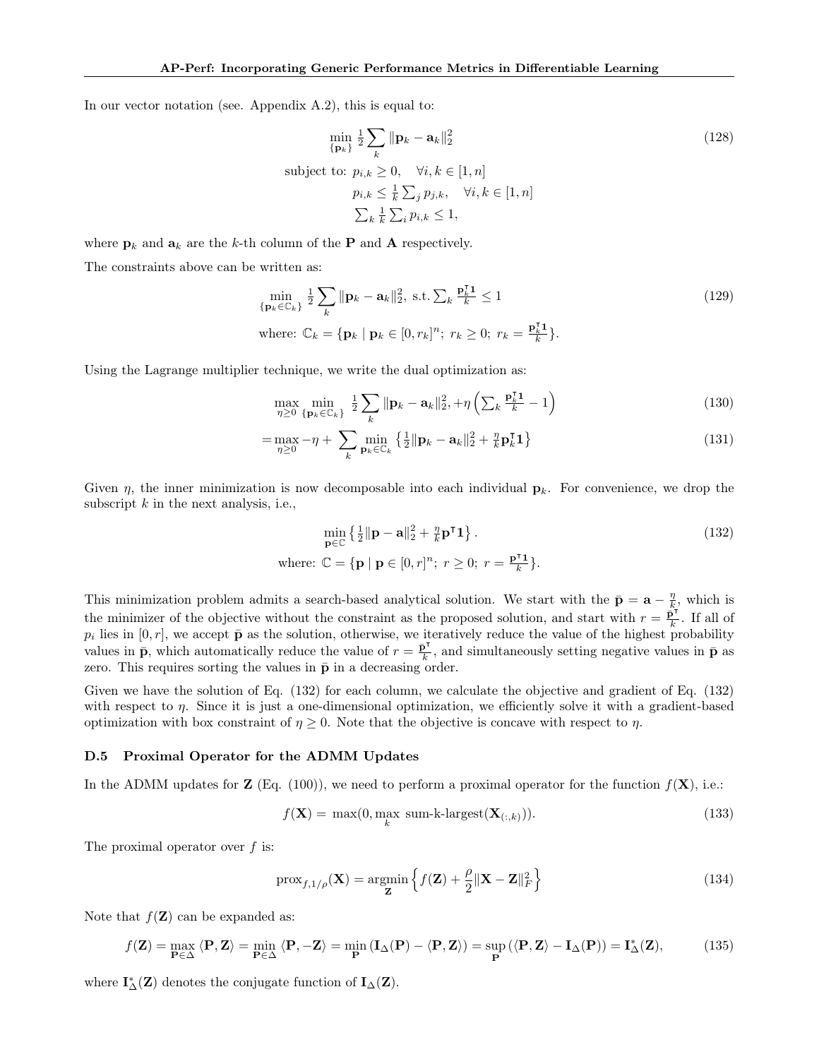In our vector notation (see. Appendix A.2), this is equal to:

$$
\begin{aligned}
&\min_{\{\mathbf{p}_k\}} \tfrac{1}{2} \sum_k \|\mathbf{p}_k - \mathbf{a}_k\|_2^2 && (128)\\
&\text{subject to: } p_{i,k} \geq 0, \quad \forall i,k \in [1,n] \\
&\qquad\qquad\quad p_{i,k} \leq \tfrac{1}{k} \textstyle\sum_j p_{j,k}, \quad \forall i,k \in [1,n] \\
&\qquad\qquad\quad \textstyle\sum_k \tfrac{1}{k} \sum_i p_{i,k} \leq 1,
\end{aligned}
$$

where $\mathbf{p}_k$ and $\mathbf{a}_k$ are the $k$-th column of the $\mathbf{P}$ and $\mathbf{A}$ respectively.

The constraints above can be written as:

$$
\begin{aligned}
&\min_{\{\mathbf{p}_k \in \mathbb{C}_k\}} \tfrac{1}{2} \sum_k \|\mathbf{p}_k - \mathbf{a}_k\|_2^2, \text{ s.t.} \textstyle\sum_k \frac{\mathbf{p}_k^\intercal \mathbf{1}}{k} \leq 1 && (129)\\
&\text{where: } \mathbb{C}_k = \{\mathbf{p}_k \mid \mathbf{p}_k \in [0, r_k]^n;\ r_k \geq 0;\ r_k = \tfrac{\mathbf{p}_k^\intercal \mathbf{1}}{k}\}.
\end{aligned}
$$

Using the Lagrange multiplier technique, we write the dual optimization as:

$$
\begin{aligned}
&\max_{\eta \geq 0} \min_{\{\mathbf{p}_k \in \mathbb{C}_k\}} \tfrac{1}{2} \sum_k \|\mathbf{p}_k - \mathbf{a}_k\|_2^2, + \eta \left( \textstyle\sum_k \frac{\mathbf{p}_k^\intercal \mathbf{1}}{k} - 1 \right) && (130)\\
&= \max_{\eta \geq 0} -\eta + \sum_k \min_{\mathbf{p}_k \in \mathbb{C}_k} \left\{ \tfrac{1}{2} \|\mathbf{p}_k - \mathbf{a}_k\|_2^2 + \tfrac{\eta}{k} \mathbf{p}_k^\intercal \mathbf{1} \right\} && (131)
\end{aligned}
$$

Given $\eta$, the inner minimization is now decomposable into each individual $\mathbf{p}_k$. For convenience, we drop the subscript $k$ in the next analysis, i.e.,

$$
\begin{aligned}
&\min_{\mathbf{p} \in \mathbb{C}} \left\{ \tfrac{1}{2} \|\mathbf{p} - \mathbf{a}\|_2^2 + \tfrac{\eta}{k} \mathbf{p}^\intercal \mathbf{1} \right\}. && (132)\\
&\text{where: } \mathbb{C} = \{\mathbf{p} \mid \mathbf{p} \in [0, r]^n;\ r \geq 0;\ r = \tfrac{\mathbf{p}^\intercal \mathbf{1}}{k}\}.
\end{aligned}
$$

This minimization problem admits a search-based analytical solution. We start with the $\bar{\mathbf{p}} = \mathbf{a} - \frac{\eta}{k}$, which is the minimizer of the objective without the constraint as the proposed solution, and start with $r = \frac{\bar{\mathbf{p}}^\intercal}{k}$. If all of $p_i$ lies in $[0, r]$, we accept $\bar{\mathbf{p}}$ as the solution, otherwise, we iteratively reduce the value of the highest probability values in $\bar{\mathbf{p}}$, which automatically reduce the value of $r = \frac{\bar{\mathbf{p}}^\intercal}{k}$, and simultaneously setting negative values in $\bar{\mathbf{p}}$ as zero. This requires sorting the values in $\bar{\mathbf{p}}$ in a decreasing order.

Given we have the solution of Eq. (132) for each column, we calculate the objective and gradient of Eq. (132) with respect to $\eta$. Since it is just a one-dimensional optimization, we efficiently solve it with a gradient-based optimization with box constraint of $\eta \geq 0$. Note that the objective is concave with respect to $\eta$.

### D.5 Proximal Operator for the ADMM Updates

In the ADMM updates for $\mathbf{Z}$ (Eq. (100)), we need to perform a proximal operator for the function $f(\mathbf{X})$, i.e.:

$$
f(\mathbf{X}) = \max(0, \max_k \text{ sum-k-largest}(\mathbf{X}_{(:,k)})). \tag{133}
$$

The proximal operator over $f$ is:

$$
\text{prox}_{f,1/\rho}(\mathbf{X}) = \operatorname*{argmin}_{\mathbf{Z}} \left\{ f(\mathbf{Z}) + \frac{\rho}{2} \|\mathbf{X} - \mathbf{Z}\|_F^2 \right\} \tag{134}
$$

Note that $f(\mathbf{Z})$ can be expanded as:

$$
f(\mathbf{Z}) = \max_{\mathbf{P} \in \Delta} \langle \mathbf{P}, \mathbf{Z} \rangle = \min_{\mathbf{P} \in \Delta} \langle \mathbf{P}, -\mathbf{Z} \rangle = \min_{\mathbf{P}} \left( \mathbf{I}_\Delta(\mathbf{P}) - \langle \mathbf{P}, \mathbf{Z} \rangle \right) = \sup_{\mathbf{P}} \left( \langle \mathbf{P}, \mathbf{Z} \rangle - \mathbf{I}_\Delta(\mathbf{P}) \right) = \mathbf{I}_\Delta^*(\mathbf{Z}), \tag{135}
$$

where $\mathbf{I}_\Delta^*(\mathbf{Z})$ denotes the conjugate function of $\mathbf{I}_\Delta(\mathbf{Z})$.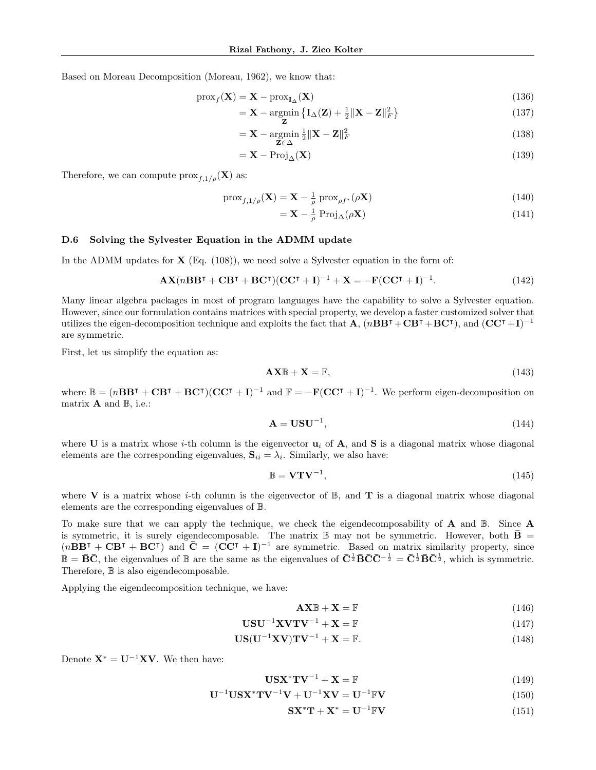Based on Moreau Decomposition (Moreau, 1962), we know that:

$$
\begin{aligned}
\operatorname{prox}_f(\mathbf{X}) &= \mathbf{X} - \operatorname{prox}_{\mathbf{I}_\Delta}(\mathbf{X}) && (136)\\
&= \mathbf{X} - \operatorname*{argmin}_{\mathbf{Z}} \left\{ \mathbf{I}_\Delta(\mathbf{Z}) + \tfrac{1}{2}\|\mathbf{X} - \mathbf{Z}\|_F^2 \right\} && (137)\\
&= \mathbf{X} - \operatorname*{argmin}_{\mathbf{Z}\in\Delta} \tfrac{1}{2}\|\mathbf{X} - \mathbf{Z}\|_F^2 && (138)\\
&= \mathbf{X} - \operatorname{Proj}_\Delta(\mathbf{X}) && (139)
\end{aligned}
$$

Therefore, we can compute $\operatorname{prox}_{f,1/\rho}(\mathbf{X})$ as:

$$
\begin{aligned}
\operatorname{prox}_{f,1/\rho}(\mathbf{X}) &= \mathbf{X} - \tfrac{1}{\rho}\operatorname{prox}_{\rho f^*}(\rho\mathbf{X}) && (140)\\
&= \mathbf{X} - \tfrac{1}{\rho}\operatorname{Proj}_\Delta(\rho\mathbf{X}) && (141)
\end{aligned}
$$

### D.6 Solving the Sylvester Equation in the ADMM update

In the ADMM updates for $\mathbf{X}$ (Eq. (108)), we need solve a Sylvester equation in the form of:

$$
\mathbf{A}\mathbf{X}(n\mathbf{B}\mathbf{B}^\intercal + \mathbf{C}\mathbf{B}^\intercal + \mathbf{B}\mathbf{C}^\intercal)(\mathbf{C}\mathbf{C}^\intercal + \mathbf{I})^{-1} + \mathbf{X} = -\mathbf{F}(\mathbf{C}\mathbf{C}^\intercal + \mathbf{I})^{-1}. \qquad (142)
$$

Many linear algebra packages in most of program languages have the capability to solve a Sylvester equation. However, since our formulation contains matrices with special property, we develop a faster customized solver that utilizes the eigen-decomposition technique and exploits the fact that $\mathbf{A}$, $(n\mathbf{B}\mathbf{B}^\intercal + \mathbf{C}\mathbf{B}^\intercal + \mathbf{B}\mathbf{C}^\intercal)$, and $(\mathbf{C}\mathbf{C}^\intercal + \mathbf{I})^{-1}$ are symmetric.

First, let us simplify the equation as:

$$
\mathbf{A}\mathbf{X}\mathbb{B} + \mathbf{X} = \mathbb{F}, \qquad (143)
$$

where $\mathbb{B} = (n\mathbf{B}\mathbf{B}^\intercal + \mathbf{C}\mathbf{B}^\intercal + \mathbf{B}\mathbf{C}^\intercal)(\mathbf{C}\mathbf{C}^\intercal + \mathbf{I})^{-1}$ and $\mathbb{F} = -\mathbf{F}(\mathbf{C}\mathbf{C}^\intercal + \mathbf{I})^{-1}$. We perform eigen-decomposition on matrix $\mathbf{A}$ and $\mathbb{B}$, i.e.:

$$
\mathbf{A} = \mathbf{U}\mathbf{S}\mathbf{U}^{-1}, \qquad (144)
$$

where $\mathbf{U}$ is a matrix whose $i$-th column is the eigenvector $\mathbf{u}_i$ of $\mathbf{A}$, and $\mathbf{S}$ is a diagonal matrix whose diagonal elements are the corresponding eigenvalues, $\mathbf{S}_{ii} = \lambda_i$. Similarly, we also have:

$$
\mathbb{B} = \mathbf{V}\mathbf{T}\mathbf{V}^{-1}, \qquad (145)
$$

where $\mathbf{V}$ is a matrix whose $i$-th column is the eigenvector of $\mathbb{B}$, and $\mathbf{T}$ is a diagonal matrix whose diagonal elements are the corresponding eigenvalues of $\mathbb{B}$.

To make sure that we can apply the technique, we check the eigendecomposability of $\mathbf{A}$ and $\mathbb{B}$. Since $\mathbf{A}$ is symmetric, it is surely eigendecomposable. The matrix $\mathbb{B}$ may not be symmetric. However, both $\bar{\mathbf{B}} = (n\mathbf{B}\mathbf{B}^\intercal + \mathbf{C}\mathbf{B}^\intercal + \mathbf{B}\mathbf{C}^\intercal)$ and $\bar{\mathbf{C}} = (\mathbf{C}\mathbf{C}^\intercal + \mathbf{I})^{-1}$ are symmetric. Based on matrix similarity property, since $\mathbb{B} = \bar{\mathbf{B}}\bar{\mathbf{C}}$, the eigenvalues of $\mathbb{B}$ are the same as the eigenvalues of $\bar{\mathbf{C}}^{\frac{1}{2}}\bar{\mathbf{B}}\bar{\mathbf{C}}\bar{\mathbf{C}}^{-\frac{1}{2}} = \bar{\mathbf{C}}^{\frac{1}{2}}\bar{\mathbf{B}}\bar{\mathbf{C}}^{\frac{1}{2}}$, which is symmetric. Therefore, $\mathbb{B}$ is also eigendecomposable.

Applying the eigendecomposition technique, we have:

$$
\begin{aligned}
\mathbf{A}\mathbf{X}\mathbb{B} + \mathbf{X} &= \mathbb{F} && (146)\\
\mathbf{U}\mathbf{S}\mathbf{U}^{-1}\mathbf{X}\mathbf{V}\mathbf{T}\mathbf{V}^{-1} + \mathbf{X} &= \mathbb{F} && (147)\\
\mathbf{U}\mathbf{S}(\mathbf{U}^{-1}\mathbf{X}\mathbf{V})\mathbf{T}\mathbf{V}^{-1} + \mathbf{X} &= \mathbb{F}. && (148)
\end{aligned}
$$

Denote $\mathbf{X}^* = \mathbf{U}^{-1}\mathbf{X}\mathbf{V}$. We then have:

$$
\begin{aligned}
\mathbf{U}\mathbf{S}\mathbf{X}^*\mathbf{T}\mathbf{V}^{-1} + \mathbf{X} &= \mathbb{F} && (149)\\
\mathbf{U}^{-1}\mathbf{U}\mathbf{S}\mathbf{X}^*\mathbf{T}\mathbf{V}^{-1}\mathbf{V} + \mathbf{U}^{-1}\mathbf{X}\mathbf{V} &= \mathbf{U}^{-1}\mathbb{F}\mathbf{V} && (150)\\
\mathbf{S}\mathbf{X}^*\mathbf{T} + \mathbf{X}^* &= \mathbf{U}^{-1}\mathbb{F}\mathbf{V} && (151)
\end{aligned}
$$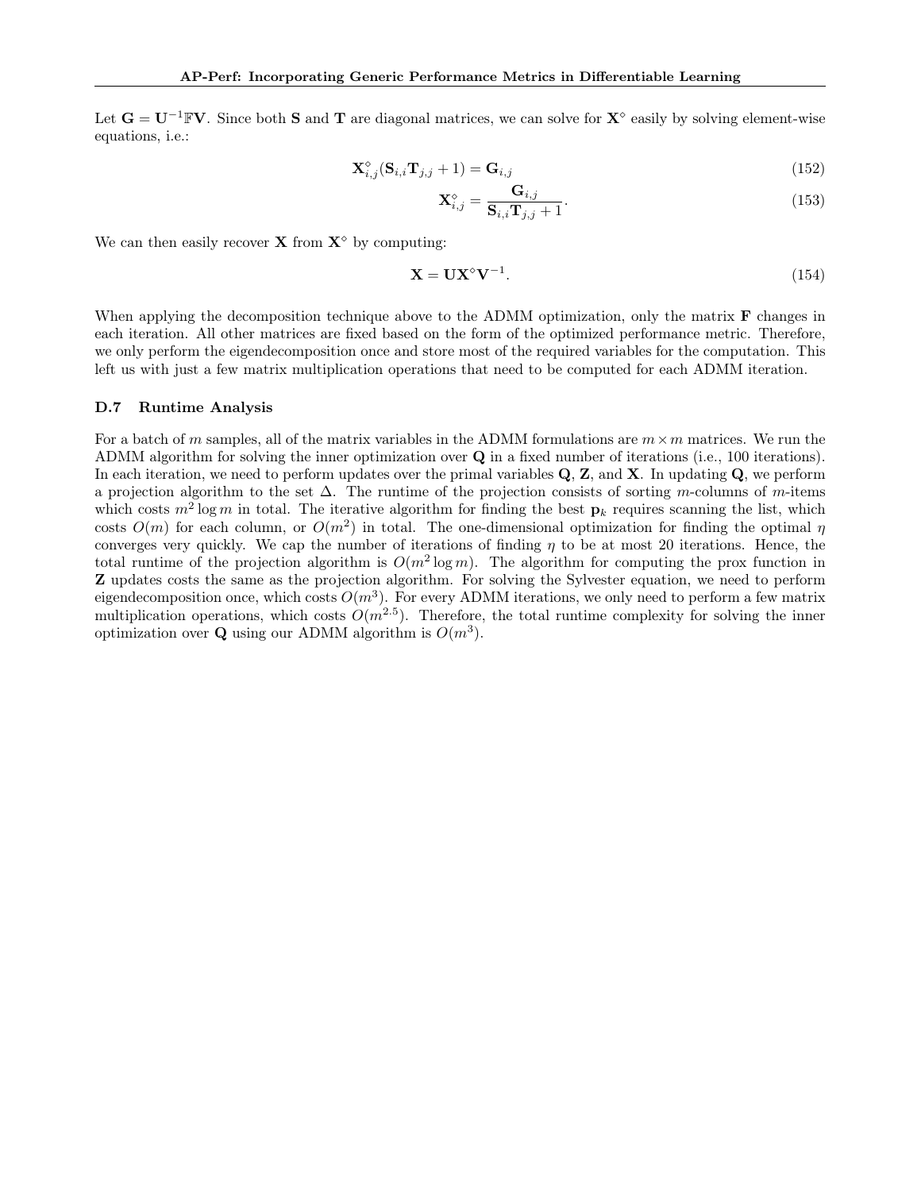Let $\mathbf{G} = \mathbf{U}^{-1}\mathbb{F}\mathbf{V}$. Since both $\mathbf{S}$ and $\mathbf{T}$ are diagonal matrices, we can solve for $\mathbf{X}^\diamond$ easily by solving element-wise equations, i.e.:

$$\mathbf{X}^\diamond_{i,j}(\mathbf{S}_{i,i}\mathbf{T}_{j,j} + 1) = \mathbf{G}_{i,j} \tag{152}$$

$$\mathbf{X}^\diamond_{i,j} = \frac{\mathbf{G}_{i,j}}{\mathbf{S}_{i,i}\mathbf{T}_{j,j} + 1}. \tag{153}$$

We can then easily recover $\mathbf{X}$ from $\mathbf{X}^\diamond$ by computing:

$$\mathbf{X} = \mathbf{U}\mathbf{X}^\diamond\mathbf{V}^{-1}. \tag{154}$$

When applying the decomposition technique above to the ADMM optimization, only the matrix $\mathbf{F}$ changes in each iteration. All other matrices are fixed based on the form of the optimized performance metric. Therefore, we only perform the eigendecomposition once and store most of the required variables for the computation. This left us with just a few matrix multiplication operations that need to be computed for each ADMM iteration.

### D.7 Runtime Analysis

For a batch of $m$ samples, all of the matrix variables in the ADMM formulations are $m \times m$ matrices. We run the ADMM algorithm for solving the inner optimization over $\mathbf{Q}$ in a fixed number of iterations (i.e., 100 iterations). In each iteration, we need to perform updates over the primal variables $\mathbf{Q}$, $\mathbf{Z}$, and $\mathbf{X}$. In updating $\mathbf{Q}$, we perform a projection algorithm to the set $\Delta$. The runtime of the projection consists of sorting $m$-columns of $m$-items which costs $m^2 \log m$ in total. The iterative algorithm for finding the best $\mathbf{p}_k$ requires scanning the list, which costs $O(m)$ for each column, or $O(m^2)$ in total. The one-dimensional optimization for finding the optimal $\eta$ converges very quickly. We cap the number of iterations of finding $\eta$ to be at most 20 iterations. Hence, the total runtime of the projection algorithm is $O(m^2 \log m)$. The algorithm for computing the prox function in $\mathbf{Z}$ updates costs the same as the projection algorithm. For solving the Sylvester equation, we need to perform eigendecomposition once, which costs $O(m^3)$. For every ADMM iterations, we only need to perform a few matrix multiplication operations, which costs $O(m^{2.5})$. Therefore, the total runtime complexity for solving the inner optimization over $\mathbf{Q}$ using our ADMM algorithm is $O(m^3)$.